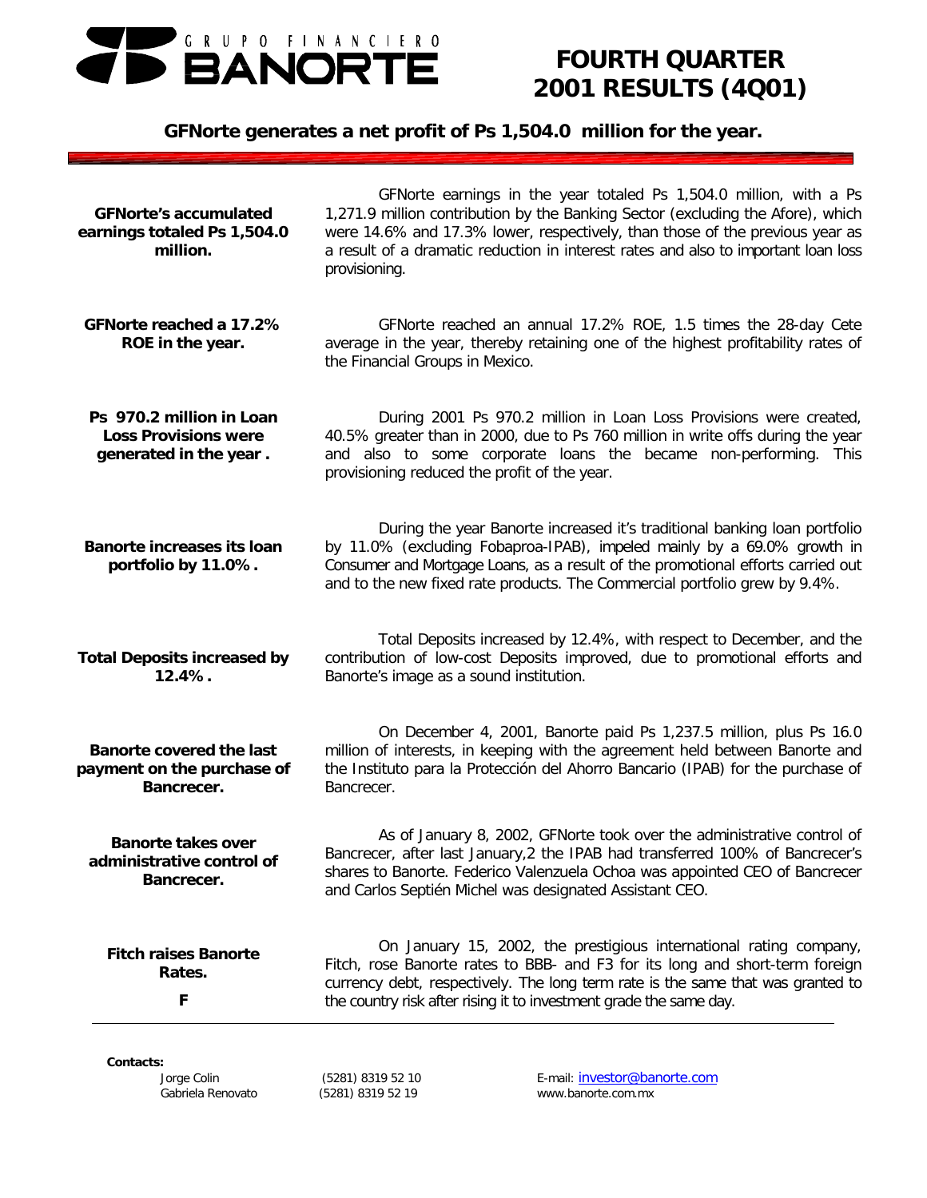# GRUPO FINANCIERO BANORTE

# FOURTH QUARTER 2001 RESULTS (4Q01)

## GFNorte generates a net profit of Ps 1,504.0 million for the year.

**GFNorte's accumulated earnings totaled Ps 1,504.0 million.**

GFNorte earnings in the year totaled Ps 1,504.0 million, with a Ps 1,271.9 million contribution by the Banking Sector (excluding the Afore), which were 14.6% and 17.3% lower, respectively, than those of the previous year as a result of a dramatic reduction in interest rates and also to important loan loss provisioning.

**GFNorte reached a 17.2% ROE in the year.**

GFNorte reached an annual 17.2% ROE, 1.5 times the 28-day Cete average in the year, thereby retaining one of the highest profitability rates of the Financial Groups in Mexico.

**Ps 970.2 million in Loan Loss Provisions were generated in the year .**

During 2001 Ps 970.2 million in Loan Loss Provisions were created, 40.5% greater than in 2000, due to Ps 760 million in write offs during the year and also to some corporate loans the became non-performing. This provisioning reduced the profit of the year.

**Banorte increases its loan portfolio by 11.0%.**

During the year Banorte increased it's traditional banking loan portfolio by 11.0% (excluding Fobaproa-IPAB), impeled mainly by a 69.0% growth in Consumer and Mortgage Loans, as a result of the promotional efforts carried out and to the new fixed rate products. The Commercial portfolio grew by 9.4%.

**Total Deposits increased by 12.4%.**

Total Deposits increased by 12.4%, with respect to December, and the contribution of low-cost Deposits improved, due to promotional efforts and Banorte's image as a sound institution.

**Banorte covered the last payment on the purchase of Bancrecer.**

On December 4, 2001, Banorte paid Ps 1,237.5 million, plus Ps 16.0 million of interests, in keeping with the agreement held between Banorte and the Instituto para la Protección del Ahorro Bancario (IPAB) for the purchase of Bancrecer.

**Banorte takes over administrative control of Bancrecer.**

As of January 8, 2002, GFNorte took over the administrative control of Bancrecer, after last January,2 the IPAB had transferred 100% of Bancrecer's shares to Banorte. Federico Valenzuela Ochoa was appointed CEO of Bancrecer and Carlos Septién Michel was designated Assistant CEO.

**Fitch raises Banorte Rates.**

**F**

On January 15, 2002, the prestigious international rating company, Fitch, rose Banorte rates to BBB- and F3 for its long and short-term foreign currency debt, respectively. The long term rate is the same that was granted to the country risk after rising it to investment grade the same day.

---

**Contacts:**

| | | |
|---|---|---|
| Jorge Colin | (5281) 8319 52 10 | E-mail: investor@banorte.com |
| Gabriela Renovato | (5281) 8319 52 19 | www.banorte.com.mx |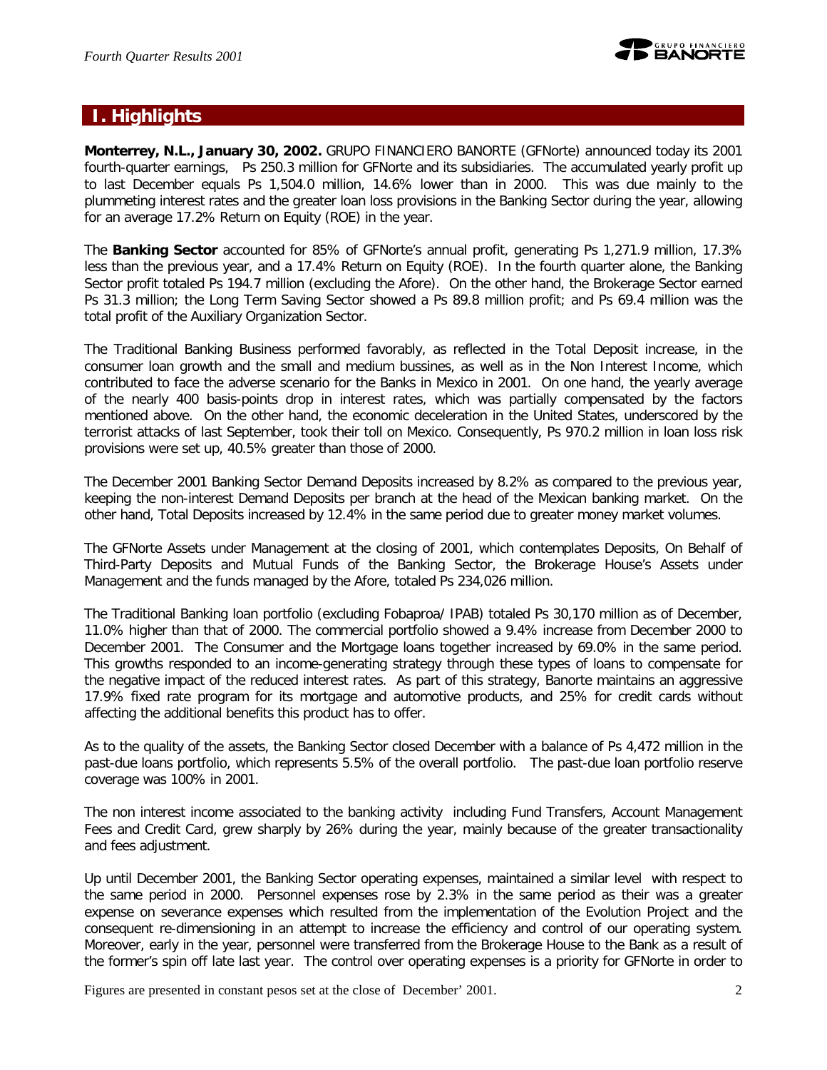# I. Highlights

**Monterrey, N.L., January 30, 2002.** GRUPO FINANCIERO BANORTE (GFNorte) announced today its 2001 fourth-quarter earnings, Ps 250.3 million for GFNorte and its subsidiaries. The accumulated yearly profit up to last December equals Ps 1,504.0 million, 14.6% lower than in 2000. This was due mainly to the plummeting interest rates and the greater loan loss provisions in the Banking Sector during the year, allowing for an average 17.2% Return on Equity (ROE) in the year.

The **Banking Sector** accounted for 85% of GFNorte's annual profit, generating Ps 1,271.9 million, 17.3% less than the previous year, and a 17.4% Return on Equity (ROE). In the fourth quarter alone, the Banking Sector profit totaled Ps 194.7 million (excluding the Afore). On the other hand, the Brokerage Sector earned Ps 31.3 million; the Long Term Saving Sector showed a Ps 89.8 million profit; and Ps 69.4 million was the total profit of the Auxiliary Organization Sector.

The Traditional Banking Business performed favorably, as reflected in the Total Deposit increase, in the consumer loan growth and the small and medium bussines, as well as in the Non Interest Income, which contributed to face the adverse scenario for the Banks in Mexico in 2001. On one hand, the yearly average of the nearly 400 basis-points drop in interest rates, which was partially compensated by the factors mentioned above. On the other hand, the economic deceleration in the United States, underscored by the terrorist attacks of last September, took their toll on Mexico. Consequently, Ps 970.2 million in loan loss risk provisions were set up, 40.5% greater than those of 2000.

The December 2001 Banking Sector Demand Deposits increased by 8.2% as compared to the previous year, keeping the non-interest Demand Deposits per branch at the head of the Mexican banking market. On the other hand, Total Deposits increased by 12.4% in the same period due to greater money market volumes.

The GFNorte Assets under Management at the closing of 2001, which contemplates Deposits, On Behalf of Third-Party Deposits and Mutual Funds of the Banking Sector, the Brokerage House's Assets under Management and the funds managed by the Afore, totaled Ps 234,026 million.

The Traditional Banking loan portfolio (excluding Fobaproa/ IPAB) totaled Ps 30,170 million as of December, 11.0% higher than that of 2000. The commercial portfolio showed a 9.4% increase from December 2000 to December 2001. The Consumer and the Mortgage loans together increased by 69.0% in the same period. This growths responded to an income-generating strategy through these types of loans to compensate for the negative impact of the reduced interest rates. As part of this strategy, Banorte maintains an aggressive 17.9% fixed rate program for its mortgage and automotive products, and 25% for credit cards without affecting the additional benefits this product has to offer.

As to the quality of the assets, the Banking Sector closed December with a balance of Ps 4,472 million in the past-due loans portfolio, which represents 5.5% of the overall portfolio. The past-due loan portfolio reserve coverage was 100% in 2001.

The non interest income associated to the banking activity including Fund Transfers, Account Management Fees and Credit Card, grew sharply by 26% during the year, mainly because of the greater transactionality and fees adjustment.

Up until December 2001, the Banking Sector operating expenses, maintained a similar level with respect to the same period in 2000. Personnel expenses rose by 2.3% in the same period as their was a greater expense on severance expenses which resulted from the implementation of the Evolution Project and the consequent re-dimensioning in an attempt to increase the efficiency and control of our operating system. Moreover, early in the year, personnel were transferred from the Brokerage House to the Bank as a result of the former's spin off late last year. The control over operating expenses is a priority for GFNorte in order to

Figures are presented in constant pesos set at the close of December' 2001.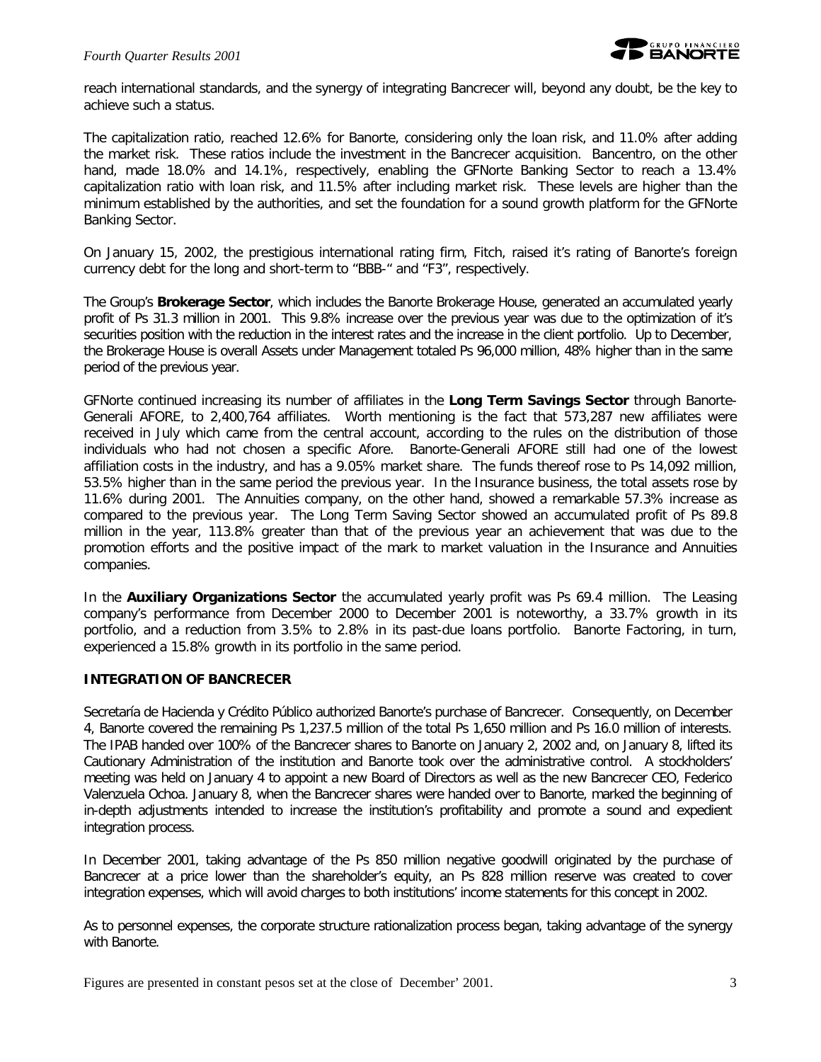reach international standards, and the synergy of integrating Bancrecer will, beyond any doubt, be the key to achieve such a status.

The capitalization ratio, reached 12.6% for Banorte, considering only the loan risk, and 11.0% after adding the market risk. These ratios include the investment in the Bancrecer acquisition. Bancentro, on the other hand, made 18.0% and 14.1%, respectively, enabling the GFNorte Banking Sector to reach a 13.4% capitalization ratio with loan risk, and 11.5% after including market risk. These levels are higher than the minimum established by the authorities, and set the foundation for a sound growth platform for the GFNorte Banking Sector.

On January 15, 2002, the prestigious international rating firm, Fitch, raised it's rating of Banorte's foreign currency debt for the long and short-term to "BBB-" and "F3", respectively.

The Group's **Brokerage Sector**, which includes the Banorte Brokerage House, generated an accumulated yearly profit of Ps 31.3 million in 2001. This 9.8% increase over the previous year was due to the optimization of it's securities position with the reduction in the interest rates and the increase in the client portfolio. Up to December, the Brokerage House is overall Assets under Management totaled Ps 96,000 million, 48% higher than in the same period of the previous year.

GFNorte continued increasing its number of affiliates in the **Long Term Savings Sector** through Banorte-Generali AFORE, to 2,400,764 affiliates. Worth mentioning is the fact that 573,287 new affiliates were received in July which came from the central account, according to the rules on the distribution of those individuals who had not chosen a specific Afore. Banorte-Generali AFORE still had one of the lowest affiliation costs in the industry, and has a 9.05% market share. The funds thereof rose to Ps 14,092 million, 53.5% higher than in the same period the previous year. In the Insurance business, the total assets rose by 11.6% during 2001. The Annuities company, on the other hand, showed a remarkable 57.3% increase as compared to the previous year. The Long Term Saving Sector showed an accumulated profit of Ps 89.8 million in the year, 113.8% greater than that of the previous year an achievement that was due to the promotion efforts and the positive impact of the mark to market valuation in the Insurance and Annuities companies.

In the **Auxiliary Organizations Sector** the accumulated yearly profit was Ps 69.4 million. The Leasing company's performance from December 2000 to December 2001 is noteworthy, a 33.7% growth in its portfolio, and a reduction from 3.5% to 2.8% in its past-due loans portfolio. Banorte Factoring, in turn, experienced a 15.8% growth in its portfolio in the same period.

## INTEGRATION OF BANCRECER

Secretaría de Hacienda y Crédito Público authorized Banorte's purchase of Bancrecer. Consequently, on December 4, Banorte covered the remaining Ps 1,237.5 million of the total Ps 1,650 million and Ps 16.0 million of interests. The IPAB handed over 100% of the Bancrecer shares to Banorte on January 2, 2002 and, on January 8, lifted its Cautionary Administration of the institution and Banorte took over the administrative control. A stockholders' meeting was held on January 4 to appoint a new Board of Directors as well as the new Bancrecer CEO, Federico Valenzuela Ochoa. January 8, when the Bancrecer shares were handed over to Banorte, marked the beginning of in-depth adjustments intended to increase the institution's profitability and promote a sound and expedient integration process.

In December 2001, taking advantage of the Ps 850 million negative goodwill originated by the purchase of Bancrecer at a price lower than the shareholder's equity, an Ps 828 million reserve was created to cover integration expenses, which will avoid charges to both institutions' income statements for this concept in 2002.

As to personnel expenses, the corporate structure rationalization process began, taking advantage of the synergy with Banorte.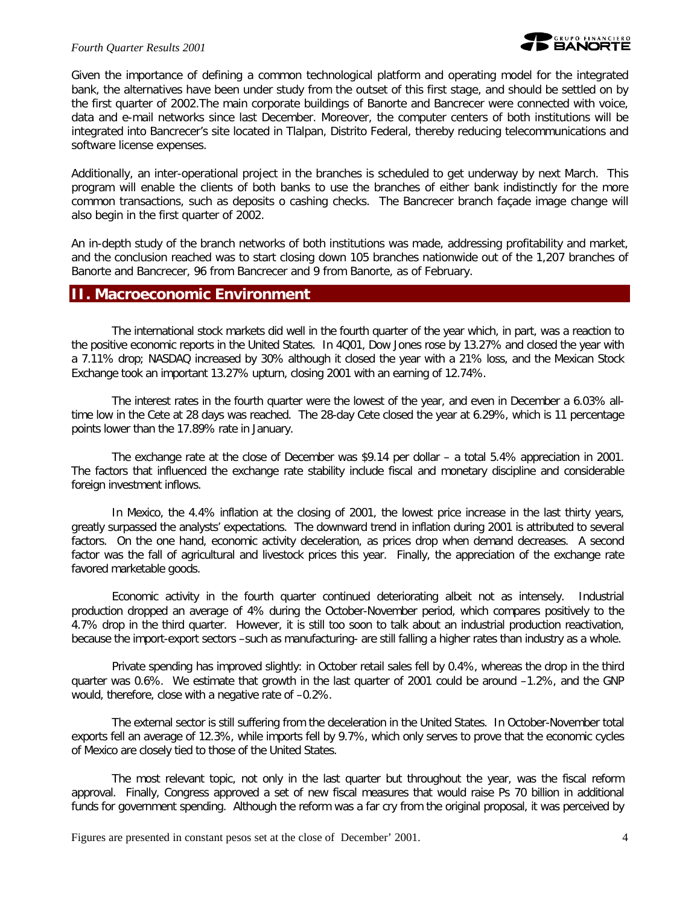Given the importance of defining a common technological platform and operating model for the integrated bank, the alternatives have been under study from the outset of this first stage, and should be settled on by the first quarter of 2002.The main corporate buildings of Banorte and Bancrecer were connected with voice, data and e-mail networks since last December. Moreover, the computer centers of both institutions will be integrated into Bancrecer's site located in Tlalpan, Distrito Federal, thereby reducing telecommunications and software license expenses.

Additionally, an inter-operational project in the branches is scheduled to get underway by next March. This program will enable the clients of both banks to use the branches of either bank indistinctly for the more common transactions, such as deposits o cashing checks. The Bancrecer branch façade image change will also begin in the first quarter of 2002.

An in-depth study of the branch networks of both institutions was made, addressing profitability and market, and the conclusion reached was to start closing down 105 branches nationwide out of the 1,207 branches of Banorte and Bancrecer, 96 from Bancrecer and 9 from Banorte, as of February.

## II. Macroeconomic Environment

The international stock markets did well in the fourth quarter of the year which, in part, was a reaction to the positive economic reports in the United States. In 4Q01, Dow Jones rose by 13.27% and closed the year with a 7.11% drop; NASDAQ increased by 30% although it closed the year with a 21% loss, and the Mexican Stock Exchange took an important 13.27% upturn, closing 2001 with an earning of 12.74%.

The interest rates in the fourth quarter were the lowest of the year, and even in December a 6.03% all-time low in the Cete at 28 days was reached. The 28-day Cete closed the year at 6.29%, which is 11 percentage points lower than the 17.89% rate in January.

The exchange rate at the close of December was $9.14 per dollar – a total 5.4% appreciation in 2001. The factors that influenced the exchange rate stability include fiscal and monetary discipline and considerable foreign investment inflows.

In Mexico, the 4.4% inflation at the closing of 2001, the lowest price increase in the last thirty years, greatly surpassed the analysts' expectations. The downward trend in inflation during 2001 is attributed to several factors. On the one hand, economic activity deceleration, as prices drop when demand decreases. A second factor was the fall of agricultural and livestock prices this year. Finally, the appreciation of the exchange rate favored marketable goods.

Economic activity in the fourth quarter continued deteriorating albeit not as intensely. Industrial production dropped an average of 4% during the October-November period, which compares positively to the 4.7% drop in the third quarter. However, it is still too soon to talk about an industrial production reactivation, because the import-export sectors –such as manufacturing- are still falling a higher rates than industry as a whole.

Private spending has improved slightly: in October retail sales fell by 0.4%, whereas the drop in the third quarter was 0.6%. We estimate that growth in the last quarter of 2001 could be around –1.2%, and the GNP would, therefore, close with a negative rate of –0.2%.

The external sector is still suffering from the deceleration in the United States. In October-November total exports fell an average of 12.3%, while imports fell by 9.7%, which only serves to prove that the economic cycles of Mexico are closely tied to those of the United States.

The most relevant topic, not only in the last quarter but throughout the year, was the fiscal reform approval. Finally, Congress approved a set of new fiscal measures that would raise Ps 70 billion in additional funds for government spending. Although the reform was a far cry from the original proposal, it was perceived by

Figures are presented in constant pesos set at the close of December' 2001.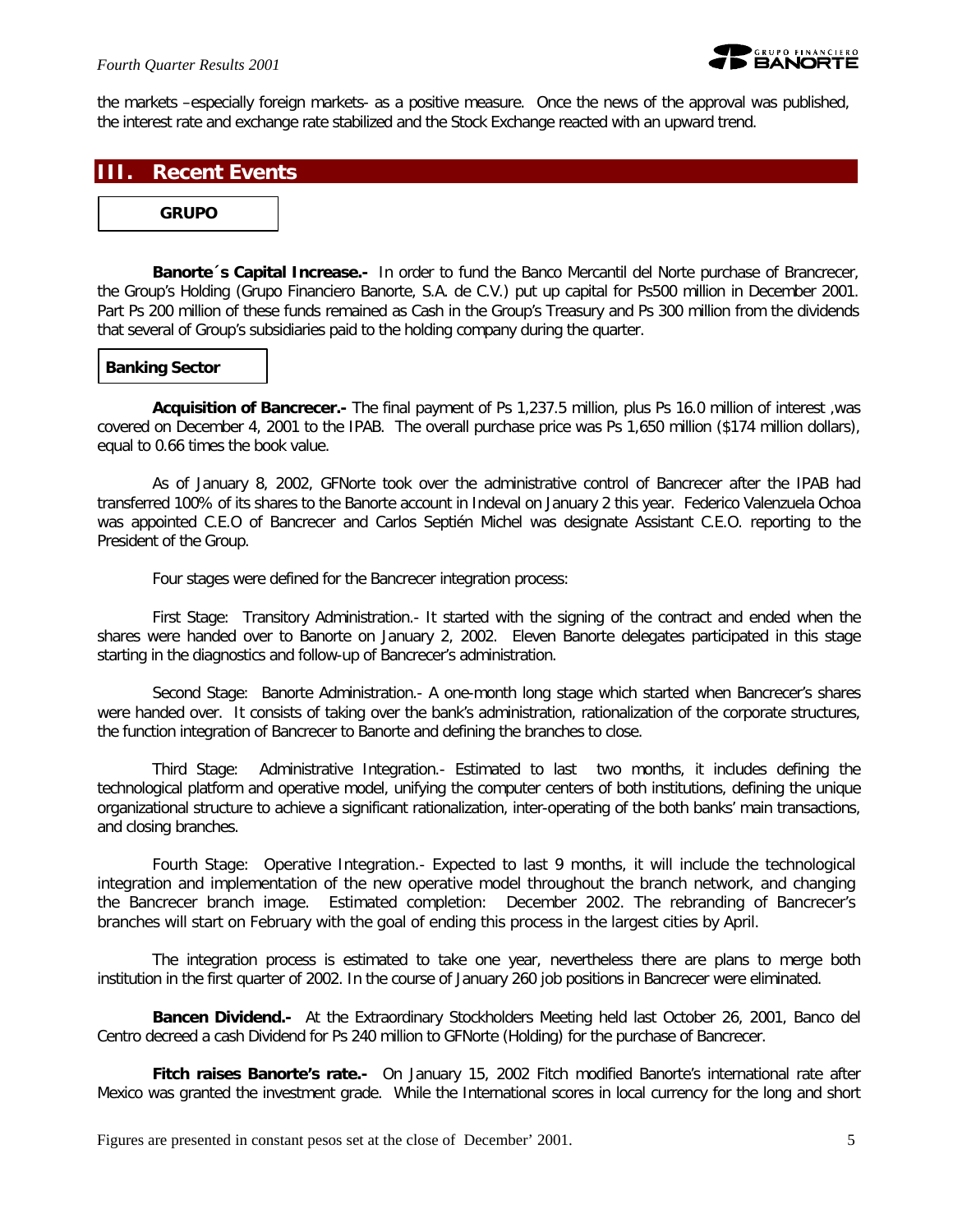the markets –especially foreign markets- as a positive measure. Once the news of the approval was published, the interest rate and exchange rate stabilized and the Stock Exchange reacted with an upward trend.

## III. Recent Events

### GRUPO

**Banorte´s Capital Increase.-** In order to fund the Banco Mercantil del Norte purchase of Brancrecer, the Group's Holding (Grupo Financiero Banorte, S.A. de C.V.) put up capital for Ps500 million in December 2001. Part Ps 200 million of these funds remained as Cash in the Group's Treasury and Ps 300 million from the dividends that several of Group's subsidiaries paid to the holding company during the quarter.

### Banking Sector

**Acquisition of Bancrecer.-** The final payment of Ps 1,237.5 million, plus Ps 16.0 million of interest ,was covered on December 4, 2001 to the IPAB. The overall purchase price was Ps 1,650 million ($174 million dollars), equal to 0.66 times the book value.

As of January 8, 2002, GFNorte took over the administrative control of Bancrecer after the IPAB had transferred 100% of its shares to the Banorte account in Indeval on January 2 this year. Federico Valenzuela Ochoa was appointed C.E.O of Bancrecer and Carlos Septién Michel was designate Assistant C.E.O. reporting to the President of the Group.

Four stages were defined for the Bancrecer integration process:

First Stage: Transitory Administration.- It started with the signing of the contract and ended when the shares were handed over to Banorte on January 2, 2002. Eleven Banorte delegates participated in this stage starting in the diagnostics and follow-up of Bancrecer's administration.

Second Stage: Banorte Administration.- A one-month long stage which started when Bancrecer's shares were handed over. It consists of taking over the bank's administration, rationalization of the corporate structures, the function integration of Bancrecer to Banorte and defining the branches to close.

Third Stage: Administrative Integration.- Estimated to last two months, it includes defining the technological platform and operative model, unifying the computer centers of both institutions, defining the unique organizational structure to achieve a significant rationalization, inter-operating of the both banks' main transactions, and closing branches.

Fourth Stage: Operative Integration.- Expected to last 9 months, it will include the technological integration and implementation of the new operative model throughout the branch network, and changing the Bancrecer branch image. Estimated completion: December 2002. The rebranding of Bancrecer's branches will start on February with the goal of ending this process in the largest cities by April.

The integration process is estimated to take one year, nevertheless there are plans to merge both institution in the first quarter of 2002. In the course of January 260 job positions in Bancrecer were eliminated.

**Bancen Dividend.-** At the Extraordinary Stockholders Meeting held last October 26, 2001, Banco del Centro decreed a cash Dividend for Ps 240 million to GFNorte (Holding) for the purchase of Bancrecer.

**Fitch raises Banorte's rate.-** On January 15, 2002 Fitch modified Banorte's international rate after Mexico was granted the investment grade. While the International scores in local currency for the long and short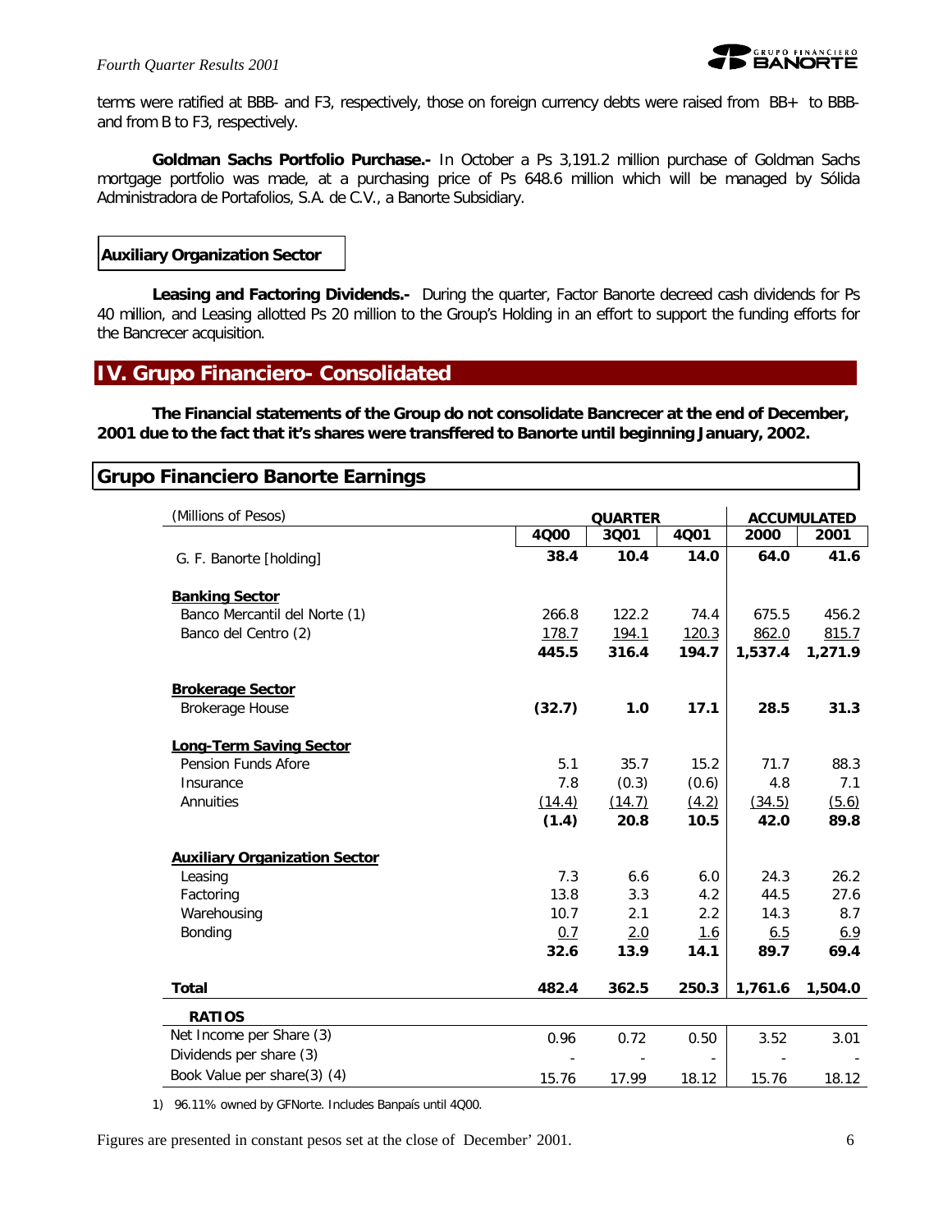terms were ratified at BBB- and F3, respectively, those on foreign currency debts were raised from BB+ to BBB- and from B to F3, respectively.

**Goldman Sachs Portfolio Purchase.-** In October a Ps 3,191.2 million purchase of Goldman Sachs mortgage portfolio was made, at a purchasing price of Ps 648.6 million which will be managed by Sólida Administradora de Portafolios, S.A. de C.V., a Banorte Subsidiary.

### Auxiliary Organization Sector

**Leasing and Factoring Dividends.-** During the quarter, Factor Banorte decreed cash dividends for Ps 40 million, and Leasing allotted Ps 20 million to the Group's Holding in an effort to support the funding efforts for the Bancrecer acquisition.

## IV. Grupo Financiero- Consolidated

**The Financial statements of the Group do not consolidate Bancrecer at the end of December, 2001 due to the fact that it's shares were transffered to Banorte until beginning January, 2002.**

### Grupo Financiero Banorte Earnings

| (Millions of Pesos) | QUARTER | | | ACCUMULATED | |
|---|---|---|---|---|---|
| | 4Q00 | 3Q01 | 4Q01 | 2000 | 2001 |
| G. F. Banorte [holding] | **38.4** | **10.4** | **14.0** | **64.0** | **41.6** |
| **Banking Sector** | | | | | |
| Banco Mercantil del Norte (1) | 266.8 | 122.2 | 74.4 | 675.5 | 456.2 |
| Banco del Centro (2) | 178.7 | 194.1 | 120.3 | 862.0 | 815.7 |
| | **445.5** | **316.4** | **194.7** | **1,537.4** | **1,271.9** |
| **Brokerage Sector** | | | | | |
| Brokerage House | **(32.7)** | **1.0** | **17.1** | **28.5** | **31.3** |
| **Long-Term Saving Sector** | | | | | |
| Pension Funds Afore | 5.1 | 35.7 | 15.2 | 71.7 | 88.3 |
| Insurance | 7.8 | (0.3) | (0.6) | 4.8 | 7.1 |
| Annuities | (14.4) | (14.7) | (4.2) | (34.5) | (5.6) |
| | **(1.4)** | **20.8** | **10.5** | **42.0** | **89.8** |
| **Auxiliary Organization Sector** | | | | | |
| Leasing | 7.3 | 6.6 | 6.0 | 24.3 | 26.2 |
| Factoring | 13.8 | 3.3 | 4.2 | 44.5 | 27.6 |
| Warehousing | 10.7 | 2.1 | 2.2 | 14.3 | 8.7 |
| Bonding | 0.7 | 2.0 | 1.6 | 6.5 | 6.9 |
| | **32.6** | **13.9** | **14.1** | **89.7** | **69.4** |
| **Total** | **482.4** | **362.5** | **250.3** | **1,761.6** | **1,504.0** |
| **RATIOS** | | | | | |
| Net Income per Share (3) | 0.96 | 0.72 | 0.50 | 3.52 | 3.01 |
| Dividends per share (3) | - | - | - | - | - |
| Book Value per share(3) (4) | 15.76 | 17.99 | 18.12 | 15.76 | 18.12 |

1) 96.11% owned by GFNorte. Includes Banpaís until 4Q00.

Figures are presented in constant pesos set at the close of December' 2001.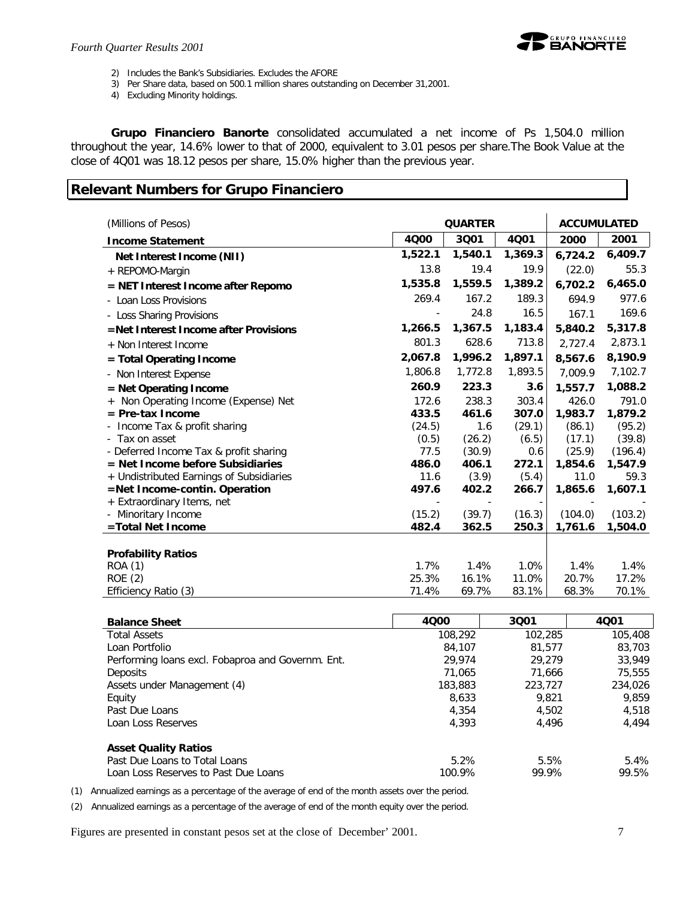2) Includes the Bank's Subsidiaries. Excludes the AFORE
3) Per Share data, based on 500.1 million shares outstanding on December 31,2001.
4) Excluding Minority holdings.

**Grupo Financiero Banorte** consolidated accumulated a net income of Ps 1,504.0 million throughout the year, 14.6% lower to that of 2000, equivalent to 3.01 pesos per share.The Book Value at the close of 4Q01 was 18.12 pesos per share, 15.0% higher than the previous year.

## Relevant Numbers for Grupo Financiero

| (Millions of Pesos) | QUARTER | | | ACCUMULATED | |
|---|---|---|---|---|---|
| **Income Statement** | **4Q00** | **3Q01** | **4Q01** | **2000** | **2001** |
| **Net Interest Income (NII)** | **1,522.1** | **1,540.1** | **1,369.3** | **6,724.2** | **6,409.7** |
| + REPOMO-Margin | 13.8 | 19.4 | 19.9 | (22.0) | 55.3 |
| **= NET Interest Income after Repomo** | **1,535.8** | **1,559.5** | **1,389.2** | **6,702.2** | **6,465.0** |
| - Loan Loss Provisions | 269.4 | 167.2 | 189.3 | 694.9 | 977.6 |
| - Loss Sharing Provisions | - | 24.8 | 16.5 | 167.1 | 169.6 |
| **=Net Interest Income after Provisions** | **1,266.5** | **1,367.5** | **1,183.4** | **5,840.2** | **5,317.8** |
| + Non Interest Income | 801.3 | 628.6 | 713.8 | 2,727.4 | 2,873.1 |
| **= Total Operating Income** | **2,067.8** | **1,996.2** | **1,897.1** | **8,567.6** | **8,190.9** |
| - Non Interest Expense | 1,806.8 | 1,772.8 | 1,893.5 | 7,009.9 | 7,102.7 |
| **= Net Operating Income** | **260.9** | **223.3** | **3.6** | **1,557.7** | **1,088.2** |
| + Non Operating Income (Expense) Net | 172.6 | 238.3 | 303.4 | 426.0 | 791.0 |
| **= Pre-tax Income** | **433.5** | **461.6** | **307.0** | **1,983.7** | **1,879.2** |
| - Income Tax & profit sharing | (24.5) | 1.6 | (29.1) | (86.1) | (95.2) |
| - Tax on asset | (0.5) | (26.2) | (6.5) | (17.1) | (39.8) |
| - Deferred Income Tax & profit sharing | 77.5 | (30.9) | 0.6 | (25.9) | (196.4) |
| **= Net Income before Subsidiaries** | **486.0** | **406.1** | **272.1** | **1,854.6** | **1,547.9** |
| + Undistributed Earnings of Subsidiaries | 11.6 | (3.9) | (5.4) | 11.0 | 59.3 |
| **=Net Income-contin. Operation** | **497.6** | **402.2** | **266.7** | **1,865.6** | **1,607.1** |
| + Extraordinary Items, net | - | - | - | - | - |
| - Minoritary Income | (15.2) | (39.7) | (16.3) | (104.0) | (103.2) |
| **=Total Net Income** | **482.4** | **362.5** | **250.3** | **1,761.6** | **1,504.0** |
| | | | | | |
| **Profability Ratios** | | | | | |
| ROA (1) | 1.7% | 1.4% | 1.0% | 1.4% | 1.4% |
| ROE (2) | 25.3% | 16.1% | 11.0% | 20.7% | 17.2% |
| Efficiency Ratio (3) | 71.4% | 69.7% | 83.1% | 68.3% | 70.1% |

| **Balance Sheet** | **4Q00** | **3Q01** | **4Q01** |
|---|---|---|---|
| Total Assets | 108,292 | 102,285 | 105,408 |
| Loan Portfolio | 84,107 | 81,577 | 83,703 |
| Performing loans excl. Fobaproa and Governm. Ent. | 29,974 | 29,279 | 33,949 |
| Deposits | 71,065 | 71,666 | 75,555 |
| Assets under Management (4) | 183,883 | 223,727 | 234,026 |
| Equity | 8,633 | 9,821 | 9,859 |
| Past Due Loans | 4,354 | 4,502 | 4,518 |
| Loan Loss Reserves | 4,393 | 4,496 | 4,494 |
| | | | |
| **Asset Quality Ratios** | | | |
| Past Due Loans to Total Loans | 5.2% | 5.5% | 5.4% |
| Loan Loss Reserves to Past Due Loans | 100.9% | 99.9% | 99.5% |

(1) Annualized earnings as a percentage of the average of end of the month assets over the period.

(2) Annualized earnings as a percentage of the average of end of the month equity over the period.

Figures are presented in constant pesos set at the close of December' 2001.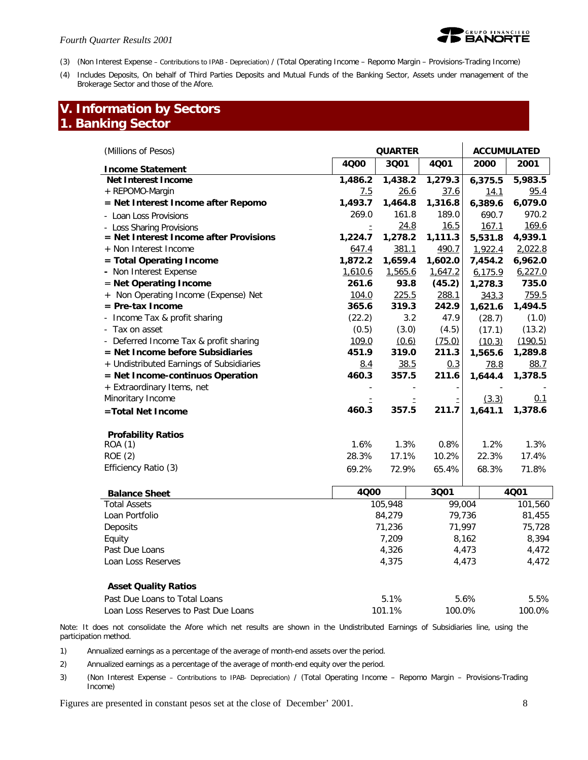(3) (Non Interest Expense – Contributions to IPAB - Depreciation) / (Total Operating Income – Repomo Margin – Provisions-Trading Income)

(4) Includes Deposits, On behalf of Third Parties Deposits and Mutual Funds of the Banking Sector, Assets under management of the Brokerage Sector and those of the Afore.

# V. Information by Sectors

## 1. Banking Sector

| (Millions of Pesos) | QUARTER | | | ACCUMULATED | |
|---|---|---|---|---|---|
| **Income Statement** | **4Q00** | **3Q01** | **4Q01** | **2000** | **2001** |
| **Net Interest Income** | **1,486.2** | **1,438.2** | **1,279.3** | **6,375.5** | **5,983.5** |
| + REPOMO-Margin | 7.5 | 26.6 | 37.6 | 14.1 | 95.4 |
| **= Net Interest Income after Repomo** | **1,493.7** | **1,464.8** | **1,316.8** | **6,389.6** | **6,079.0** |
| - Loan Loss Provisions | 269.0 | 161.8 | 189.0 | 690.7 | 970.2 |
| - Loss Sharing Provisions | - | 24.8 | 16.5 | 167.1 | 169.6 |
| **= Net Interest Income after Provisions** | **1,224.7** | **1,278.2** | **1,111.3** | **5,531.8** | **4,939.1** |
| + Non Interest Income | 647.4 | 381.1 | 490.7 | 1,922.4 | 2,022.8 |
| **= Total Operating Income** | **1,872.2** | **1,659.4** | **1,602.0** | **7,454.2** | **6,962.0** |
| **-** Non Interest Expense | 1,610.6 | 1,565.6 | 1,647.2 | 6,175.9 | 6,227.0 |
| = **Net Operating Income** | **261.6** | **93.8** | **(45.2)** | **1,278.3** | **735.0** |
| + Non Operating Income (Expense) Net | 104.0 | 225.5 | 288.1 | 343.3 | 759.5 |
| **= Pre-tax Income** | **365.6** | **319.3** | **242.9** | **1,621.6** | **1,494.5** |
| - Income Tax & profit sharing | (22.2) | 3.2 | 47.9 | (28.7) | (1.0) |
| - Tax on asset | (0.5) | (3.0) | (4.5) | (17.1) | (13.2) |
| - Deferred Income Tax & profit sharing | 109.0 | (0.6) | (75.0) | (10.3) | (190.5) |
| **= Net Income before Subsidiaries** | **451.9** | **319.0** | **211.3** | **1,565.6** | **1,289.8** |
| + Undistributed Earnings of Subsidiaries | 8.4 | 38.5 | 0.3 | 78.8 | 88.7 |
| **= Net Income-continuos Operation** | **460.3** | **357.5** | **211.6** | **1,644.4** | **1,378.5** |
| + Extraordinary Items, net | - | - | - | - | - |
| Minoritary Income | - | - | - | (3.3) | 0.1 |
| **=Total Net Income** | **460.3** | **357.5** | **211.7** | **1,641.1** | **1,378.6** |
| | | | | | |
| **Profability Ratios** | | | | | |
| ROA (1) | 1.6% | 1.3% | 0.8% | 1.2% | 1.3% |
| ROE (2) | 28.3% | 17.1% | 10.2% | 22.3% | 17.4% |
| Efficiency Ratio (3) | 69.2% | 72.9% | 65.4% | 68.3% | 71.8% |

| **Balance Sheet** | **4Q00** | **3Q01** | **4Q01** |
|---|---|---|---|
| Total Assets | 105,948 | 99,004 | 101,560 |
| Loan Portfolio | 84,279 | 79,736 | 81,455 |
| Deposits | 71,236 | 71,997 | 75,728 |
| Equity | 7,209 | 8,162 | 8,394 |
| Past Due Loans | 4,326 | 4,473 | 4,472 |
| Loan Loss Reserves | 4,375 | 4,473 | 4,472 |
| | | | |
| **Asset Quality Ratios** | | | |
| Past Due Loans to Total Loans | 5.1% | 5.6% | 5.5% |
| Loan Loss Reserves to Past Due Loans | 101.1% | 100.0% | 100.0% |

Note: It does not consolidate the Afore which net results are shown in the Undistributed Earnings of Subsidiaries line, using the participation method.

1) Annualized earnings as a percentage of the average of month-end assets over the period.

2) Annualized earnings as a percentage of the average of month-end equity over the period.

3) (Non Interest Expense – Contributions to IPAB- Depreciation) / (Total Operating Income – Repomo Margin – Provisions-Trading Income)

Figures are presented in constant pesos set at the close of December' 2001.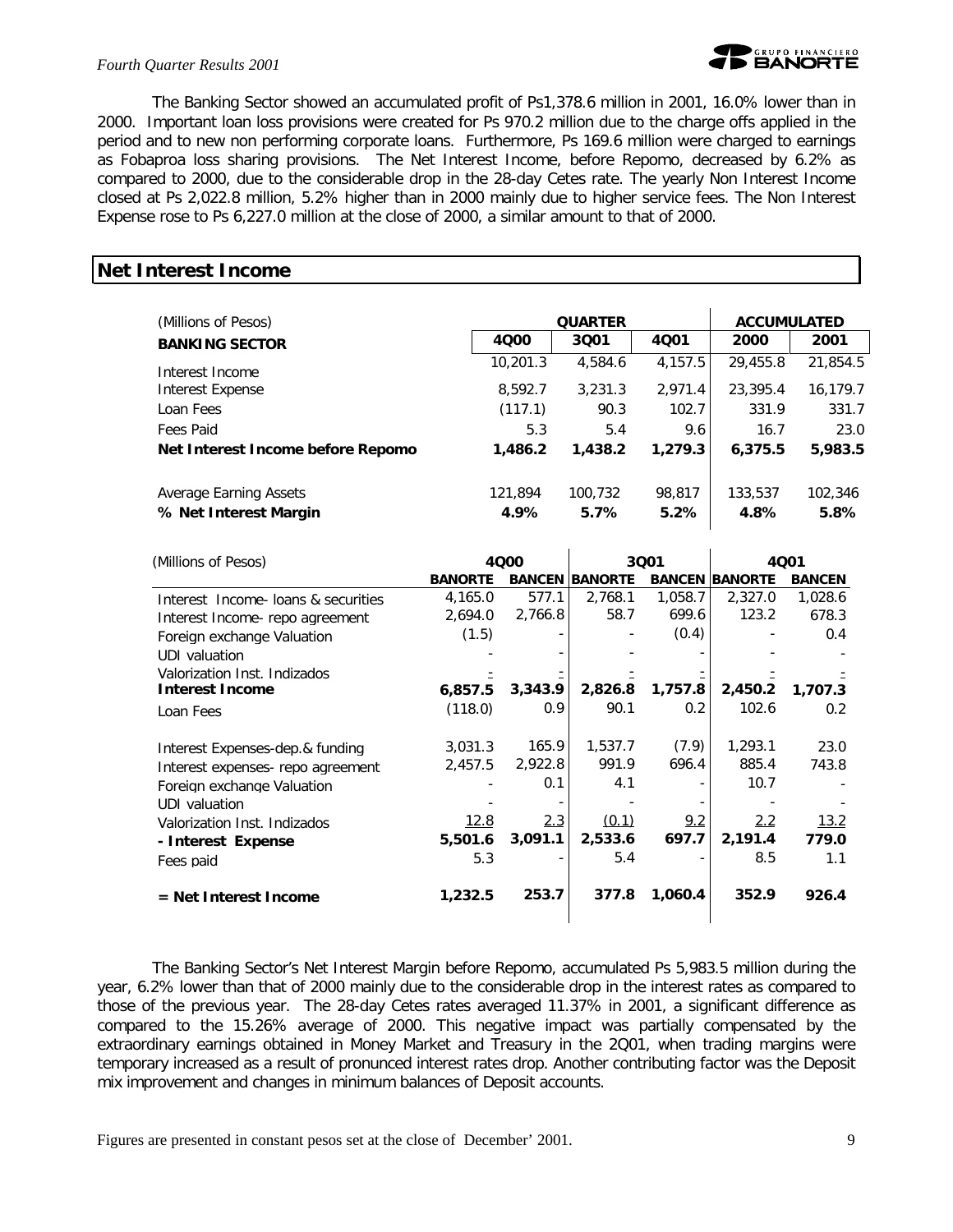The Banking Sector showed an accumulated profit of Ps1,378.6 million in 2001, 16.0% lower than in 2000. Important loan loss provisions were created for Ps 970.2 million due to the charge offs applied in the period and to new non performing corporate loans. Furthermore, Ps 169.6 million were charged to earnings as Fobaproa loss sharing provisions. The Net Interest Income, before Repomo, decreased by 6.2% as compared to 2000, due to the considerable drop in the 28-day Cetes rate. The yearly Non Interest Income closed at Ps 2,022.8 million, 5.2% higher than in 2000 mainly due to higher service fees. The Non Interest Expense rose to Ps 6,227.0 million at the close of 2000, a similar amount to that of 2000.

## Net Interest Income

| (Millions of Pesos) | QUARTER | | | ACCUMULATED | |
|---|---|---|---|---|---|
| **BANKING SECTOR** | **4Q00** | **3Q01** | **4Q01** | **2000** | **2001** |
| Interest Income | 10,201.3 | 4,584.6 | 4,157.5 | 29,455.8 | 21,854.5 |
| Interest Expense | 8,592.7 | 3,231.3 | 2,971.4 | 23,395.4 | 16,179.7 |
| Loan Fees | (117.1) | 90.3 | 102.7 | 331.9 | 331.7 |
| Fees Paid | 5.3 | 5.4 | 9.6 | 16.7 | 23.0 |
| **Net Interest Income before Repomo** | **1,486.2** | **1,438.2** | **1,279.3** | **6,375.5** | **5,983.5** |
| Average Earning Assets | 121,894 | 100,732 | 98,817 | 133,537 | 102,346 |
| **% Net Interest Margin** | **4.9%** | **5.7%** | **5.2%** | **4.8%** | **5.8%** |

| (Millions of Pesos) | 4Q00 | | 3Q01 | | 4Q01 | |
|---|---|---|---|---|---|---|
| | **BANORTE** | **BANCEN** | **BANORTE** | **BANCEN** | **BANORTE** | **BANCEN** |
| Interest Income- loans & securities | 4,165.0 | 577.1 | 2,768.1 | 1,058.7 | 2,327.0 | 1,028.6 |
| Interest Income- repo agreement | 2,694.0 | 2,766.8 | 58.7 | 699.6 | 123.2 | 678.3 |
| Foreign exchange Valuation | (1.5) | - | - | (0.4) | - | 0.4 |
| UDI valuation | - | - | - | - | - | - |
| Valorization Inst. Indizados | - | - | - | - | - | - |
| **Interest Income** | **6,857.5** | **3,343.9** | **2,826.8** | **1,757.8** | **2,450.2** | **1,707.3** |
| Loan Fees | (118.0) | 0.9 | 90.1 | 0.2 | 102.6 | 0.2 |
| Interest Expenses-dep.& funding | 3,031.3 | 165.9 | 1,537.7 | (7.9) | 1,293.1 | 23.0 |
| Interest expenses- repo agreement | 2,457.5 | 2,922.8 | 991.9 | 696.4 | 885.4 | 743.8 |
| Foreign exchange Valuation | - | 0.1 | 4.1 | - | 10.7 | - |
| UDI valuation | - | - | - | - | - | - |
| Valorization Inst. Indizados | 12.8 | 2.3 | (0.1) | 9.2 | 2.2 | 13.2 |
| **- Interest Expense** | **5,501.6** | **3,091.1** | **2,533.6** | **697.7** | **2,191.4** | **779.0** |
| Fees paid | 5.3 | - | 5.4 | - | 8.5 | 1.1 |
| **= Net Interest Income** | **1,232.5** | **253.7** | **377.8** | **1,060.4** | **352.9** | **926.4** |

The Banking Sector's Net Interest Margin before Repomo, accumulated Ps 5,983.5 million during the year, 6.2% lower than that of 2000 mainly due to the considerable drop in the interest rates as compared to those of the previous year. The 28-day Cetes rates averaged 11.37% in 2001, a significant difference as compared to the 15.26% average of 2000. This negative impact was partially compensated by the extraordinary earnings obtained in Money Market and Treasury in the 2Q01, when trading margins were temporary increased as a result of pronunced interest rates drop. Another contributing factor was the Deposit mix improvement and changes in minimum balances of Deposit accounts.

Figures are presented in constant pesos set at the close of December' 2001.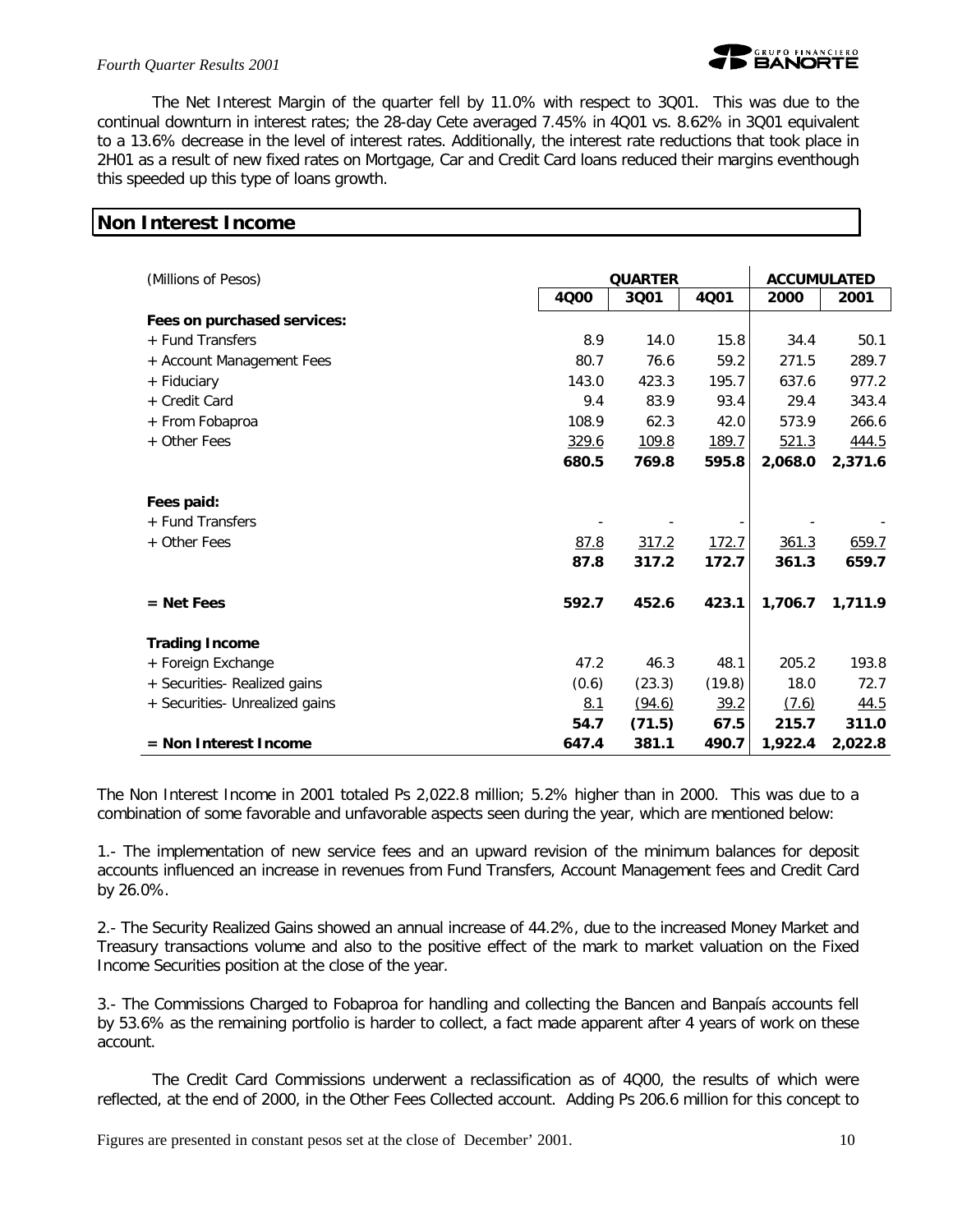The Net Interest Margin of the quarter fell by 11.0% with respect to 3Q01. This was due to the continual downturn in interest rates; the 28-day Cete averaged 7.45% in 4Q01 vs. 8.62% in 3Q01 equivalent to a 13.6% decrease in the level of interest rates. Additionally, the interest rate reductions that took place in 2H01 as a result of new fixed rates on Mortgage, Car and Credit Card loans reduced their margins eventhough this speeded up this type of loans growth.

## Non Interest Income

| (Millions of Pesos) | QUARTER | | | ACCUMULATED | |
|---|---|---|---|---|---|
| | **4Q00** | **3Q01** | **4Q01** | **2000** | **2001** |
| **Fees on purchased services:** | | | | | |
| + Fund Transfers | 8.9 | 14.0 | 15.8 | 34.4 | 50.1 |
| + Account Management Fees | 80.7 | 76.6 | 59.2 | 271.5 | 289.7 |
| + Fiduciary | 143.0 | 423.3 | 195.7 | 637.6 | 977.2 |
| + Credit Card | 9.4 | 83.9 | 93.4 | 29.4 | 343.4 |
| + From Fobaproa | 108.9 | 62.3 | 42.0 | 573.9 | 266.6 |
| + Other Fees | 329.6 | 109.8 | 189.7 | 521.3 | 444.5 |
| | **680.5** | **769.8** | **595.8** | **2,068.0** | **2,371.6** |
| **Fees paid:** | | | | | |
| + Fund Transfers | - | - | - | - | - |
| + Other Fees | 87.8 | 317.2 | 172.7 | 361.3 | 659.7 |
| | **87.8** | **317.2** | **172.7** | **361.3** | **659.7** |
| **= Net Fees** | **592.7** | **452.6** | **423.1** | **1,706.7** | **1,711.9** |
| **Trading Income** | | | | | |
| + Foreign Exchange | 47.2 | 46.3 | 48.1 | 205.2 | 193.8 |
| + Securities- Realized gains | (0.6) | (23.3) | (19.8) | 18.0 | 72.7 |
| + Securities- Unrealized gains | 8.1 | (94.6) | 39.2 | (7.6) | 44.5 |
| | **54.7** | **(71.5)** | **67.5** | **215.7** | **311.0** |
| **= Non Interest Income** | **647.4** | **381.1** | **490.7** | **1,922.4** | **2,022.8** |

The Non Interest Income in 2001 totaled Ps 2,022.8 million; 5.2% higher than in 2000. This was due to a combination of some favorable and unfavorable aspects seen during the year, which are mentioned below:

1.- The implementation of new service fees and an upward revision of the minimum balances for deposit accounts influenced an increase in revenues from Fund Transfers, Account Management fees and Credit Card by 26.0%.

2.- The Security Realized Gains showed an annual increase of 44.2%, due to the increased Money Market and Treasury transactions volume and also to the positive effect of the mark to market valuation on the Fixed Income Securities position at the close of the year.

3.- The Commissions Charged to Fobaproa for handling and collecting the Bancen and Banpaís accounts fell by 53.6% as the remaining portfolio is harder to collect, a fact made apparent after 4 years of work on these account.

The Credit Card Commissions underwent a reclassification as of 4Q00, the results of which were reflected, at the end of 2000, in the Other Fees Collected account. Adding Ps 206.6 million for this concept to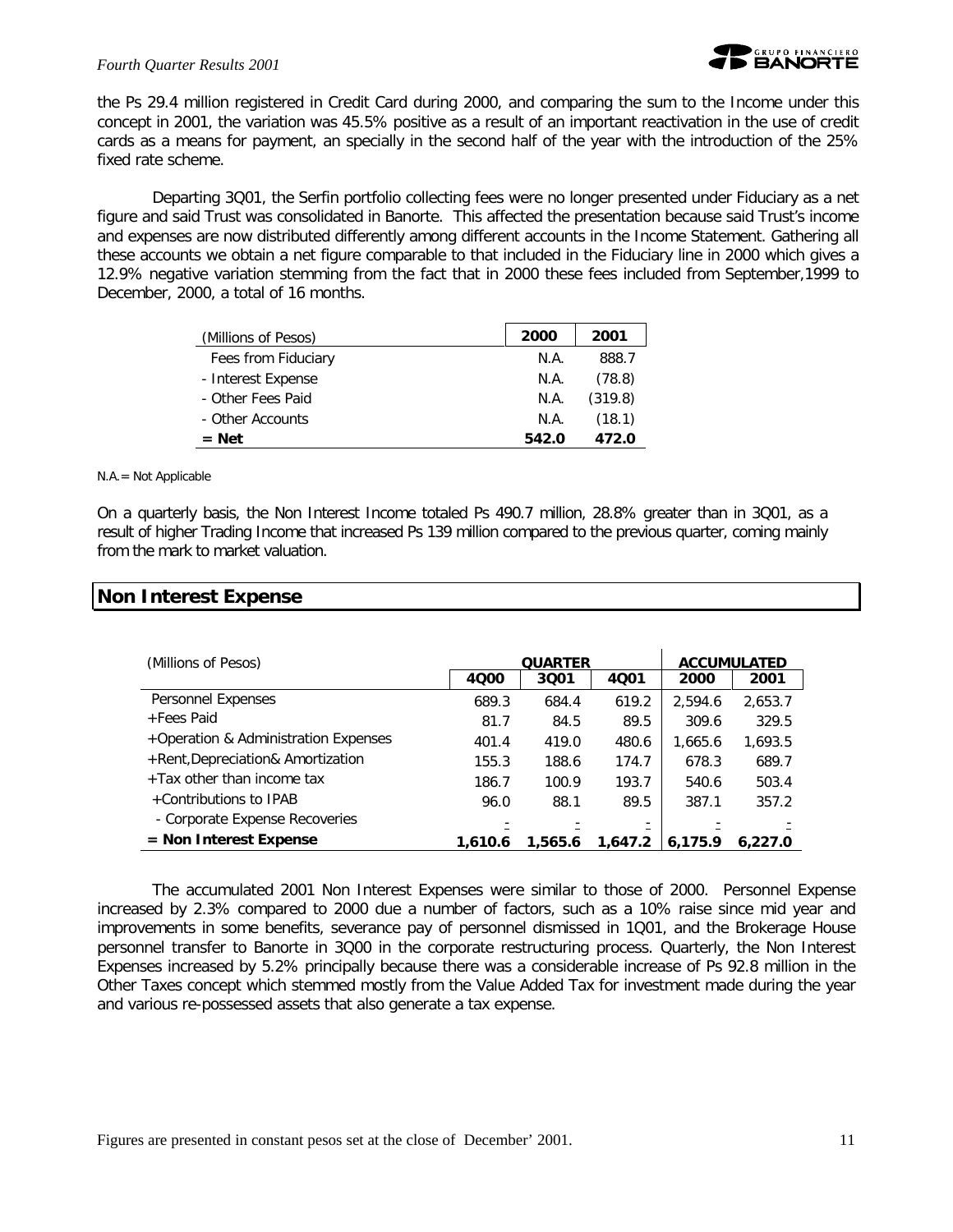the Ps 29.4 million registered in Credit Card during 2000, and comparing the sum to the Income under this concept in 2001, the variation was 45.5% positive as a result of an important reactivation in the use of credit cards as a means for payment, an specially in the second half of the year with the introduction of the 25% fixed rate scheme.

Departing 3Q01, the Serfin portfolio collecting fees were no longer presented under Fiduciary as a net figure and said Trust was consolidated in Banorte. This affected the presentation because said Trust's income and expenses are now distributed differently among different accounts in the Income Statement. Gathering all these accounts we obtain a net figure comparable to that included in the Fiduciary line in 2000 which gives a 12.9% negative variation stemming from the fact that in 2000 these fees included from September,1999 to December, 2000, a total of 16 months.

| (Millions of Pesos) | 2000 | 2001 |
|---|---|---|
| Fees from Fiduciary | N.A. | 888.7 |
| - Interest Expense | N.A. | (78.8) |
| - Other Fees Paid | N.A. | (319.8) |
| - Other Accounts | N.A. | (18.1) |
| **= Net** | **542.0** | **472.0** |

N.A.= Not Applicable

On a quarterly basis, the Non Interest Income totaled Ps 490.7 million, 28.8% greater than in 3Q01, as a result of higher Trading Income that increased Ps 139 million compared to the previous quarter, coming mainly from the mark to market valuation.

## Non Interest Expense

| (Millions of Pesos) | QUARTER | | | ACCUMULATED | |
|---|---|---|---|---|---|
| | **4Q00** | **3Q01** | **4Q01** | **2000** | **2001** |
| Personnel Expenses | 689.3 | 684.4 | 619.2 | 2,594.6 | 2,653.7 |
| +Fees Paid | 81.7 | 84.5 | 89.5 | 309.6 | 329.5 |
| +Operation & Administration Expenses | 401.4 | 419.0 | 480.6 | 1,665.6 | 1,693.5 |
| +Rent,Depreciation& Amortization | 155.3 | 188.6 | 174.7 | 678.3 | 689.7 |
| +Tax other than income tax | 186.7 | 100.9 | 193.7 | 540.6 | 503.4 |
| +Contributions to IPAB | 96.0 | 88.1 | 89.5 | 387.1 | 357.2 |
| - Corporate Expense Recoveries | - | - | - | - | - |
| **= Non Interest Expense** | **1,610.6** | **1,565.6** | **1,647.2** | **6,175.9** | **6,227.0** |

The accumulated 2001 Non Interest Expenses were similar to those of 2000. Personnel Expense increased by 2.3% compared to 2000 due a number of factors, such as a 10% raise since mid year and improvements in some benefits, severance pay of personnel dismissed in 1Q01, and the Brokerage House personnel transfer to Banorte in 3Q00 in the corporate restructuring process. Quarterly, the Non Interest Expenses increased by 5.2% principally because there was a considerable increase of Ps 92.8 million in the Other Taxes concept which stemmed mostly from the Value Added Tax for investment made during the year and various re-possessed assets that also generate a tax expense.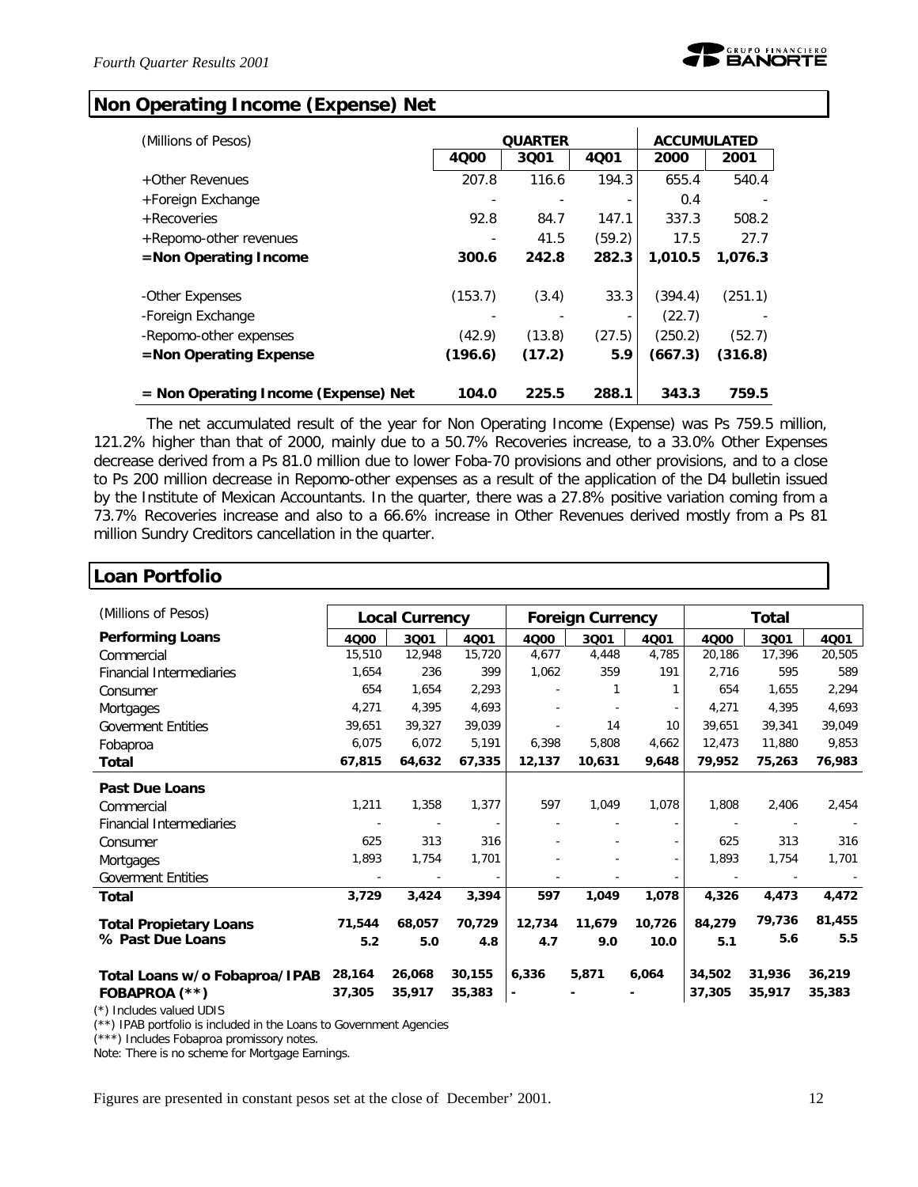## Non Operating Income (Expense) Net

| (Millions of Pesos) | QUARTER | | | ACCUMULATED | |
|---|---|---|---|---|---|
| | 4Q00 | 3Q01 | 4Q01 | 2000 | 2001 |
| +Other Revenues | 207.8 | 116.6 | 194.3 | 655.4 | 540.4 |
| +Foreign Exchange | - | - | - | 0.4 | - |
| +Recoveries | 92.8 | 84.7 | 147.1 | 337.3 | 508.2 |
| +Repomo-other revenues | - | 41.5 | (59.2) | 17.5 | 27.7 |
| **=Non Operating Income** | **300.6** | **242.8** | **282.3** | **1,010.5** | **1,076.3** |
| -Other Expenses | (153.7) | (3.4) | 33.3 | (394.4) | (251.1) |
| -Foreign Exchange | - | - | - | (22.7) | - |
| -Repomo-other expenses | (42.9) | (13.8) | (27.5) | (250.2) | (52.7) |
| **=Non Operating Expense** | **(196.6)** | **(17.2)** | **5.9** | **(667.3)** | **(316.8)** |
| **= Non Operating Income (Expense) Net** | **104.0** | **225.5** | **288.1** | **343.3** | **759.5** |

The net accumulated result of the year for Non Operating Income (Expense) was Ps 759.5 million, 121.2% higher than that of 2000, mainly due to a 50.7% Recoveries increase, to a 33.0% Other Expenses decrease derived from a Ps 81.0 million due to lower Foba-70 provisions and other provisions, and to a close to Ps 200 million decrease in Repomo-other expenses as a result of the application of the D4 bulletin issued by the Institute of Mexican Accountants. In the quarter, there was a 27.8% positive variation coming from a 73.7% Recoveries increase and also to a 66.6% increase in Other Revenues derived mostly from a Ps 81 million Sundry Creditors cancellation in the quarter.

## Loan Portfolio

| (Millions of Pesos) | Local Currency | | | Foreign Currency | | | Total | | |
|---|---|---|---|---|---|---|---|---|---|
| **Performing Loans** | 4Q00 | 3Q01 | 4Q01 | 4Q00 | 3Q01 | 4Q01 | 4Q00 | 3Q01 | 4Q01 |
| Commercial | 15,510 | 12,948 | 15,720 | 4,677 | 4,448 | 4,785 | 20,186 | 17,396 | 20,505 |
| Financial Intermediaries | 1,654 | 236 | 399 | 1,062 | 359 | 191 | 2,716 | 595 | 589 |
| Consumer | 654 | 1,654 | 2,293 | - | 1 | 1 | 654 | 1,655 | 2,294 |
| Mortgages | 4,271 | 4,395 | 4,693 | - | - | - | 4,271 | 4,395 | 4,693 |
| Goverment Entities | 39,651 | 39,327 | 39,039 | - | 14 | 10 | 39,651 | 39,341 | 39,049 |
| Fobaproa | 6,075 | 6,072 | 5,191 | 6,398 | 5,808 | 4,662 | 12,473 | 11,880 | 9,853 |
| **Total** | **67,815** | **64,632** | **67,335** | **12,137** | **10,631** | **9,648** | **79,952** | **75,263** | **76,983** |
| **Past Due Loans** | | | | | | | | | |
| Commercial | 1,211 | 1,358 | 1,377 | 597 | 1,049 | 1,078 | 1,808 | 2,406 | 2,454 |
| Financial Intermediaries | - | - | - | - | - | - | - | - | - |
| Consumer | 625 | 313 | 316 | - | - | - | 625 | 313 | 316 |
| Mortgages | 1,893 | 1,754 | 1,701 | - | - | - | 1,893 | 1,754 | 1,701 |
| Goverment Entities | - | - | - | - | - | - | - | - | - |
| **Total** | **3,729** | **3,424** | **3,394** | **597** | **1,049** | **1,078** | **4,326** | **4,473** | **4,472** |
| **Total Propietary Loans** | **71,544** | **68,057** | **70,729** | **12,734** | **11,679** | **10,726** | **84,279** | **79,736** | **81,455** |
| **% Past Due Loans** | **5.2** | **5.0** | **4.8** | **4.7** | **9.0** | **10.0** | **5.1** | **5.6** | **5.5** |
| **Total Loans w/o Fobaproa/IPAB** | **28,164** | **26,068** | **30,155** | **6,336** | **5,871** | **6,064** | **34,502** | **31,936** | **36,219** |
| **FOBAPROA (\*\*)** | **37,305** | **35,917** | **35,383** | **-** | **-** | **-** | **37,305** | **35,917** | **35,383** |

(*) Includes valued UDIS

(**) IPAB portfolio is included in the Loans to Government Agencies

(***) Includes Fobaproa promissory notes.

Note: There is no scheme for Mortgage Earnings.

Figures are presented in constant pesos set at the close of December' 2001.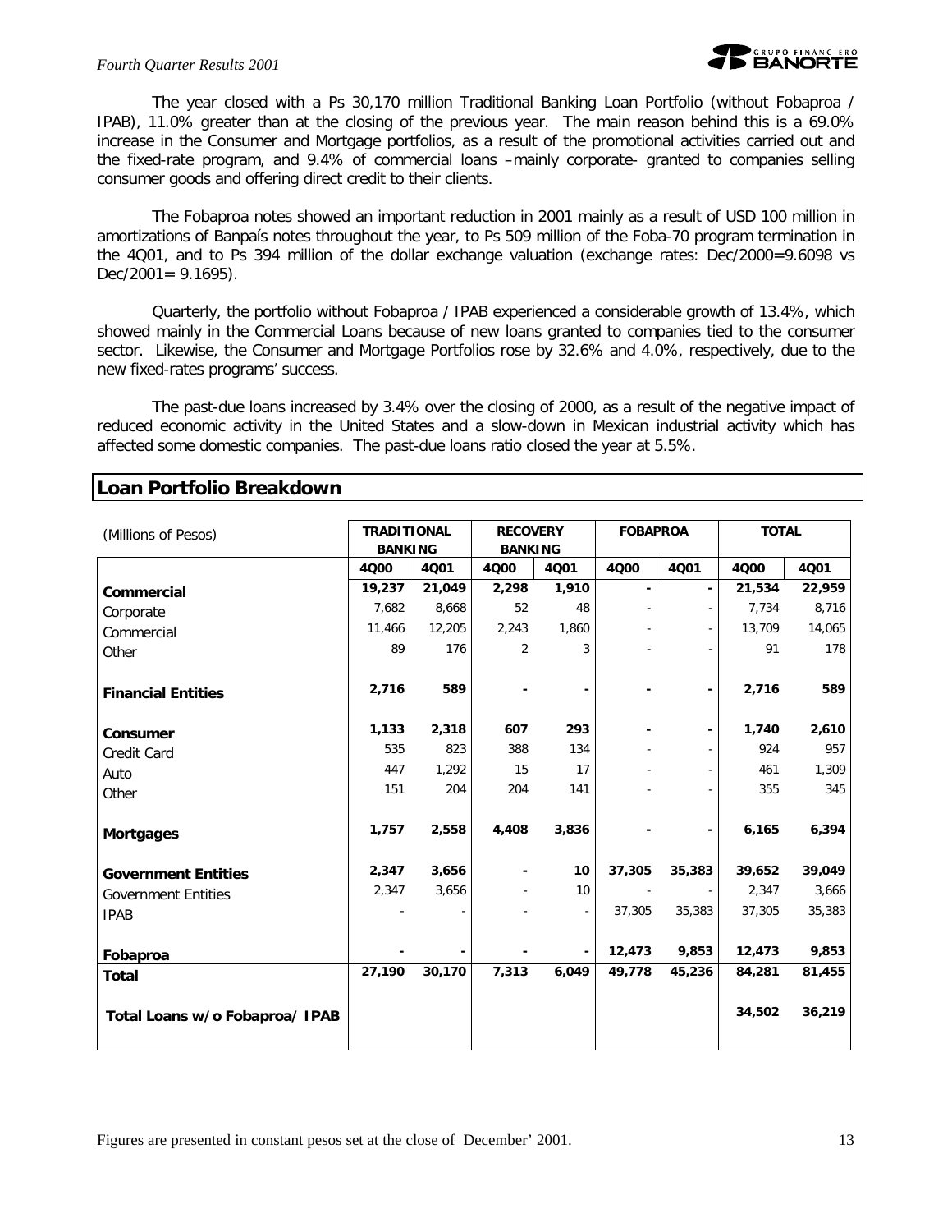The year closed with a Ps 30,170 million Traditional Banking Loan Portfolio (without Fobaproa / IPAB), 11.0% greater than at the closing of the previous year. The main reason behind this is a 69.0% increase in the Consumer and Mortgage portfolios, as a result of the promotional activities carried out and the fixed-rate program, and 9.4% of commercial loans –mainly corporate- granted to companies selling consumer goods and offering direct credit to their clients.

The Fobaproa notes showed an important reduction in 2001 mainly as a result of USD 100 million in amortizations of Banpaís notes throughout the year, to Ps 509 million of the Foba-70 program termination in the 4Q01, and to Ps 394 million of the dollar exchange valuation (exchange rates: Dec/2000=9.6098 vs Dec/2001= 9.1695).

Quarterly, the portfolio without Fobaproa / IPAB experienced a considerable growth of 13.4%, which showed mainly in the Commercial Loans because of new loans granted to companies tied to the consumer sector. Likewise, the Consumer and Mortgage Portfolios rose by 32.6% and 4.0%, respectively, due to the new fixed-rates programs' success.

The past-due loans increased by 3.4% over the closing of 2000, as a result of the negative impact of reduced economic activity in the United States and a slow-down in Mexican industrial activity which has affected some domestic companies. The past-due loans ratio closed the year at 5.5%.

## Loan Portfolio Breakdown

| (Millions of Pesos) | TRADITIONAL BANKING | | RECOVERY BANKING | | FOBAPROA | | TOTAL | |
|---|---|---|---|---|---|---|---|---|
| | 4Q00 | 4Q01 | 4Q00 | 4Q01 | 4Q00 | 4Q01 | 4Q00 | 4Q01 |
| **Commercial** | **19,237** | **21,049** | **2,298** | **1,910** | **-** | **-** | **21,534** | **22,959** |
| Corporate | 7,682 | 8,668 | 52 | 48 | - | - | 7,734 | 8,716 |
| Commercial | 11,466 | 12,205 | 2,243 | 1,860 | - | - | 13,709 | 14,065 |
| Other | 89 | 176 | 2 | 3 | - | - | 91 | 178 |
| **Financial Entities** | **2,716** | **589** | **-** | **-** | **-** | **-** | **2,716** | **589** |
| **Consumer** | **1,133** | **2,318** | **607** | **293** | **-** | **-** | **1,740** | **2,610** |
| Credit Card | 535 | 823 | 388 | 134 | - | - | 924 | 957 |
| Auto | 447 | 1,292 | 15 | 17 | - | - | 461 | 1,309 |
| Other | 151 | 204 | 204 | 141 | - | - | 355 | 345 |
| **Mortgages** | **1,757** | **2,558** | **4,408** | **3,836** | **-** | **-** | **6,165** | **6,394** |
| **Government Entities** | **2,347** | **3,656** | **-** | **10** | **37,305** | **35,383** | **39,652** | **39,049** |
| Government Entities | 2,347 | 3,656 | - | 10 | - | - | 2,347 | 3,666 |
| IPAB | - | - | - | - | 37,305 | 35,383 | 37,305 | 35,383 |
| **Fobaproa** | **-** | **-** | **-** | **-** | **12,473** | **9,853** | **12,473** | **9,853** |
| **Total** | **27,190** | **30,170** | **7,313** | **6,049** | **49,778** | **45,236** | **84,281** | **81,455** |
| **Total Loans w/o Fobaproa/ IPAB** | | | | | | | **34,502** | **36,219** |

Figures are presented in constant pesos set at the close of December' 2001.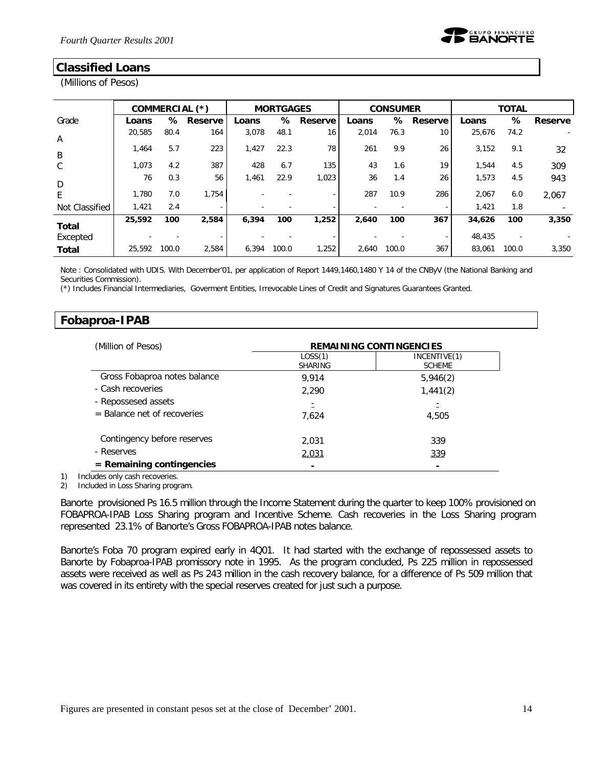## Classified Loans

(Millions of Pesos)

| Grade | COMMERCIAL (*) | | | MORTGAGES | | | CONSUMER | | | TOTAL | | |
|---|---|---|---|---|---|---|---|---|---|---|---|---|
| | Loans | % | Reserve | Loans | % | Reserve | Loans | % | Reserve | Loans | % | Reserve |
| A | 20,585 | 80.4 | 164 | 3,078 | 48.1 | 16 | 2,014 | 76.3 | 10 | 25,676 | 74.2 | - |
| B | 1,464 | 5.7 | 223 | 1,427 | 22.3 | 78 | 261 | 9.9 | 26 | 3,152 | 9.1 | 32 |
| C | 1,073 | 4.2 | 387 | 428 | 6.7 | 135 | 43 | 1.6 | 19 | 1,544 | 4.5 | 309 |
| D | 76 | 0.3 | 56 | 1,461 | 22.9 | 1,023 | 36 | 1.4 | 26 | 1,573 | 4.5 | 943 |
| E | 1,780 | 7.0 | 1,754 | - | - | - | 287 | 10.9 | 286 | 2,067 | 6.0 | 2,067 |
| Not Classified | 1,421 | 2.4 | - | - | - | - | - | - | - | 1,421 | 1.8 | - |
| **Total** | **25,592** | **100** | **2,584** | **6,394** | **100** | **1,252** | **2,640** | **100** | **367** | **34,626** | **100** | **3,350** |
| Excepted | - | - | - | - | - | - | - | - | - | 48,435 | - | - |
| **Total** | 25,592 | 100.0 | 2,584 | 6,394 | 100.0 | 1,252 | 2,640 | 100.0 | 367 | 83,061 | 100.0 | 3,350 |

Note : Consolidated with UDIS. With December'01, per application of Report 1449,1460,1480 Y 14 of the CNByV (the National Banking and Securities Commission).

(*) Includes Financial Intermediaries, Goverment Entities, Irrevocable Lines of Credit and Signatures Guarantees Granted.

## Fobaproa-IPAB

| (Million of Pesos) | REMAINING CONTINGENCIES | |
|---|---|---|
| | LOSS(1) SHARING | INCENTIVE(1) SCHEME |
| Gross Fobaproa notes balance | 9,914 | 5,946(2) |
| - Cash recoveries | 2,290 | 1,441(2) |
| - Repossesed assets | - | - |
| = Balance net of recoveries | 7,624 | 4,505 |
| Contingency before reserves | 2,031 | 339 |
| - Reserves | 2,031 | 339 |
| **= Remaining contingencies** | - | - |

1) Includes only cash recoveries.
2) Included in Loss Sharing program.

Banorte provisioned Ps 16.5 million through the Income Statement during the quarter to keep 100% provisioned on FOBAPROA-IPAB Loss Sharing program and Incentive Scheme. Cash recoveries in the Loss Sharing program represented 23.1% of Banorte's Gross FOBAPROA-IPAB notes balance.

Banorte's Foba 70 program expired early in 4Q01. It had started with the exchange of repossessed assets to Banorte by Fobaproa-IPAB promissory note in 1995. As the program concluded, Ps 225 million in repossessed assets were received as well as Ps 243 million in the cash recovery balance, for a difference of Ps 509 million that was covered in its entirety with the special reserves created for just such a purpose.

Figures are presented in constant pesos set at the close of December' 2001.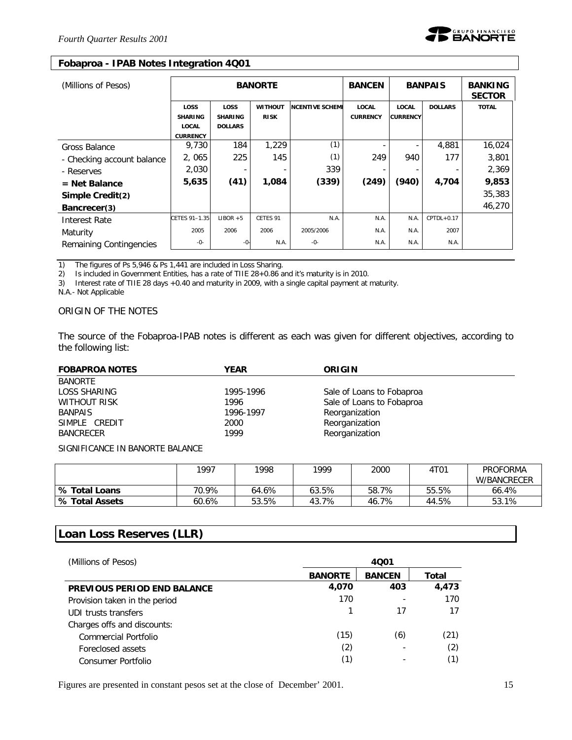## Fobaproa - IPAB Notes Integration 4Q01

| (Millions of Pesos) | BANORTE | | | | BANCEN | BANPAIS | | BANKING SECTOR |
|---|---|---|---|---|---|---|---|---|
| | LOSS SHARING LOCAL CURRENCY | LOSS SHARING DOLLARS | WITHOUT RISK | INCENTIVE SCHEME | LOCAL CURRENCY | LOCAL CURRENCY | DOLLARS | TOTAL |
| Gross Balance | 9,730 | 184 | 1,229 | (1) | - | - | 4,881 | 16,024 |
| - Checking account balance | 2, 065 | 225 | 145 | (1) | 249 | 940 | 177 | 3,801 |
| - Reserves | 2,030 | - | - | 339 | - | - | - | 2,369 |
| **= Net Balance** | **5,635** | **(41)** | **1,084** | **(339)** | **(249)** | **(940)** | **4,704** | **9,853** |
| **Simple Credit(2)** | | | | | | | | 35,383 |
| **Bancrecer(3)** | | | | | | | | 46,270 |
| Interest Rate | CETES 91–1.35 | LIBOR +5 | CETES 91 | N.A. | N.A. | N.A. | CPTDL+0.17 | |
| Maturity | 2005 | 2006 | 2006 | 2005/2006 | N.A. | N.A. | 2007 | |
| Remaining Contingencies | -0- | -0- | N.A. | -0- | N.A. | N.A. | N.A. | |

1) The figures of Ps 5,946 & Ps 1,441 are included in Loss Sharing.
2) Is included in Government Entities, has a rate of TIIE 28+0.86 and it's maturity is in 2010.
3) Interest rate of TIIE 28 days +0.40 and maturity in 2009, with a single capital payment at maturity.

N.A.- Not Applicable

ORIGIN OF THE NOTES

The source of the Fobaproa-IPAB notes is different as each was given for different objectives, according to the following list:

| FOBAPROA NOTES | YEAR | ORIGIN |
|---|---|---|
| BANORTE | | |
| LOSS SHARING | 1995-1996 | Sale of Loans to Fobaproa |
| WITHOUT RISK | 1996 | Sale of Loans to Fobaproa |
| BANPAIS | 1996-1997 | Reorganization |
| SIMPLE CREDIT | 2000 | Reorganization |
| BANCRECER | 1999 | Reorganization |

SIGNIFICANCE IN BANORTE BALANCE

| | 1997 | 1998 | 1999 | 2000 | 4T01 | PROFORMA W/BANCRECER |
|---|---|---|---|---|---|---|
| **% Total Loans** | 70.9% | 64.6% | 63.5% | 58.7% | 55.5% | 66.4% |
| **% Total Assets** | 60.6% | 53.5% | 43.7% | 46.7% | 44.5% | 53.1% |

## Loan Loss Reserves (LLR)

| (Millions of Pesos) | 4Q01 | | |
|---|---|---|---|
| | **BANORTE** | **BANCEN** | **Total** |
| **PREVIOUS PERIOD END BALANCE** | **4,070** | **403** | **4,473** |
| Provision taken in the period | 170 | - | 170 |
| UDI trusts transfers | 1 | 17 | 17 |
| Charges offs and discounts: | | | |
| Commercial Portfolio | (15) | (6) | (21) |
| Foreclosed assets | (2) | - | (2) |
| Consumer Portfolio | (1) | - | (1) |

Figures are presented in constant pesos set at the close of December' 2001.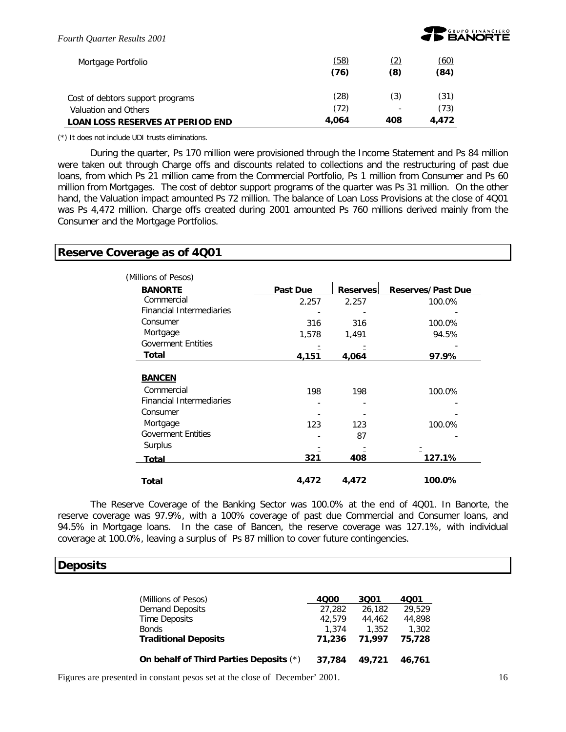| | | | |
|---|---|---|---|
| Mortgage Portfolio | (58) | (2) | (60) |
| | **(76)** | **(8)** | **(84)** |
| Cost of debtors support programs | (28) | (3) | (31) |
| Valuation and Others | (72) | - | (73) |
| **LOAN LOSS RESERVES AT PERIOD END** | **4,064** | **408** | **4,472** |

(*) It does not include UDI trusts eliminations.

During the quarter, Ps 170 million were provisioned through the Income Statement and Ps 84 million were taken out through Charge offs and discounts related to collections and the restructuring of past due loans, from which Ps 21 million came from the Commercial Portfolio, Ps 1 million from Consumer and Ps 60 million from Mortgages. The cost of debtor support programs of the quarter was Ps 31 million. On the other hand, the Valuation impact amounted Ps 72 million. The balance of Loan Loss Provisions at the close of 4Q01 was Ps 4,472 million. Charge offs created during 2001 amounted Ps 760 millions derived mainly from the Consumer and the Mortgage Portfolios.

## Reserve Coverage as of 4Q01

(Millions of Pesos)

| **BANORTE** | **Past Due** | **Reserves** | **Reserves/Past Due** |
|---|---|---|---|
| Commercial | 2,257 | 2,257 | 100.0% |
| Financial Intermediaries | - | - | - |
| Consumer | 316 | 316 | 100.0% |
| Mortgage | 1,578 | 1,491 | 94.5% |
| Goverment Entities | - | - | - |
| **Total** | **4,151** | **4,064** | **97.9%** |
| **BANCEN** | | | |
| Commercial | 198 | 198 | 100.0% |
| Financial Intermediaries | - | - | - |
| Consumer | - | - | - |
| Mortgage | 123 | 123 | 100.0% |
| Goverment Entities | - | 87 | - |
| Surplus | - | - | - |
| **Total** | **321** | **408** | **127.1%** |
| **Total** | **4,472** | **4,472** | **100.0%** |

The Reserve Coverage of the Banking Sector was 100.0% at the end of 4Q01. In Banorte, the reserve coverage was 97.9%, with a 100% coverage of past due Commercial and Consumer loans, and 94.5% in Mortgage loans. In the case of Bancen, the reserve coverage was 127.1%, with individual coverage at 100.0%, leaving a surplus of Ps 87 million to cover future contingencies.

## Deposits

| (Millions of Pesos) | **4Q00** | **3Q01** | **4Q01** |
|---|---|---|---|
| Demand Deposits | 27,282 | 26,182 | 29,529 |
| Time Deposits | 42,579 | 44,462 | 44,898 |
| Bonds | 1,374 | 1,352 | 1,302 |
| **Traditional Deposits** | **71,236** | **71,997** | **75,728** |
| **On behalf of Third Parties Deposits** (*) | **37,784** | **49,721** | **46,761** |

Figures are presented in constant pesos set at the close of December' 2001.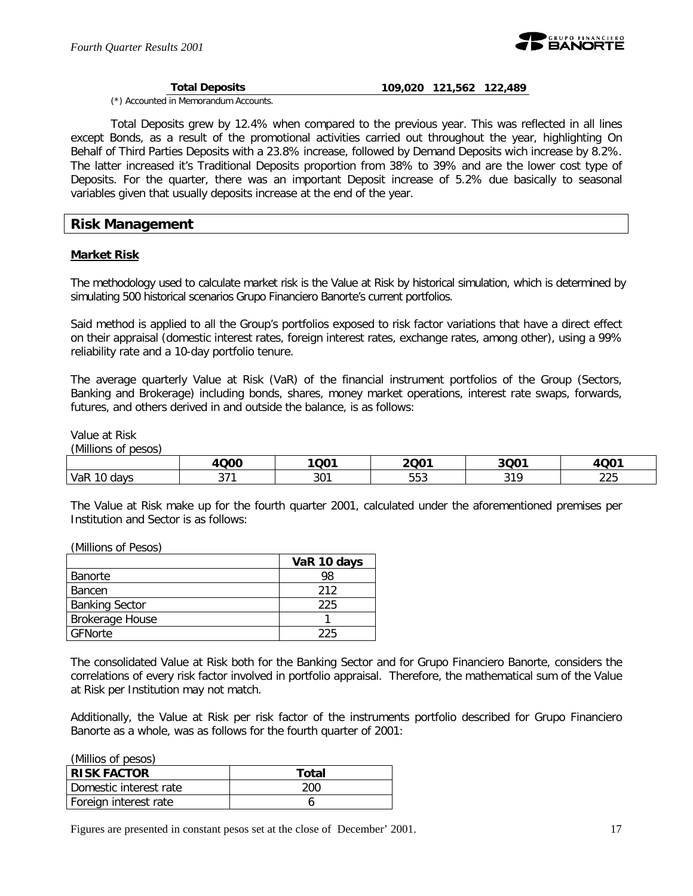| Total Deposits | 109,020 | 121,562 | 122,489 |
|---|---|---|---|

(*) Accounted in Memorandum Accounts.

Total Deposits grew by 12.4% when compared to the previous year. This was reflected in all lines except Bonds, as a result of the promotional activities carried out throughout the year, highlighting On Behalf of Third Parties Deposits with a 23.8% increase, followed by Demand Deposits wich increase by 8.2%. The latter increased it's Traditional Deposits proportion from 38% to 39% and are the lower cost type of Deposits. For the quarter, there was an important Deposit increase of 5.2% due basically to seasonal variables given that usually deposits increase at the end of the year.

## Risk Management

### Market Risk

The methodology used to calculate market risk is the Value at Risk by historical simulation, which is determined by simulating 500 historical scenarios Grupo Financiero Banorte's current portfolios.

Said method is applied to all the Group's portfolios exposed to risk factor variations that have a direct effect on their appraisal (domestic interest rates, foreign interest rates, exchange rates, among other), using a 99% reliability rate and a 10-day portfolio tenure.

The average quarterly Value at Risk (VaR) of the financial instrument portfolios of the Group (Sectors, Banking and Brokerage) including bonds, shares, money market operations, interest rate swaps, forwards, futures, and others derived in and outside the balance, is as follows:

Value at Risk
(Millions of pesos)

| | 4Q00 | 1Q01 | 2Q01 | 3Q01 | 4Q01 |
|---|---|---|---|---|---|
| VaR 10 days | 371 | 301 | 553 | 319 | 225 |

The Value at Risk make up for the fourth quarter 2001, calculated under the aforementioned premises per Institution and Sector is as follows:

(Millions of Pesos)

| | VaR 10 days |
|---|---|
| Banorte | 98 |
| Bancen | 212 |
| Banking Sector | 225 |
| Brokerage House | 1 |
| GFNorte | 225 |

The consolidated Value at Risk both for the Banking Sector and for Grupo Financiero Banorte, considers the correlations of every risk factor involved in portfolio appraisal. Therefore, the mathematical sum of the Value at Risk per Institution may not match.

Additionally, the Value at Risk per risk factor of the instruments portfolio described for Grupo Financiero Banorte as a whole, was as follows for the fourth quarter of 2001:

(Millios of pesos)

| RISK FACTOR | Total |
|---|---|
| Domestic interest rate | 200 |
| Foreign interest rate | 6 |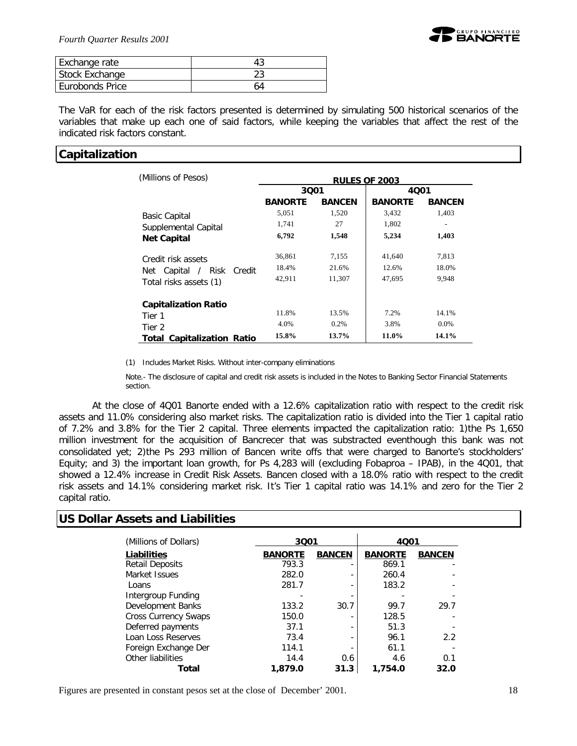| Exchange rate | 43 |
|---|---|
| Stock Exchange | 23 |
| Eurobonds Price | 64 |

The VaR for each of the risk factors presented is determined by simulating 500 historical scenarios of the variables that make up each one of said factors, while keeping the variables that affect the rest of the indicated risk factors constant.

## Capitalization

| (Millions of Pesos) | RULES OF 2003 | | | |
|---|---|---|---|---|
| | 3Q01 | | 4Q01 | |
| | **BANORTE** | **BANCEN** | **BANORTE** | **BANCEN** |
| Basic Capital | 5,051 | 1,520 | 3,432 | 1,403 |
| Supplemental Capital | 1,741 | 27 | 1,802 | - |
| **Net Capital** | **6,792** | **1,548** | **5,234** | **1,403** |
| Credit risk assets | 36,861 | 7,155 | 41,640 | 7,813 |
| Net Capital / Risk Credit | 18.4% | 21.6% | 12.6% | 18.0% |
| Total risks assets (1) | 42,911 | 11,307 | 47,695 | 9,948 |
| **Capitalization Ratio** | | | | |
| Tier 1 | 11.8% | 13.5% | 7.2% | 14.1% |
| Tier 2 | 4.0% | 0.2% | 3.8% | 0.0% |
| **Total Capitalization Ratio** | **15.8%** | **13.7%** | **11.0%** | **14.1%** |

(1) Includes Market Risks. Without inter-company eliminations

Note.- The disclosure of capital and credit risk assets is included in the Notes to Banking Sector Financial Statements section.

At the close of 4Q01 Banorte ended with a 12.6% capitalization ratio with respect to the credit risk assets and 11.0% considering also market risks. The capitalization ratio is divided into the Tier 1 capital ratio of 7.2% and 3.8% for the Tier 2 capital. Three elements impacted the capitalization ratio: 1)the Ps 1,650 million investment for the acquisition of Bancrecer that was substracted eventhough this bank was not consolidated yet; 2)the Ps 293 million of Bancen write offs that were charged to Banorte's stockholders' Equity; and 3) the important loan growth, for Ps 4,283 will (excluding Fobaproa – IPAB), in the 4Q01, that showed a 12.4% increase in Credit Risk Assets. Bancen closed with a 18.0% ratio with respect to the credit risk assets and 14.1% considering market risk. It's Tier 1 capital ratio was 14.1% and zero for the Tier 2 capital ratio.

## US Dollar Assets and Liabilities

| (Millions of Dollars) | 3Q01 | | 4Q01 | |
|---|---|---|---|---|
| **Liabilities** | **BANORTE** | **BANCEN** | **BANORTE** | **BANCEN** |
| Retail Deposits | 793.3 | - | 869.1 | - |
| Market Issues | 282.0 | - | 260.4 | - |
| Loans | 281.7 | - | 183.2 | - |
| Intergroup Funding | - | - | - | - |
| Development Banks | 133.2 | 30.7 | 99.7 | 29.7 |
| Cross Currency Swaps | 150.0 | - | 128.5 | - |
| Deferred payments | 37.1 | - | 51.3 | - |
| Loan Loss Reserves | 73.4 | - | 96.1 | 2.2 |
| Foreign Exchange Der | 114.1 | - | 61.1 | - |
| Other liabilities | 14.4 | 0.6 | 4.6 | 0.1 |
| **Total** | **1,879.0** | **31.3** | **1,754.0** | **32.0** |

Figures are presented in constant pesos set at the close of December' 2001.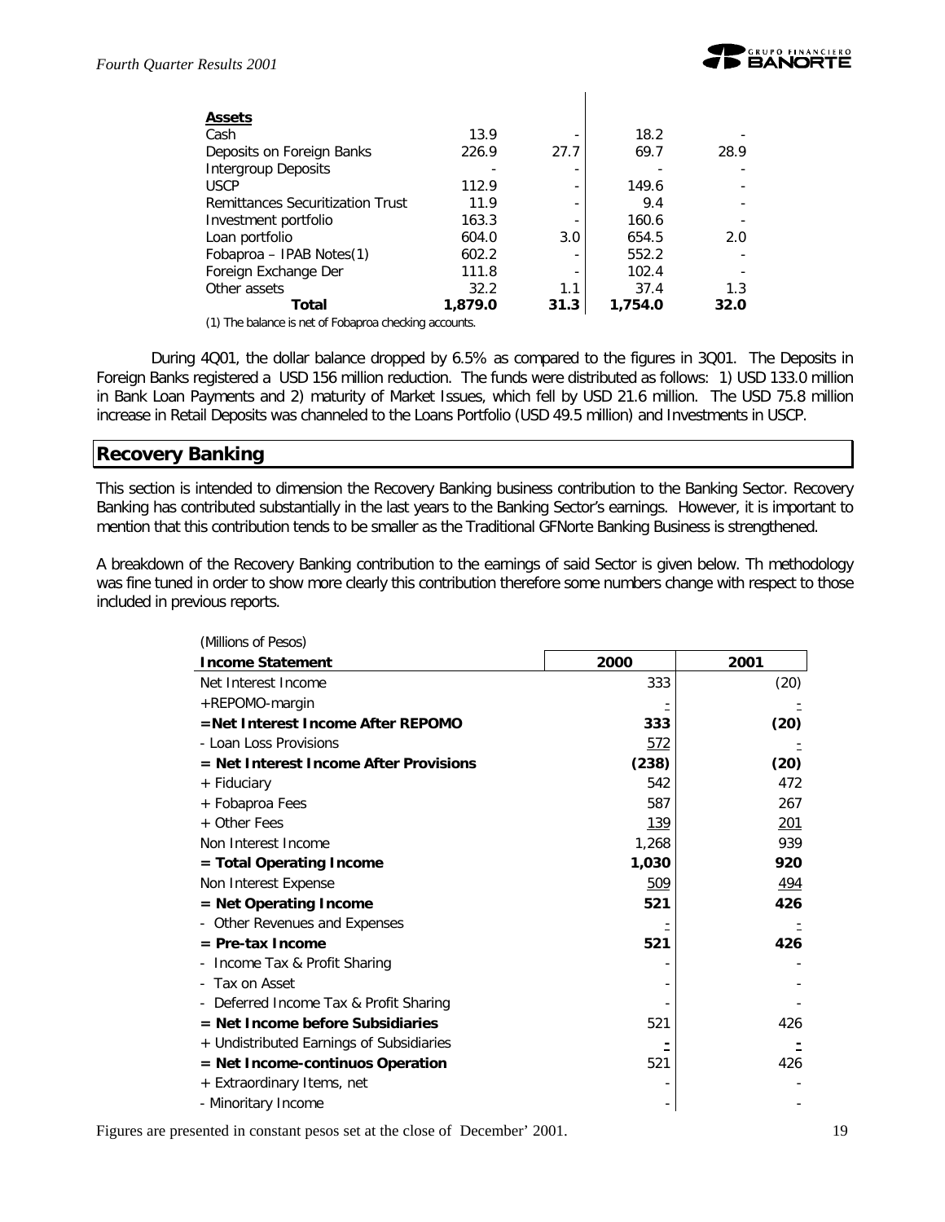| Assets | | | | |
|---|---|---|---|---|
| Cash | 13.9 | - | 18.2 | - |
| Deposits on Foreign Banks | 226.9 | 27.7 | 69.7 | 28.9 |
| Intergroup Deposits | - | - | - | - |
| USCP | 112.9 | - | 149.6 | - |
| Remittances Securitization Trust | 11.9 | - | 9.4 | - |
| Investment portfolio | 163.3 | - | 160.6 | - |
| Loan portfolio | 604.0 | 3.0 | 654.5 | 2.0 |
| Fobaproa – IPAB Notes(1) | 602.2 | - | 552.2 | - |
| Foreign Exchange Der | 111.8 | - | 102.4 | - |
| Other assets | 32.2 | 1.1 | 37.4 | 1.3 |
| **Total** | **1,879.0** | **31.3** | **1,754.0** | **32.0** |

(1) The balance is net of Fobaproa checking accounts.

During 4Q01, the dollar balance dropped by 6.5% as compared to the figures in 3Q01. The Deposits in Foreign Banks registered a USD 156 million reduction. The funds were distributed as follows: 1) USD 133.0 million in Bank Loan Payments and 2) maturity of Market Issues, which fell by USD 21.6 million. The USD 75.8 million increase in Retail Deposits was channeled to the Loans Portfolio (USD 49.5 million) and Investments in USCP.

## Recovery Banking

This section is intended to dimension the Recovery Banking business contribution to the Banking Sector. Recovery Banking has contributed substantially in the last years to the Banking Sector's earnings. However, it is important to mention that this contribution tends to be smaller as the Traditional GFNorte Banking Business is strengthened.

A breakdown of the Recovery Banking contribution to the earnings of said Sector is given below. Th methodology was fine tuned in order to show more clearly this contribution therefore some numbers change with respect to those included in previous reports.

(Millions of Pesos)

| Income Statement | 2000 | 2001 |
|---|---|---|
| Net Interest Income | 333 | (20) |
| +REPOMO-margin | - | - |
| **=Net Interest Income After REPOMO** | **333** | **(20)** |
| - Loan Loss Provisions | 572 | - |
| **= Net Interest Income After Provisions** | **(238)** | **(20)** |
| + Fiduciary | 542 | 472 |
| + Fobaproa Fees | 587 | 267 |
| + Other Fees | 139 | 201 |
| Non Interest Income | 1,268 | 939 |
| **= Total Operating Income** | **1,030** | **920** |
| Non Interest Expense | 509 | 494 |
| **= Net Operating Income** | **521** | **426** |
| - Other Revenues and Expenses | - | - |
| **= Pre-tax Income** | **521** | **426** |
| - Income Tax & Profit Sharing | - | - |
| - Tax on Asset | - | - |
| - Deferred Income Tax & Profit Sharing | - | - |
| **= Net Income before Subsidiaries** | 521 | 426 |
| + Undistributed Earnings of Subsidiaries | - | - |
| **= Net Income-continuos Operation** | 521 | 426 |
| + Extraordinary Items, net | - | - |
| - Minoritary Income | - | - |

Figures are presented in constant pesos set at the close of December' 2001.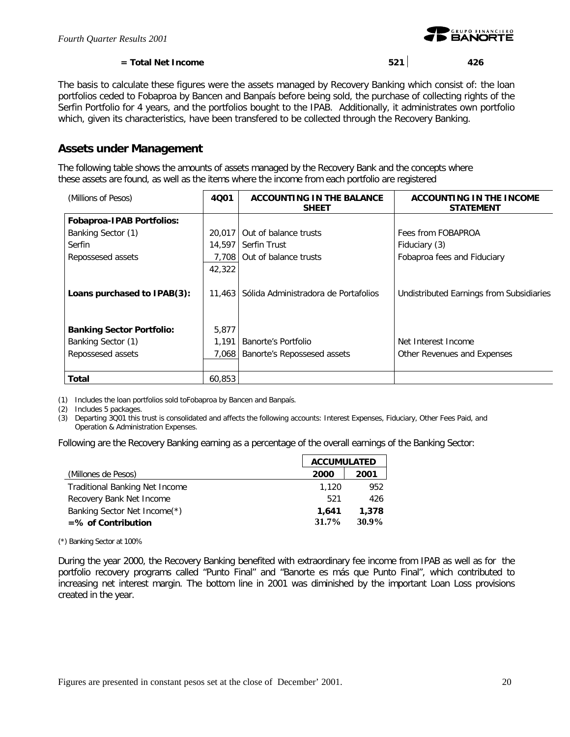| | | |
|---|---|---|
| **= Total Net Income** | **521** | **426** |

The basis to calculate these figures were the assets managed by Recovery Banking which consist of: the loan portfolios ceded to Fobaproa by Bancen and Banpaís before being sold, the purchase of collecting rights of the Serfin Portfolio for 4 years, and the portfolios bought to the IPAB. Additionally, it administrates own portfolio which, given its characteristics, have been transfered to be collected through the Recovery Banking.

## Assets under Management

The following table shows the amounts of assets managed by the Recovery Bank and the concepts where these assets are found, as well as the items where the income from each portfolio are registered

| (Millions of Pesos) | 4Q01 | ACCOUNTING IN THE BALANCE SHEET | ACCOUNTING IN THE INCOME STATEMENT |
|---|---|---|---|
| **Fobaproa-IPAB Portfolios:** | | | |
| Banking Sector (1) | 20,017 | Out of balance trusts | Fees from FOBAPROA |
| Serfin | 14,597 | Serfin Trust | Fiduciary (3) |
| Repossesed assets | 7,708 | Out of balance trusts | Fobaproa fees and Fiduciary |
| | 42,322 | | |
| **Loans purchased to IPAB(3):** | 11,463 | Sólida Administradora de Portafolios | Undistributed Earnings from Subsidiaries |
| **Banking Sector Portfolio:** | 5,877 | | |
| Banking Sector (1) | 1,191 | Banorte's Portfolio | Net Interest Income |
| Repossesed assets | 7,068 | Banorte's Repossesed assets | Other Revenues and Expenses |
| **Total** | 60,853 | | |

(1) Includes the loan portfolios sold toFobaproa by Bancen and Banpaís.
(2) Includes 5 packages.
(3) Departing 3Q01 this trust is consolidated and affects the following accounts: Interest Expenses, Fiduciary, Other Fees Paid, and Operation & Administration Expenses.

Following are the Recovery Banking earning as a percentage of the overall earnings of the Banking Sector:

| | ACCUMULATED | |
|---|---|---|
| (Millones de Pesos) | 2000 | 2001 |
| Traditional Banking Net Income | 1,120 | 952 |
| Recovery Bank Net Income | 521 | 426 |
| Banking Sector Net Income(*) | **1,641** | **1,378** |
| **=% of Contribution** | **31.7%** | **30.9%** |

(*) Banking Sector at 100%

During the year 2000, the Recovery Banking benefited with extraordinary fee income from IPAB as well as for the portfolio recovery programs called "Punto Final" and "Banorte es más que Punto Final", which contributed to increasing net interest margin. The bottom line in 2001 was diminished by the important Loan Loss provisions created in the year.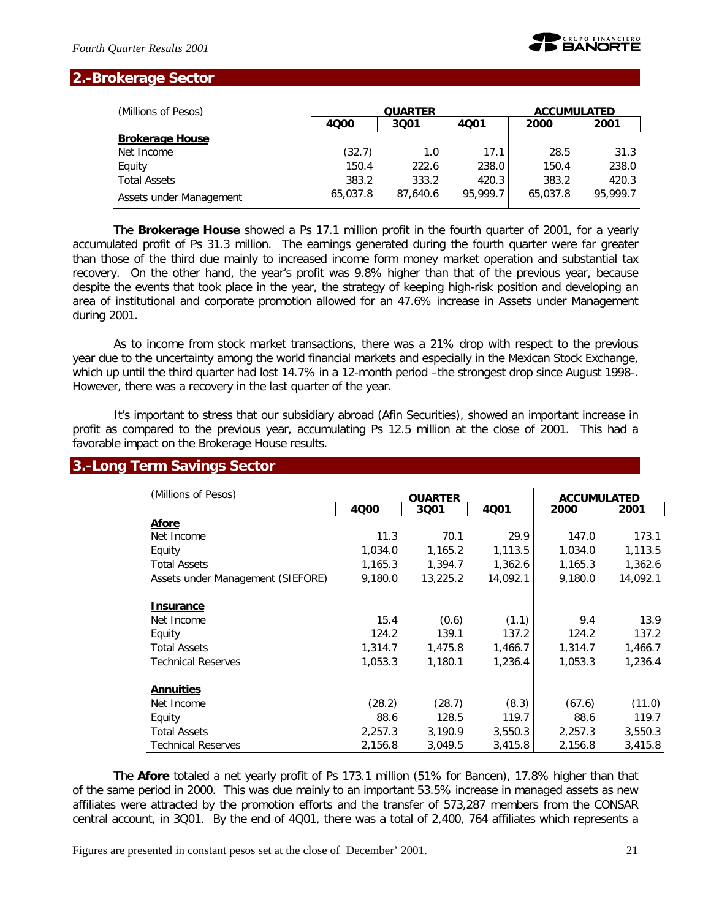## 2.-Brokerage Sector

| (Millions of Pesos) | QUARTER | | | ACCUMULATED | |
|---|---|---|---|---|---|
| | 4Q00 | 3Q01 | 4Q01 | 2000 | 2001 |
| **Brokerage House** | | | | | |
| Net Income | (32.7) | 1.0 | 17.1 | 28.5 | 31.3 |
| Equity | 150.4 | 222.6 | 238.0 | 150.4 | 238.0 |
| Total Assets | 383.2 | 333.2 | 420.3 | 383.2 | 420.3 |
| Assets under Management | 65,037.8 | 87,640.6 | 95,999.7 | 65,037.8 | 95,999.7 |

The **Brokerage House** showed a Ps 17.1 million profit in the fourth quarter of 2001, for a yearly accumulated profit of Ps 31.3 million. The earnings generated during the fourth quarter were far greater than those of the third due mainly to increased income form money market operation and substantial tax recovery. On the other hand, the year's profit was 9.8% higher than that of the previous year, because despite the events that took place in the year, the strategy of keeping high-risk position and developing an area of institutional and corporate promotion allowed for an 47.6% increase in Assets under Management during 2001.

As to income from stock market transactions, there was a 21% drop with respect to the previous year due to the uncertainty among the world financial markets and especially in the Mexican Stock Exchange, which up until the third quarter had lost 14.7% in a 12-month period –the strongest drop since August 1998-. However, there was a recovery in the last quarter of the year.

It's important to stress that our subsidiary abroad (Afin Securities), showed an important increase in profit as compared to the previous year, accumulating Ps 12.5 million at the close of 2001. This had a favorable impact on the Brokerage House results.

## 3.-Long Term Savings Sector

| (Millions of Pesos) | QUARTER | | | ACCUMULATED | |
|---|---|---|---|---|---|
| | 4Q00 | 3Q01 | 4Q01 | 2000 | 2001 |
| **Afore** | | | | | |
| Net Income | 11.3 | 70.1 | 29.9 | 147.0 | 173.1 |
| Equity | 1,034.0 | 1,165.2 | 1,113.5 | 1,034.0 | 1,113.5 |
| Total Assets | 1,165.3 | 1,394.7 | 1,362.6 | 1,165.3 | 1,362.6 |
| Assets under Management (SIEFORE) | 9,180.0 | 13,225.2 | 14,092.1 | 9,180.0 | 14,092.1 |
| **Insurance** | | | | | |
| Net Income | 15.4 | (0.6) | (1.1) | 9.4 | 13.9 |
| Equity | 124.2 | 139.1 | 137.2 | 124.2 | 137.2 |
| Total Assets | 1,314.7 | 1,475.8 | 1,466.7 | 1,314.7 | 1,466.7 |
| Technical Reserves | 1,053.3 | 1,180.1 | 1,236.4 | 1,053.3 | 1,236.4 |
| **Annuities** | | | | | |
| Net Income | (28.2) | (28.7) | (8.3) | (67.6) | (11.0) |
| Equity | 88.6 | 128.5 | 119.7 | 88.6 | 119.7 |
| Total Assets | 2,257.3 | 3,190.9 | 3,550.3 | 2,257.3 | 3,550.3 |
| Technical Reserves | 2,156.8 | 3,049.5 | 3,415.8 | 2,156.8 | 3,415.8 |

The **Afore** totaled a net yearly profit of Ps 173.1 million (51% for Bancen), 17.8% higher than that of the same period in 2000. This was due mainly to an important 53.5% increase in managed assets as new affiliates were attracted by the promotion efforts and the transfer of 573,287 members from the CONSAR central account, in 3Q01. By the end of 4Q01, there was a total of 2,400, 764 affiliates which represents a

Figures are presented in constant pesos set at the close of December' 2001.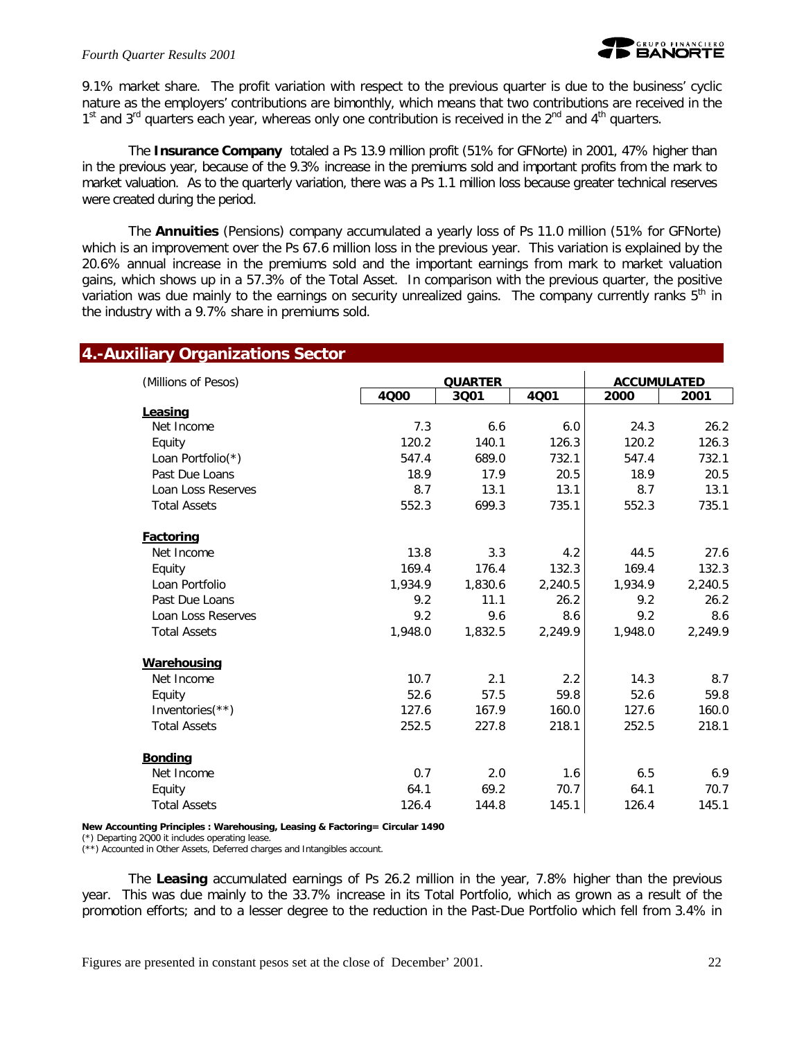9.1% market share. The profit variation with respect to the previous quarter is due to the business' cyclic nature as the employers' contributions are bimonthly, which means that two contributions are received in the 1st and 3rd quarters each year, whereas only one contribution is received in the 2nd and 4th quarters.

The **Insurance Company** totaled a Ps 13.9 million profit (51% for GFNorte) in 2001, 47% higher than in the previous year, because of the 9.3% increase in the premiums sold and important profits from the mark to market valuation. As to the quarterly variation, there was a Ps 1.1 million loss because greater technical reserves were created during the period.

The **Annuities** (Pensions) company accumulated a yearly loss of Ps 11.0 million (51% for GFNorte) which is an improvement over the Ps 67.6 million loss in the previous year. This variation is explained by the 20.6% annual increase in the premiums sold and the important earnings from mark to market valuation gains, which shows up in a 57.3% of the Total Asset. In comparison with the previous quarter, the positive variation was due mainly to the earnings on security unrealized gains. The company currently ranks 5th in the industry with a 9.7% share in premiums sold.

## 4.-Auxiliary Organizations Sector

| (Millions of Pesos) | QUARTER | | | ACCUMULATED | |
|---|---|---|---|---|---|
| | 4Q00 | 3Q01 | 4Q01 | 2000 | 2001 |
| **Leasing** | | | | | |
| Net Income | 7.3 | 6.6 | 6.0 | 24.3 | 26.2 |
| Equity | 120.2 | 140.1 | 126.3 | 120.2 | 126.3 |
| Loan Portfolio(*) | 547.4 | 689.0 | 732.1 | 547.4 | 732.1 |
| Past Due Loans | 18.9 | 17.9 | 20.5 | 18.9 | 20.5 |
| Loan Loss Reserves | 8.7 | 13.1 | 13.1 | 8.7 | 13.1 |
| Total Assets | 552.3 | 699.3 | 735.1 | 552.3 | 735.1 |
| **Factoring** | | | | | |
| Net Income | 13.8 | 3.3 | 4.2 | 44.5 | 27.6 |
| Equity | 169.4 | 176.4 | 132.3 | 169.4 | 132.3 |
| Loan Portfolio | 1,934.9 | 1,830.6 | 2,240.5 | 1,934.9 | 2,240.5 |
| Past Due Loans | 9.2 | 11.1 | 26.2 | 9.2 | 26.2 |
| Loan Loss Reserves | 9.2 | 9.6 | 8.6 | 9.2 | 8.6 |
| Total Assets | 1,948.0 | 1,832.5 | 2,249.9 | 1,948.0 | 2,249.9 |
| **Warehousing** | | | | | |
| Net Income | 10.7 | 2.1 | 2.2 | 14.3 | 8.7 |
| Equity | 52.6 | 57.5 | 59.8 | 52.6 | 59.8 |
| Inventories(**) | 127.6 | 167.9 | 160.0 | 127.6 | 160.0 |
| Total Assets | 252.5 | 227.8 | 218.1 | 252.5 | 218.1 |
| **Bonding** | | | | | |
| Net Income | 0.7 | 2.0 | 1.6 | 6.5 | 6.9 |
| Equity | 64.1 | 69.2 | 70.7 | 64.1 | 70.7 |
| Total Assets | 126.4 | 144.8 | 145.1 | 126.4 | 145.1 |

**New Accounting Principles : Warehousing, Leasing & Factoring= Circular 1490**
(*) Departing 2Q00 it includes operating lease.
(**) Accounted in Other Assets, Deferred charges and Intangibles account.

The **Leasing** accumulated earnings of Ps 26.2 million in the year, 7.8% higher than the previous year. This was due mainly to the 33.7% increase in its Total Portfolio, which as grown as a result of the promotion efforts; and to a lesser degree to the reduction in the Past-Due Portfolio which fell from 3.4% in

Figures are presented in constant pesos set at the close of December' 2001.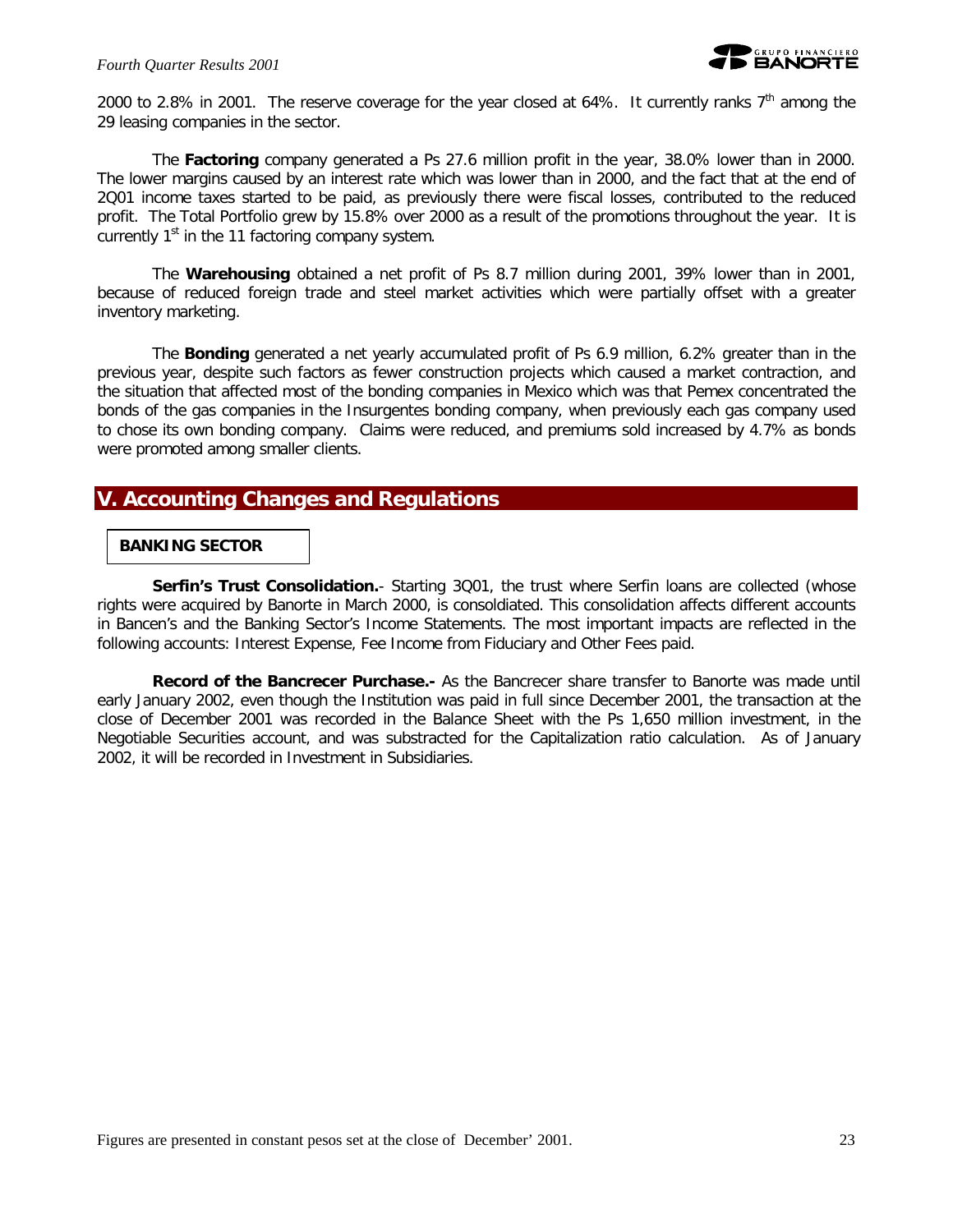2000 to 2.8% in 2001. The reserve coverage for the year closed at 64%. It currently ranks 7th among the 29 leasing companies in the sector.

The **Factoring** company generated a Ps 27.6 million profit in the year, 38.0% lower than in 2000. The lower margins caused by an interest rate which was lower than in 2000, and the fact that at the end of 2Q01 income taxes started to be paid, as previously there were fiscal losses, contributed to the reduced profit. The Total Portfolio grew by 15.8% over 2000 as a result of the promotions throughout the year. It is currently 1st in the 11 factoring company system.

The **Warehousing** obtained a net profit of Ps 8.7 million during 2001, 39% lower than in 2001, because of reduced foreign trade and steel market activities which were partially offset with a greater inventory marketing.

The **Bonding** generated a net yearly accumulated profit of Ps 6.9 million, 6.2% greater than in the previous year, despite such factors as fewer construction projects which caused a market contraction, and the situation that affected most of the bonding companies in Mexico which was that Pemex concentrated the bonds of the gas companies in the Insurgentes bonding company, when previously each gas company used to chose its own bonding company. Claims were reduced, and premiums sold increased by 4.7% as bonds were promoted among smaller clients.

## V. Accounting Changes and Regulations

### BANKING SECTOR

**Serfin's Trust Consolidation.**- Starting 3Q01, the trust where Serfin loans are collected (whose rights were acquired by Banorte in March 2000, is consoldiated. This consolidation affects different accounts in Bancen's and the Banking Sector's Income Statements. The most important impacts are reflected in the following accounts: Interest Expense, Fee Income from Fiduciary and Other Fees paid.

**Record of the Bancrecer Purchase.-** As the Bancrecer share transfer to Banorte was made until early January 2002, even though the Institution was paid in full since December 2001, the transaction at the close of December 2001 was recorded in the Balance Sheet with the Ps 1,650 million investment, in the Negotiable Securities account, and was substracted for the Capitalization ratio calculation. As of January 2002, it will be recorded in Investment in Subsidiaries.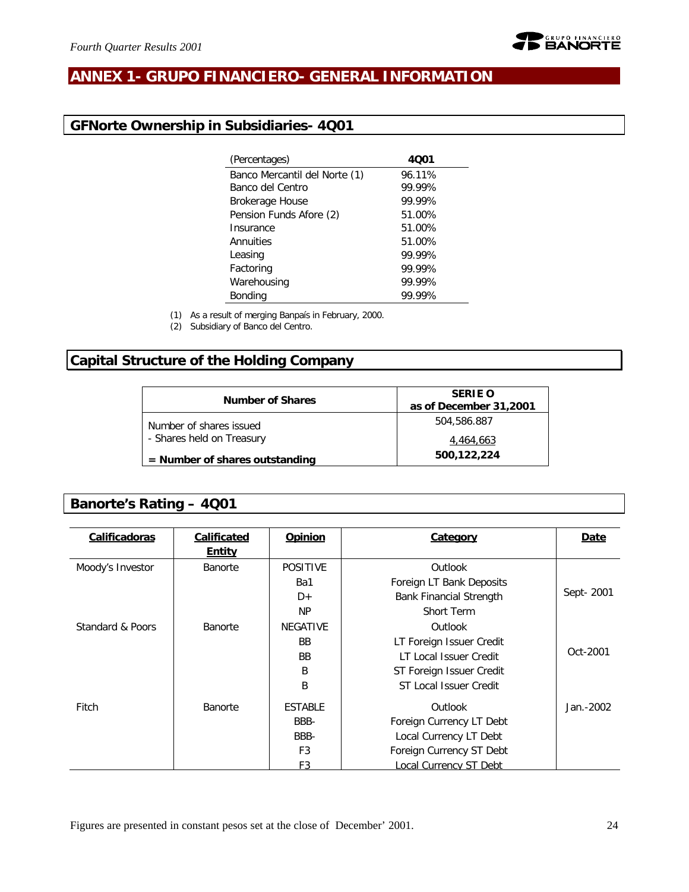## ANNEX 1- GRUPO FINANCIERO- GENERAL INFORMATION

### GFNorte Ownership in Subsidiaries- 4Q01

| (Percentages) | 4Q01 |
|---|---|
| Banco Mercantil del Norte (1) | 96.11% |
| Banco del Centro | 99.99% |
| Brokerage House | 99.99% |
| Pension Funds Afore (2) | 51.00% |
| Insurance | 51.00% |
| Annuities | 51.00% |
| Leasing | 99.99% |
| Factoring | 99.99% |
| Warehousing | 99.99% |
| Bonding | 99.99% |

(1) As a result of merging Banpaís in February, 2000.
(2) Subsidiary of Banco del Centro.

### Capital Structure of the Holding Company

| Number of Shares | SERIE O as of December 31,2001 |
|---|---|
| Number of shares issued | 504,586.887 |
| - Shares held on Treasury | 4,464,663 |
| **= Number of shares outstanding** | **500,122,224** |

### Banorte's Rating – 4Q01

| Calificadoras | Calificated Entity | Opinion | Category | Date |
|---|---|---|---|---|
| Moody's Investor | Banorte | POSITIVE | Outlook | Sept- 2001 |
| | | Ba1 | Foreign LT Bank Deposits | |
| | | D+ | Bank Financial Strength | |
| | | NP | Short Term | |
| Standard & Poors | Banorte | NEGATIVE | Outlook | Oct-2001 |
| | | BB | LT Foreign Issuer Credit | |
| | | BB | LT Local Issuer Credit | |
| | | B | ST Foreign Issuer Credit | |
| | | B | ST Local Issuer Credit | |
| Fitch | Banorte | ESTABLE | Outlook | Jan.-2002 |
| | | BBB- | Foreign Currency LT Debt | |
| | | BBB- | Local Currency LT Debt | |
| | | F3 | Foreign Currency ST Debt | |
| | | F3 | Local Currency ST Debt | |

Figures are presented in constant pesos set at the close of December' 2001.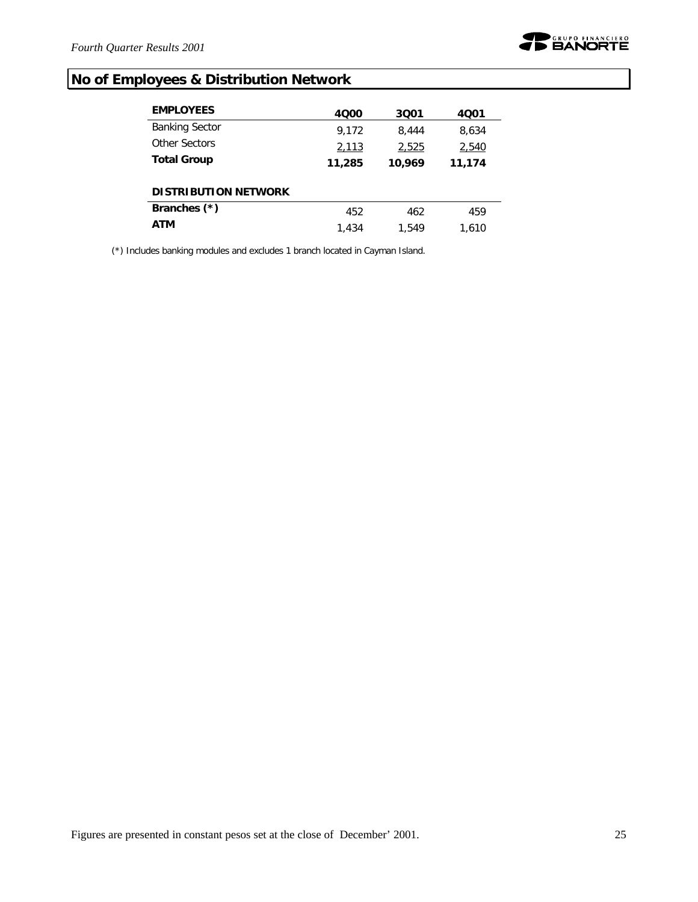## No of Employees & Distribution Network

| EMPLOYEES | 4Q00 | 3Q01 | 4Q01 |
|---|---|---|---|
| Banking Sector | 9,172 | 8,444 | 8,634 |
| Other Sectors | 2,113 | 2,525 | 2,540 |
| **Total Group** | **11,285** | **10,969** | **11,174** |

| DISTRIBUTION NETWORK | 4Q00 | 3Q01 | 4Q01 |
|---|---|---|---|
| **Branches (*)** | 452 | 462 | 459 |
| **ATM** | 1,434 | 1,549 | 1,610 |

(*) Includes banking modules and excludes 1 branch located in Cayman Island.

Figures are presented in constant pesos set at the close of December' 2001.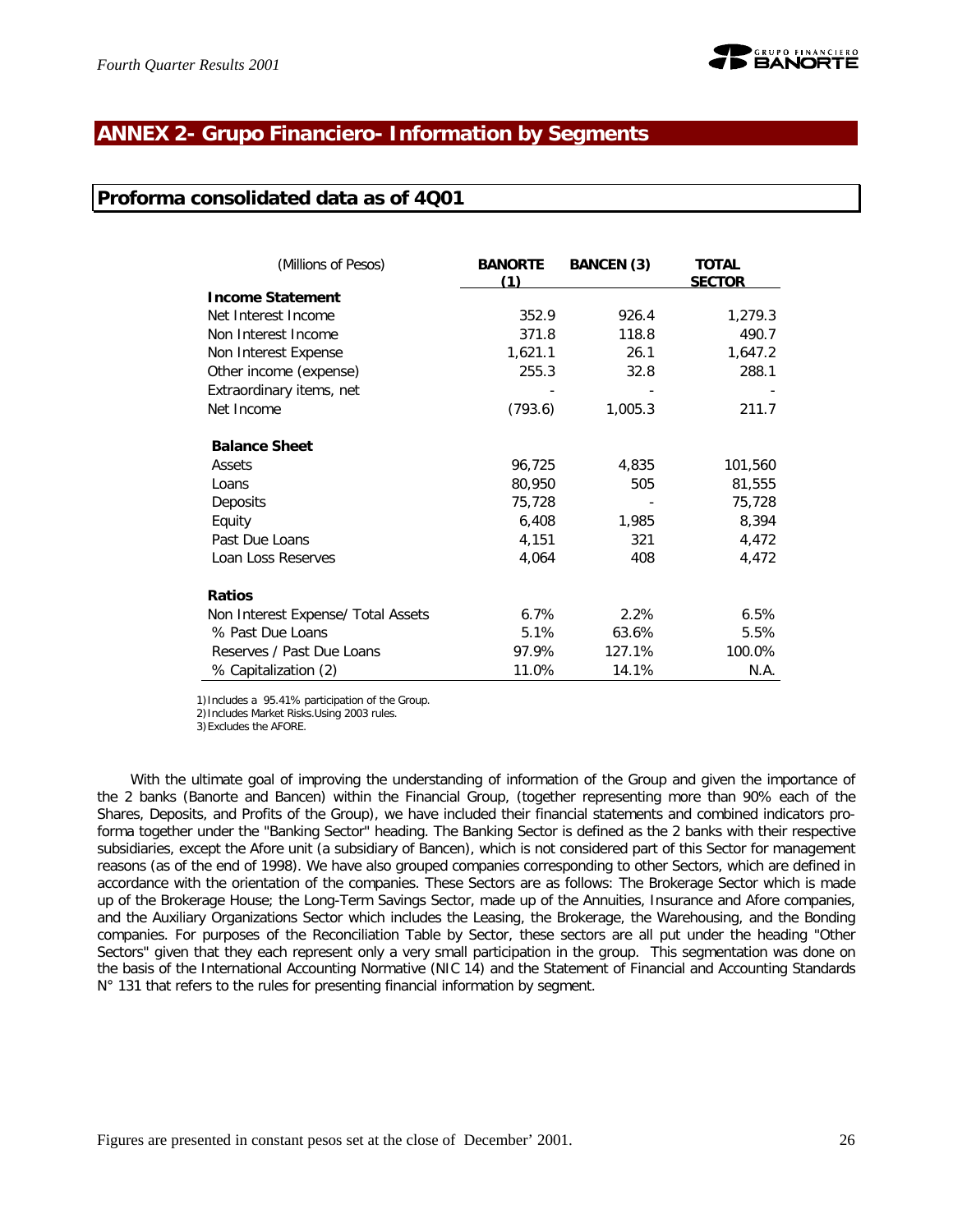## ANNEX 2- Grupo Financiero- Information by Segments

### Proforma consolidated data as of 4Q01

| (Millions of Pesos) | BANORTE (1) | BANCEN (3) | TOTAL SECTOR |
|---|---|---|---|
| **Income Statement** | | | |
| Net Interest Income | 352.9 | 926.4 | 1,279.3 |
| Non Interest Income | 371.8 | 118.8 | 490.7 |
| Non Interest Expense | 1,621.1 | 26.1 | 1,647.2 |
| Other income (expense) | 255.3 | 32.8 | 288.1 |
| Extraordinary items, net | - | - | - |
| Net Income | (793.6) | 1,005.3 | 211.7 |
| **Balance Sheet** | | | |
| Assets | 96,725 | 4,835 | 101,560 |
| Loans | 80,950 | 505 | 81,555 |
| Deposits | 75,728 | - | 75,728 |
| Equity | 6,408 | 1,985 | 8,394 |
| Past Due Loans | 4,151 | 321 | 4,472 |
| Loan Loss Reserves | 4,064 | 408 | 4,472 |
| **Ratios** | | | |
| Non Interest Expense/ Total Assets | 6.7% | 2.2% | 6.5% |
| % Past Due Loans | 5.1% | 63.6% | 5.5% |
| Reserves / Past Due Loans | 97.9% | 127.1% | 100.0% |
| % Capitalization (2) | 11.0% | 14.1% | N.A. |

1) Includes a 95.41% participation of the Group.
2) Includes Market Risks.Using 2003 rules.
3) Excludes the AFORE.

With the ultimate goal of improving the understanding of information of the Group and given the importance of the 2 banks (Banorte and Bancen) within the Financial Group, (together representing more than 90% each of the Shares, Deposits, and Profits of the Group), we have included their financial statements and combined indicators pro-forma together under the "Banking Sector" heading. The Banking Sector is defined as the 2 banks with their respective subsidiaries, except the Afore unit (a subsidiary of Bancen), which is not considered part of this Sector for management reasons (as of the end of 1998). We have also grouped companies corresponding to other Sectors, which are defined in accordance with the orientation of the companies. These Sectors are as follows: The Brokerage Sector which is made up of the Brokerage House; the Long-Term Savings Sector, made up of the Annuities, Insurance and Afore companies, and the Auxiliary Organizations Sector which includes the Leasing, the Brokerage, the Warehousing, and the Bonding companies. For purposes of the Reconciliation Table by Sector, these sectors are all put under the heading "Other Sectors" given that they each represent only a very small participation in the group. This segmentation was done on the basis of the International Accounting Normative (NIC 14) and the Statement of Financial and Accounting Standards N° 131 that refers to the rules for presenting financial information by segment.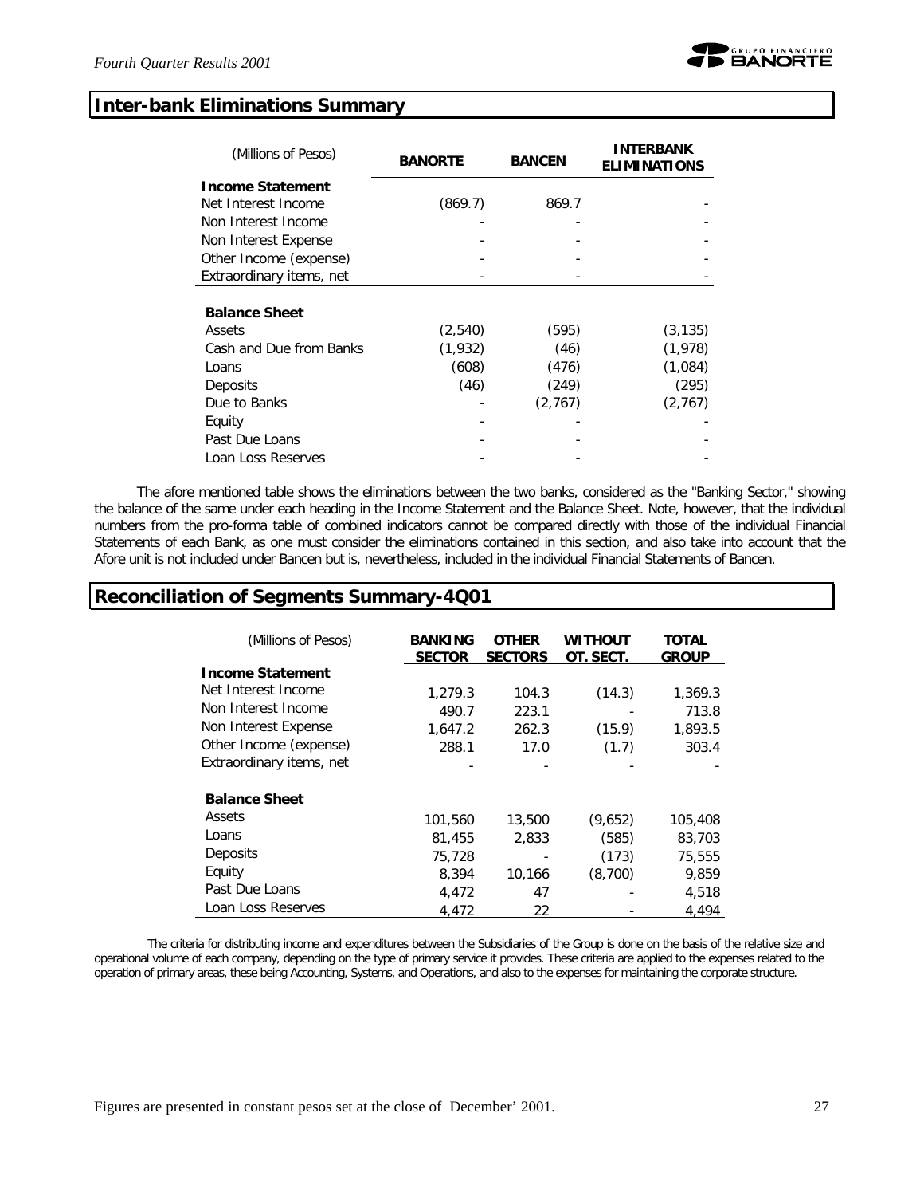## Inter-bank Eliminations Summary

| (Millions of Pesos) | BANORTE | BANCEN | INTERBANK ELIMINATIONS |
|---|---|---|---|
| **Income Statement** | | | |
| Net Interest Income | (869.7) | 869.7 | - |
| Non Interest Income | - | - | - |
| Non Interest Expense | - | - | - |
| Other Income (expense) | - | - | - |
| Extraordinary items, net | - | - | - |
| **Balance Sheet** | | | |
| Assets | (2,540) | (595) | (3,135) |
| Cash and Due from Banks | (1,932) | (46) | (1,978) |
| Loans | (608) | (476) | (1,084) |
| Deposits | (46) | (249) | (295) |
| Due to Banks | - | (2,767) | (2,767) |
| Equity | - | - | - |
| Past Due Loans | - | - | - |
| Loan Loss Reserves | - | - | - |

The afore mentioned table shows the eliminations between the two banks, considered as the "Banking Sector," showing the balance of the same under each heading in the Income Statement and the Balance Sheet. Note, however, that the individual numbers from the pro-forma table of combined indicators cannot be compared directly with those of the individual Financial Statements of each Bank, as one must consider the eliminations contained in this section, and also take into account that the Afore unit is not included under Bancen but is, nevertheless, included in the individual Financial Statements of Bancen.

## Reconciliation of Segments Summary-4Q01

| (Millions of Pesos) | BANKING SECTOR | OTHER SECTORS | WITHOUT OT. SECT. | TOTAL GROUP |
|---|---|---|---|---|
| **Income Statement** | | | | |
| Net Interest Income | 1,279.3 | 104.3 | (14.3) | 1,369.3 |
| Non Interest Income | 490.7 | 223.1 | - | 713.8 |
| Non Interest Expense | 1,647.2 | 262.3 | (15.9) | 1,893.5 |
| Other Income (expense) | 288.1 | 17.0 | (1.7) | 303.4 |
| Extraordinary items, net | - | - | - | - |
| **Balance Sheet** | | | | |
| Assets | 101,560 | 13,500 | (9,652) | 105,408 |
| Loans | 81,455 | 2,833 | (585) | 83,703 |
| Deposits | 75,728 | - | (173) | 75,555 |
| Equity | 8,394 | 10,166 | (8,700) | 9,859 |
| Past Due Loans | 4,472 | 47 | - | 4,518 |
| Loan Loss Reserves | 4,472 | 22 | - | 4,494 |

The criteria for distributing income and expenditures between the Subsidiaries of the Group is done on the basis of the relative size and operational volume of each company, depending on the type of primary service it provides. These criteria are applied to the expenses related to the operation of primary areas, these being Accounting, Systems, and Operations, and also to the expenses for maintaining the corporate structure.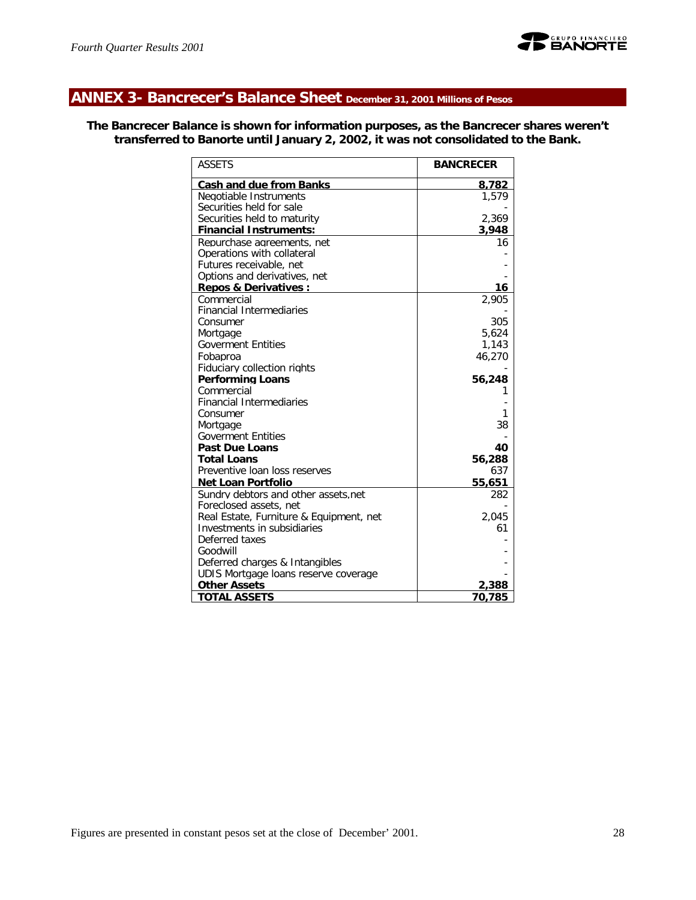## ANNEX 3- Bancrecer's Balance Sheet December 31, 2001 Millions of Pesos

**The Bancrecer Balance is shown for information purposes, as the Bancrecer shares weren't transferred to Banorte until January 2, 2002, it was not consolidated to the Bank.**

| ASSETS | BANCRECER |
|---|---|
| **Cash and due from Banks** | **8,782** |
| Negotiable Instruments | 1,579 |
| Securities held for sale | - |
| Securities held to maturity | 2,369 |
| **Financial Instruments:** | **3,948** |
| Repurchase agreements, net | 16 |
| Operations with collateral | - |
| Futures receivable, net | - |
| Options and derivatives, net | - |
| **Repos & Derivatives :** | **16** |
| Commercial | 2,905 |
| Financial Intermediaries | - |
| Consumer | 305 |
| Mortgage | 5,624 |
| Goverment Entities | 1,143 |
| Fobaproa | 46,270 |
| Fiduciary collection rights | - |
| **Performing Loans** | **56,248** |
| Commercial | 1 |
| Financial Intermediaries | - |
| Consumer | 1 |
| Mortgage | 38 |
| Goverment Entities | - |
| **Past Due Loans** | **40** |
| **Total Loans** | **56,288** |
| Preventive loan loss reserves | 637 |
| **Net Loan Portfolio** | **55,651** |
| Sundry debtors and other assets,net | 282 |
| Foreclosed assets, net | - |
| Real Estate, Furniture & Equipment, net | 2,045 |
| Investments in subsidiaries | 61 |
| Deferred taxes | - |
| Goodwill | - |
| Deferred charges & Intangibles | - |
| UDIS Mortgage loans reserve coverage | - |
| **Other Assets** | **2,388** |
| **TOTAL ASSETS** | **70,785** |

Figures are presented in constant pesos set at the close of December' 2001.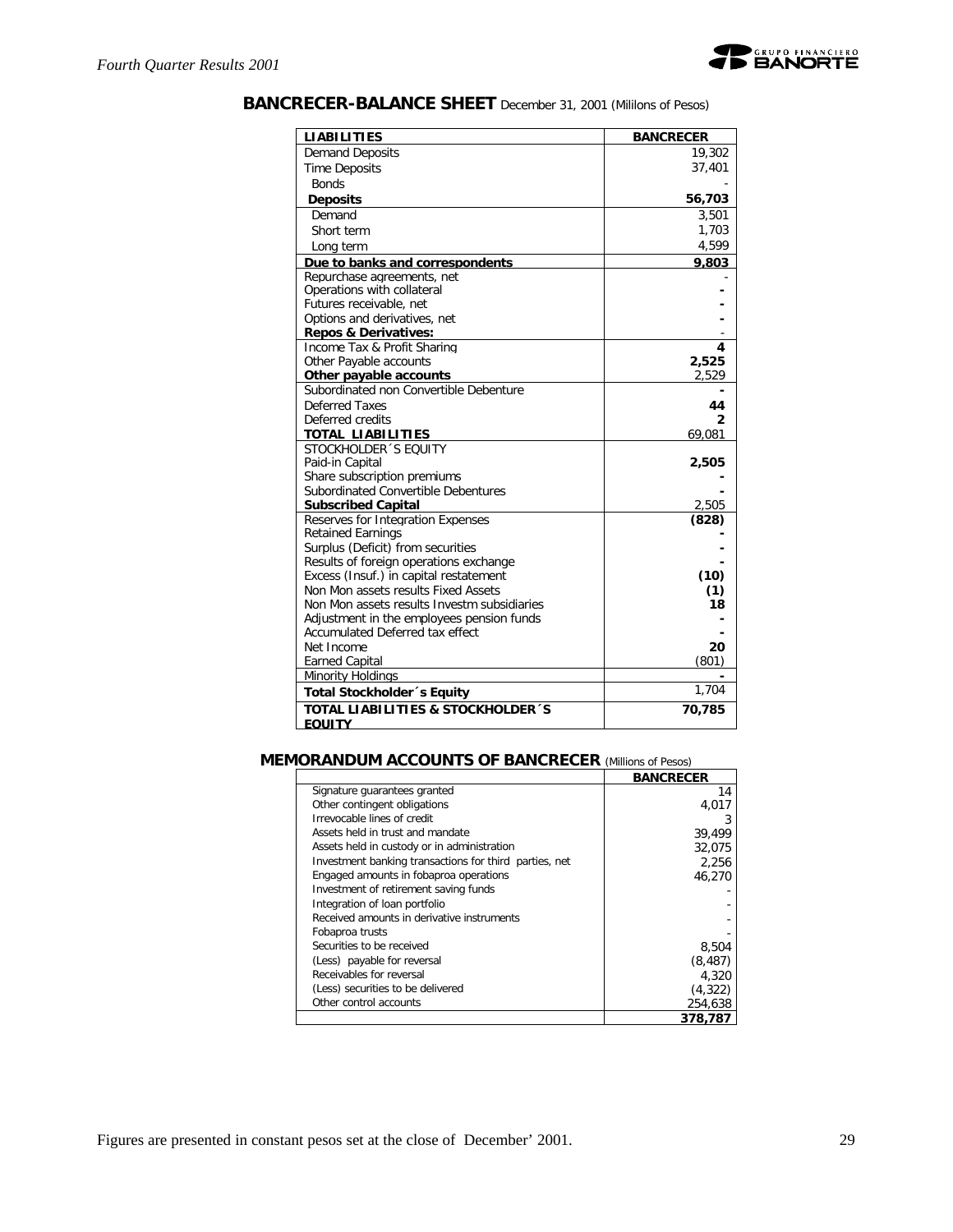## BANCRECER-BALANCE SHEET December 31, 2001 (Mililons of Pesos)

| LIABILITIES | BANCRECER |
|---|---|
| Demand Deposits | 19,302 |
| Time Deposits | 37,401 |
| Bonds | - |
| **Deposits** | **56,703** |
| Demand | 3,501 |
| Short term | 1,703 |
| Long term | 4,599 |
| **Due to banks and correspondents** | **9,803** |
| Repurchase agreements, net | - |
| Operations with collateral | **-** |
| Futures receivable, net | **-** |
| Options and derivatives, net | **-** |
| **Repos & Derivatives:** | - |
| Income Tax & Profit Sharing | **4** |
| Other Payable accounts | **2,525** |
| **Other payable accounts** | 2,529 |
| Subordinated non Convertible Debenture | **-** |
| Deferred Taxes | **44** |
| Deferred credits | **2** |
| **TOTAL LIABILITIES** | 69,081 |
| STOCKHOLDER´S EQUITY | |
| Paid-in Capital | **2,505** |
| Share subscription premiums | **-** |
| Subordinated Convertible Debentures | **-** |
| **Subscribed Capital** | 2,505 |
| Reserves for Integration Expenses | **(828)** |
| Retained Earnings | **-** |
| Surplus (Deficit) from securities | **-** |
| Results of foreign operations exchange | **-** |
| Excess (Insuf.) in capital restatement | **(10)** |
| Non Mon assets results Fixed Assets | **(1)** |
| Non Mon assets results Investm subsidiaries | **18** |
| Adjustment in the employees pension funds | **-** |
| Accumulated Deferred tax effect | **-** |
| Net Income | **20** |
| Earned Capital | (801) |
| Minority Holdings | **-** |
| **Total Stockholder´s Equity** | 1,704 |
| **TOTAL LIABILITIES & STOCKHOLDER´S EQUITY** | **70,785** |

## MEMORANDUM ACCOUNTS OF BANCRECER (Millions of Pesos)

| | BANCRECER |
|---|---|
| Signature guarantees granted | 14 |
| Other contingent obligations | 4,017 |
| Irrevocable lines of credit | 3 |
| Assets held in trust and mandate | 39,499 |
| Assets held in custody or in administration | 32,075 |
| Investment banking transactions for third parties, net | 2,256 |
| Engaged amounts in fobaproa operations | 46,270 |
| Investment of retirement saving funds | - |
| Integration of loan portfolio | - |
| Received amounts in derivative instruments | - |
| Fobaproa trusts | - |
| Securities to be received | 8,504 |
| (Less) payable for reversal | (8,487) |
| Receivables for reversal | 4,320 |
| (Less) securities to be delivered | (4,322) |
| Other control accounts | 254,638 |
| | **378,787** |

Figures are presented in constant pesos set at the close of December' 2001.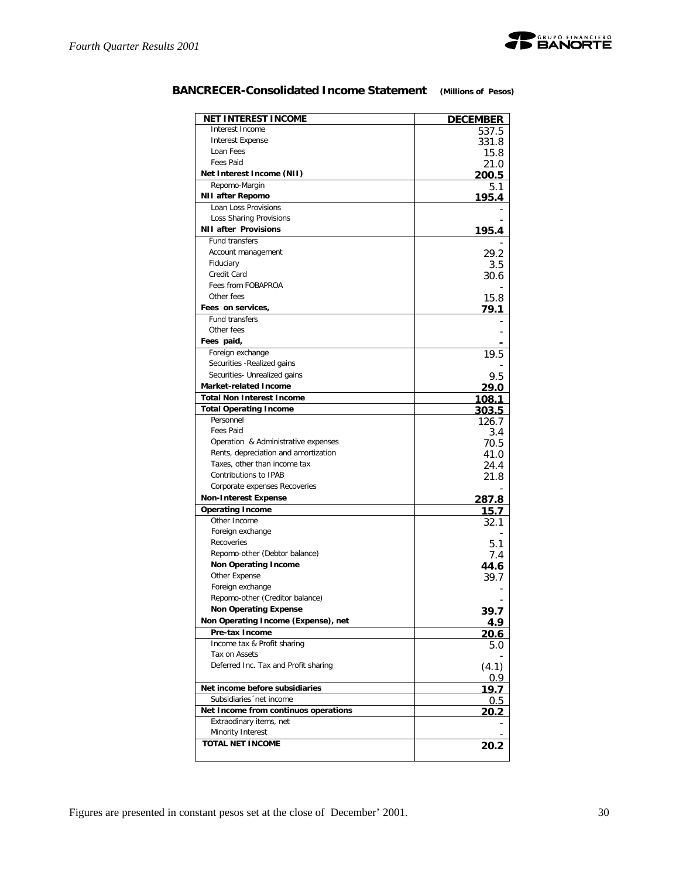## BANCRECER-Consolidated Income Statement (Millions of Pesos)

| NET INTEREST INCOME | DECEMBER |
|---|---|
| Interest Income | 537.5 |
| Interest Expense | 331.8 |
| Loan Fees | 15.8 |
| Fees Paid | 21.0 |
| **Net Interest Income (NII)** | **200.5** |
| Repomo-Margin | 5.1 |
| **NII after Repomo** | **195.4** |
| Loan Loss Provisions | - |
| Loss Sharing Provisions | - |
| **NII after Provisions** | **195.4** |
| Fund transfers | - |
| Account management | 29.2 |
| Fiduciary | 3.5 |
| Credit Card | 30.6 |
| Fees from FOBAPROA | - |
| Other fees | 15.8 |
| **Fees on services,** | **79.1** |
| Fund transfers | - |
| Other fees | - |
| **Fees paid,** | **-** |
| Foreign exchange | 19.5 |
| Securities -Realized gains | - |
| Securities- Unrealized gains | 9.5 |
| **Market-related Income** | **29.0** |
| **Total Non Interest Income** | **108.1** |
| **Total Operating Income** | **303.5** |
| Personnel | 126.7 |
| Fees Paid | 3.4 |
| Operation & Administrative expenses | 70.5 |
| Rents, depreciation and amortization | 41.0 |
| Taxes, other than income tax | 24.4 |
| Contributions to IPAB | 21.8 |
| Corporate expenses Recoveries | - |
| **Non-Interest Expense** | **287.8** |
| **Operating Income** | **15.7** |
| Other Income | 32.1 |
| Foreign exchange | - |
| Recoveries | 5.1 |
| Repomo-other (Debtor balance) | 7.4 |
| **Non Operating Income** | **44.6** |
| Other Expense | 39.7 |
| Foreign exchange | - |
| Repomo-other (Creditor balance) | - |
| **Non Operating Expense** | **39.7** |
| **Non Operating Income (Expense), net** | **4.9** |
| **Pre-tax Income** | **20.6** |
| Income tax & Profit sharing | 5.0 |
| Tax on Assets | - |
| Deferred Inc. Tax and Profit sharing | (4.1) |
| | 0.9 |
| **Net income before subsidiaries** | **19.7** |
| Subsidiaries´net income | 0.5 |
| **Net Income from continuos operations** | **20.2** |
| Extraordinary items, net | - |
| Minority Interest | - |
| **TOTAL NET INCOME** | **20.2** |

Figures are presented in constant pesos set at the close of December' 2001.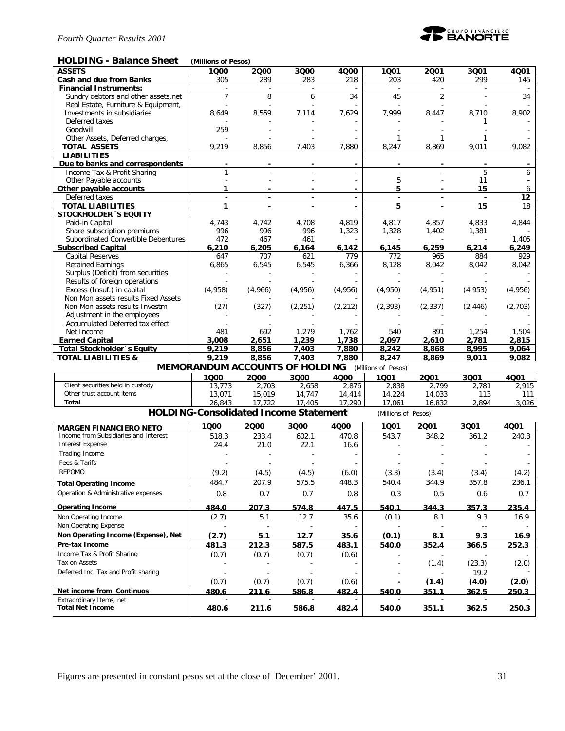## HOLDING - Balance Sheet (Millions of Pesos)

| ASSETS | 1Q00 | 2Q00 | 3Q00 | 4Q00 | 1Q01 | 2Q01 | 3Q01 | 4Q01 |
|---|---|---|---|---|---|---|---|---|
| **Cash and due from Banks** | 305 | 289 | 283 | 218 | 203 | 420 | 299 | 145 |
| **Financial Instruments:** | - | - | - | - | - | - | - | - |
| Sundry debtors and other assets,net | 7 | 8 | 6 | 34 | 45 | 2 | - | 34 |
| Real Estate, Furniture & Equipment, | - | - | - | - | - | - | - | - |
| Investments in subsidiaries | 8,649 | 8,559 | 7,114 | 7,629 | 7,999 | 8,447 | 8,710 | 8,902 |
| Deferred taxes | - | - | - | - | - | - | 1 | - |
| Goodwill | 259 | - | - | - | - | - | - | - |
| Other Assets, Deferred charges, | - | - | - | - | 1 | 1 | 1 | - |
| **TOTAL ASSETS** | 9,219 | 8,856 | 7,403 | 7,880 | 8,247 | 8,869 | 9,011 | 9,082 |
| **LIABILITIES** | | | | | | | | |
| **Due to banks and correspondents** | - | - | - | - | - | - | - | - |
| Income Tax & Profit Sharing | 1 | - | - | - | - | - | 5 | 6 |
| Other Payable accounts | - | - | - | - | 5 | - | 11 | - |
| **Other payable accounts** | 1 | - | - | - | 5 | - | 15 | 6 |
| Deferred taxes | - | - | - | - | - | - | - | 12 |
| **TOTAL LIABILITIES** | 1 | - | - | - | 5 | - | 15 | 18 |
| **STOCKHOLDER´S EQUITY** | | | | | | | | |
| Paid-in Capital | 4,743 | 4,742 | 4,708 | 4,819 | 4,817 | 4,857 | 4,833 | 4,844 |
| Share subscription premiums | 996 | 996 | 996 | 1,323 | 1,328 | 1,402 | 1,381 | - |
| Subordinated Convertible Debentures | 472 | 467 | 461 | - | - | - | - | 1,405 |
| **Subscribed Capital** | 6,210 | 6,205 | 6,164 | 6,142 | 6,145 | 6,259 | 6,214 | 6,249 |
| Capital Reserves | 647 | 707 | 621 | 779 | 772 | 965 | 884 | 929 |
| Retained Earnings | 6,865 | 6,545 | 6,545 | 6,366 | 8,128 | 8,042 | 8,042 | 8,042 |
| Surplus (Deficit) from securities | - | - | - | - | - | - | - | - |
| Results of foreign operations | - | - | - | - | - | - | - | - |
| Excess (Insuf.) in capital | (4,958) | (4,966) | (4,956) | (4,956) | (4,950) | (4,951) | (4,953) | (4,956) |
| Non Mon assets results Fixed Assets | - | - | - | - | - | - | - | - |
| Non Mon assets results Investm | (27) | (327) | (2,251) | (2,212) | (2,393) | (2,337) | (2,446) | (2,703) |
| Adjustment in the employees | - | - | - | - | - | - | - | - |
| Accumulated Deferred tax effect | - | - | - | - | - | - | - | - |
| Net Income | 481 | 692 | 1,279 | 1,762 | 540 | 891 | 1,254 | 1,504 |
| **Earned Capital** | 3,008 | 2,651 | 1,239 | 1,738 | 2,097 | 2,610 | 2,781 | 2,815 |
| **Total Stockholder´s Equity** | 9,219 | 8,856 | 7,403 | 7,880 | 8,242 | 8,868 | 8,995 | 9,064 |
| **TOTAL LIABILITIES &** | 9,219 | 8,856 | 7,403 | 7,880 | 8,247 | 8,869 | 9,011 | 9,082 |

## MEMORANDUM ACCOUNTS OF HOLDING (Millions of Pesos)

| | 1Q00 | 2Q00 | 3Q00 | 4Q00 | 1Q01 | 2Q01 | 3Q01 | 4Q01 |
|---|---|---|---|---|---|---|---|---|
| Client securities held in custody | 13,773 | 2,703 | 2,658 | 2,876 | 2,838 | 2,799 | 2,781 | 2,915 |
| Other trust account items | 13,071 | 15,019 | 14,747 | 14,414 | 14,224 | 14,033 | 113 | 111 |
| **Total** | 26,843 | 17,722 | 17,405 | 17,290 | 17,061 | 16,832 | 2,894 | 3,026 |

## HOLDING-Consolidated Income Statement (Millions of Pesos)

| MARGEN FINANCIERO NETO | 1Q00 | 2Q00 | 3Q00 | 4Q00 | 1Q01 | 2Q01 | 3Q01 | 4Q01 |
|---|---|---|---|---|---|---|---|---|
| Income from Subsidiaries and Interest | 518.3 | 233.4 | 602.1 | 470.8 | 543.7 | 348.2 | 361.2 | 240.3 |
| Interest Expense | 24.4 | 21.0 | 22.1 | 16.6 | - | - | - | - |
| Trading Income | - | - | - | - | - | - | - | - |
| Fees & Tarifs | - | - | - | - | - | - | - | - |
| REPOMO | (9.2) | (4.5) | (4.5) | (6.0) | (3.3) | (3.4) | (3.4) | (4.2) |
| **Total Operating Income** | 484.7 | 207.9 | 575.5 | 448.3 | 540.4 | 344.9 | 357.8 | 236.1 |
| Operation & Administrative expenses | 0.8 | 0.7 | 0.7 | 0.8 | 0.3 | 0.5 | 0.6 | 0.7 |
| **Operating Income** | 484.0 | 207.3 | 574.8 | 447.5 | 540.1 | 344.3 | 357.3 | 235.4 |
| Non Operating Income | (2.7) | 5.1 | 12.7 | 35.6 | (0.1) | 8.1 | 9.3 | 16.9 |
| Non Operating Expense | - | - | - | - | - | - | -- | - |
| **Non Operating Income (Expense), Net** | (2.7) | 5.1 | 12.7 | 35.6 | (0.1) | 8.1 | 9.3 | 16.9 |
| **Pre-tax Income** | 481.3 | 212.3 | 587.5 | 483.1 | 540.0 | 352.4 | 366.5 | 252.3 |
| Income Tax & Profit Sharing | (0.7) | (0.7) | (0.7) | (0.6) | - | - | - | - |
| Tax on Assets | - | - | - | - | - | (1.4) | (23.3) | (2.0) |
| Deferred Inc. Tax and Profit sharing | - | - | - | - | - | - | 19.2 | - |
| | (0.7) | (0.7) | (0.7) | (0.6) | - | (1.4) | (4.0) | (2.0) |
| **Net income from Continuos** | 480.6 | 211.6 | 586.8 | 482.4 | 540.0 | 351.1 | 362.5 | 250.3 |
| Extraordinary Items, net | - | - | - | - | - | - | - | - |
| **Total Net Income** | 480.6 | 211.6 | 586.8 | 482.4 | 540.0 | 351.1 | 362.5 | 250.3 |

Figures are presented in constant pesos set at the close of December' 2001.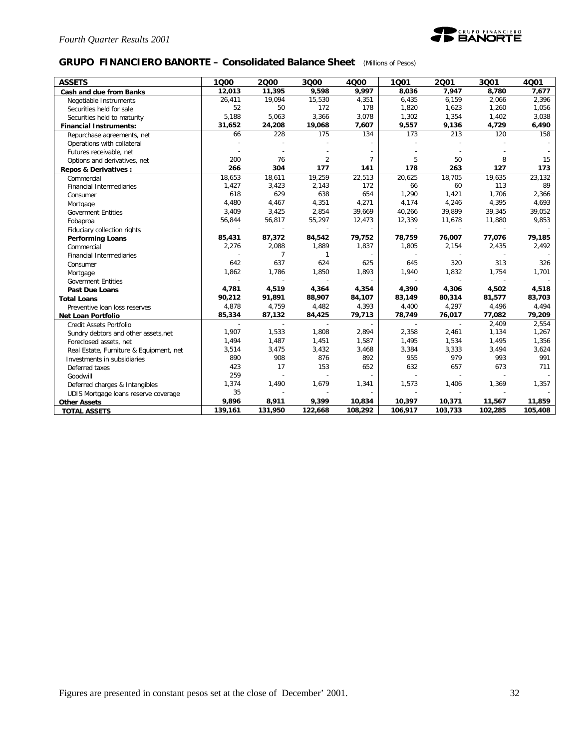## GRUPO FINANCIERO BANORTE – Consolidated Balance Sheet (Millions of Pesos)

| ASSETS | 1Q00 | 2Q00 | 3Q00 | 4Q00 | 1Q01 | 2Q01 | 3Q01 | 4Q01 |
|---|---|---|---|---|---|---|---|---|
| **Cash and due from Banks** | **12,013** | **11,395** | **9,598** | **9,997** | **8,036** | **7,947** | **8,780** | **7,677** |
| Negotiable Instruments | 26,411 | 19,094 | 15,530 | 4,351 | 6,435 | 6,159 | 2,066 | 2,396 |
| Securities held for sale | 52 | 50 | 172 | 178 | 1,820 | 1,623 | 1,260 | 1,056 |
| Securities held to maturity | 5,188 | 5,063 | 3,366 | 3,078 | 1,302 | 1,354 | 1,402 | 3,038 |
| **Financial Instruments:** | **31,652** | **24,208** | **19,068** | **7,607** | **9,557** | **9,136** | **4,729** | **6,490** |
| Repurchase agreements, net | 66 | 228 | 175 | 134 | 173 | 213 | 120 | 158 |
| Operations with collateral | - | - | - | - | - | - | - | - |
| Futures receivable, net | - | - | - | - | - | - | - | - |
| Options and derivatives, net | 200 | 76 | 2 | 7 | 5 | 50 | 8 | 15 |
| **Repos & Derivatives :** | **266** | **304** | **177** | **141** | **178** | **263** | **127** | **173** |
| Commercial | 18,653 | 18,611 | 19,259 | 22,513 | 20,625 | 18,705 | 19,635 | 23,132 |
| Financial Intermediaries | 1,427 | 3,423 | 2,143 | 172 | 66 | 60 | 113 | 89 |
| Consumer | 618 | 629 | 638 | 654 | 1,290 | 1,421 | 1,706 | 2,366 |
| Mortgage | 4,480 | 4,467 | 4,351 | 4,271 | 4,174 | 4,246 | 4,395 | 4,693 |
| Goverment Entities | 3,409 | 3,425 | 2,854 | 39,669 | 40,266 | 39,899 | 39,345 | 39,052 |
| Fobaproa | 56,844 | 56,817 | 55,297 | 12,473 | 12,339 | 11,678 | 11,880 | 9,853 |
| Fiduciary collection rights | - | - | - | - | - | - | - | - |
| **Performing Loans** | **85,431** | **87,372** | **84,542** | **79,752** | **78,759** | **76,007** | **77,076** | **79,185** |
| Commercial | 2,276 | 2,088 | 1,889 | 1,837 | 1,805 | 2,154 | 2,435 | 2,492 |
| Financial Intermediaries | - | 7 | 1 | - | - | - | - | - |
| Consumer | 642 | 637 | 624 | 625 | 645 | 320 | 313 | 326 |
| Mortgage | 1,862 | 1,786 | 1,850 | 1,893 | 1,940 | 1,832 | 1,754 | 1,701 |
| Goverment Entities | - | - | - | - | - | - | - | - |
| **Past Due Loans** | **4,781** | **4,519** | **4,364** | **4,354** | **4,390** | **4,306** | **4,502** | **4,518** |
| **Total Loans** | **90,212** | **91,891** | **88,907** | **84,107** | **83,149** | **80,314** | **81,577** | **83,703** |
| Preventive loan loss reserves | 4,878 | 4,759 | 4,482 | 4,393 | 4,400 | 4,297 | 4,496 | 4,494 |
| **Net Loan Portfolio** | **85,334** | **87,132** | **84,425** | **79,713** | **78,749** | **76,017** | **77,082** | **79,209** |
| Credit Assets Portfolio | - | - | - | - | - | - | 2,409 | 2,554 |
| Sundry debtors and other assets,net | 1,907 | 1,533 | 1,808 | 2,894 | 2,358 | 2,461 | 1,134 | 1,267 |
| Foreclosed assets, net | 1,494 | 1,487 | 1,451 | 1,587 | 1,495 | 1,534 | 1,495 | 1,356 |
| Real Estate, Furniture & Equipment, net | 3,514 | 3,475 | 3,432 | 3,468 | 3,384 | 3,333 | 3,494 | 3,624 |
| Investments in subsidiaries | 890 | 908 | 876 | 892 | 955 | 979 | 993 | 991 |
| Deferred taxes | 423 | 17 | 153 | 652 | 632 | 657 | 673 | 711 |
| Goodwill | 259 | - | - | - | - | - | - | - |
| Deferred charges & Intangibles | 1,374 | 1,490 | 1,679 | 1,341 | 1,573 | 1,406 | 1,369 | 1,357 |
| UDIS Mortgage loans reserve coverage | 35 | - | - | - | - | - | - | - |
| **Other Assets** | **9,896** | **8,911** | **9,399** | **10,834** | **10,397** | **10,371** | **11,567** | **11,859** |
| **TOTAL ASSETS** | **139,161** | **131,950** | **122,668** | **108,292** | **106,917** | **103,733** | **102,285** | **105,408** |

Figures are presented in constant pesos set at the close of December' 2001.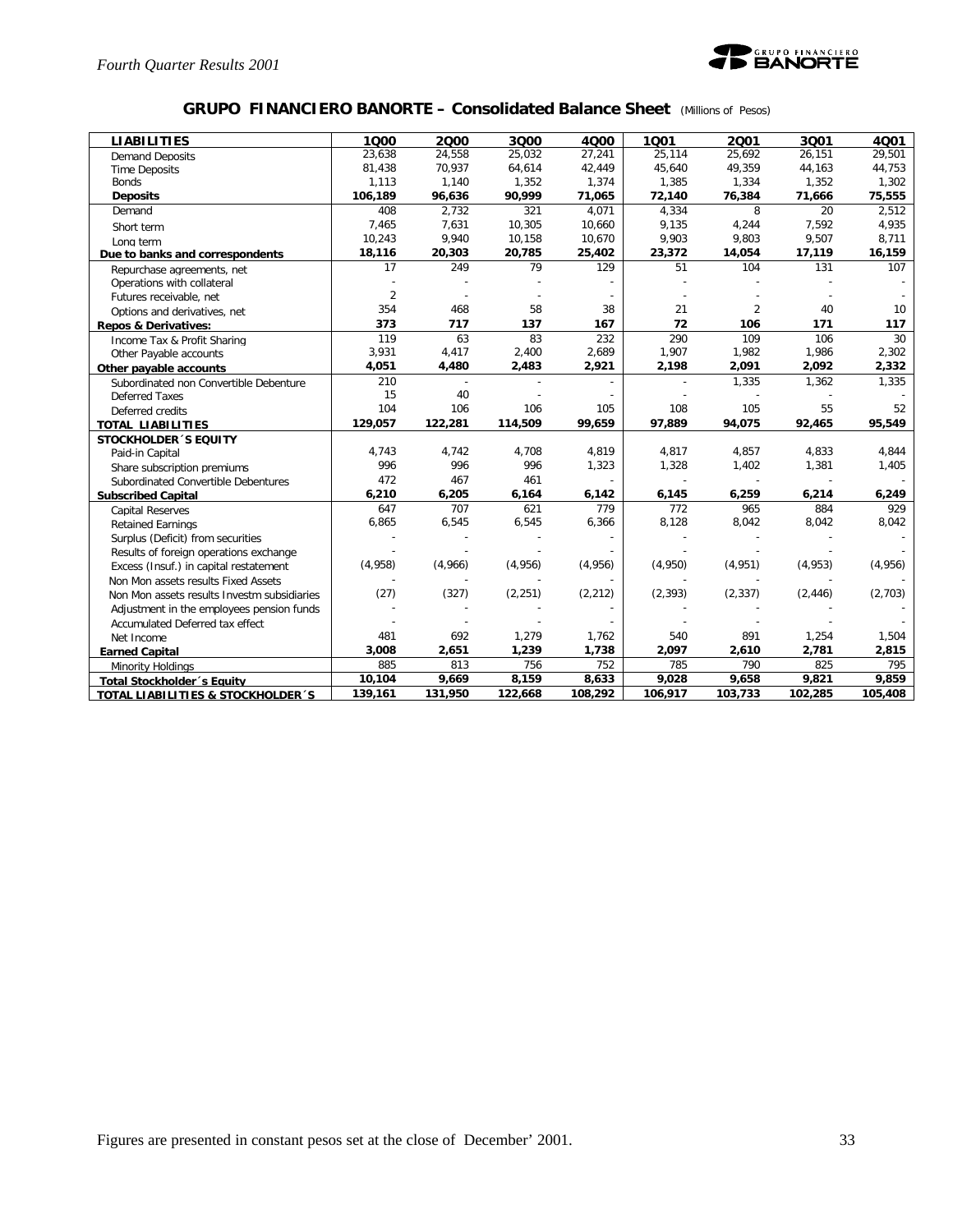## GRUPO FINANCIERO BANORTE – Consolidated Balance Sheet (Millions of Pesos)

| LIABILITIES | 1Q00 | 2Q00 | 3Q00 | 4Q00 | 1Q01 | 2Q01 | 3Q01 | 4Q01 |
|---|---|---|---|---|---|---|---|---|
| Demand Deposits | 23,638 | 24,558 | 25,032 | 27,241 | 25,114 | 25,692 | 26,151 | 29,501 |
| Time Deposits | 81,438 | 70,937 | 64,614 | 42,449 | 45,640 | 49,359 | 44,163 | 44,753 |
| Bonds | 1,113 | 1,140 | 1,352 | 1,374 | 1,385 | 1,334 | 1,352 | 1,302 |
| **Deposits** | **106,189** | **96,636** | **90,999** | **71,065** | **72,140** | **76,384** | **71,666** | **75,555** |
| Demand | 408 | 2,732 | 321 | 4,071 | 4,334 | 8 | 20 | 2,512 |
| Short term | 7,465 | 7,631 | 10,305 | 10,660 | 9,135 | 4,244 | 7,592 | 4,935 |
| Long term | 10,243 | 9,940 | 10,158 | 10,670 | 9,903 | 9,803 | 9,507 | 8,711 |
| **Due to banks and correspondents** | **18,116** | **20,303** | **20,785** | **25,402** | **23,372** | **14,054** | **17,119** | **16,159** |
| Repurchase agreements, net | 17 | 249 | 79 | 129 | 51 | 104 | 131 | 107 |
| Operations with collateral | - | - | - | - | - | - | - | - |
| Futures receivable, net | 2 | - | - | - | - | - | - | - |
| Options and derivatives, net | 354 | 468 | 58 | 38 | 21 | 2 | 40 | 10 |
| **Repos & Derivatives:** | **373** | **717** | **137** | **167** | **72** | **106** | **171** | **117** |
| Income Tax & Profit Sharing | 119 | 63 | 83 | 232 | 290 | 109 | 106 | 30 |
| Other Payable accounts | 3,931 | 4,417 | 2,400 | 2,689 | 1,907 | 1,982 | 1,986 | 2,302 |
| **Other payable accounts** | **4,051** | **4,480** | **2,483** | **2,921** | **2,198** | **2,091** | **2,092** | **2,332** |
| Subordinated non Convertible Debenture | 210 | - | - | - | - | 1,335 | 1,362 | 1,335 |
| Deferred Taxes | 15 | 40 | - | - | - | - | - | - |
| Deferred credits | 104 | 106 | 106 | 105 | 108 | 105 | 55 | 52 |
| **TOTAL LIABILITIES** | **129,057** | **122,281** | **114,509** | **99,659** | **97,889** | **94,075** | **92,465** | **95,549** |
| **STOCKHOLDER´S EQUITY** | | | | | | | | |
| Paid-in Capital | 4,743 | 4,742 | 4,708 | 4,819 | 4,817 | 4,857 | 4,833 | 4,844 |
| Share subscription premiums | 996 | 996 | 996 | 1,323 | 1,328 | 1,402 | 1,381 | 1,405 |
| Subordinated Convertible Debentures | 472 | 467 | 461 | - | - | - | - | - |
| **Subscribed Capital** | **6,210** | **6,205** | **6,164** | **6,142** | **6,145** | **6,259** | **6,214** | **6,249** |
| Capital Reserves | 647 | 707 | 621 | 779 | 772 | 965 | 884 | 929 |
| Retained Earnings | 6,865 | 6,545 | 6,545 | 6,366 | 8,128 | 8,042 | 8,042 | 8,042 |
| Surplus (Deficit) from securities | - | - | - | - | - | - | - | - |
| Results of foreign operations exchange | - | - | - | - | - | - | - | - |
| Excess (Insuf.) in capital restatement | (4,958) | (4,966) | (4,956) | (4,956) | (4,950) | (4,951) | (4,953) | (4,956) |
| Non Mon assets results Fixed Assets | - | - | - | - | - | - | - | - |
| Non Mon assets results Investm subsidiaries | (27) | (327) | (2,251) | (2,212) | (2,393) | (2,337) | (2,446) | (2,703) |
| Adjustment in the employees pension funds | - | - | - | - | - | - | - | - |
| Accumulated Deferred tax effect | - | - | - | - | - | - | - | - |
| Net Income | 481 | 692 | 1,279 | 1,762 | 540 | 891 | 1,254 | 1,504 |
| **Earned Capital** | **3,008** | **2,651** | **1,239** | **1,738** | **2,097** | **2,610** | **2,781** | **2,815** |
| Minority Holdings | 885 | 813 | 756 | 752 | 785 | 790 | 825 | 795 |
| **Total Stockholder´s Equity** | **10,104** | **9,669** | **8,159** | **8,633** | **9,028** | **9,658** | **9,821** | **9,859** |
| **TOTAL LIABILITIES & STOCKHOLDER´S** | **139,161** | **131,950** | **122,668** | **108,292** | **106,917** | **103,733** | **102,285** | **105,408** |

Figures are presented in constant pesos set at the close of December' 2001.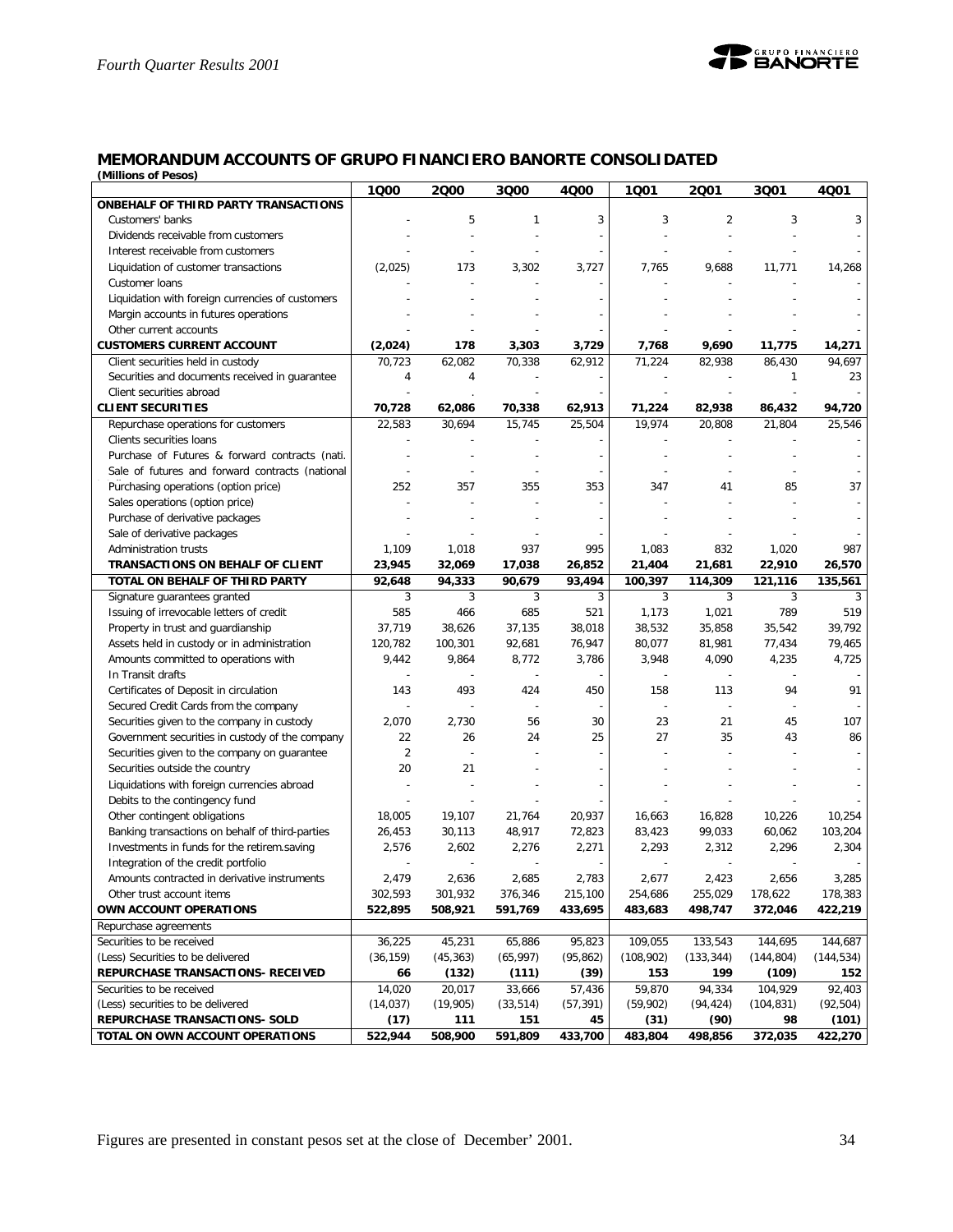## MEMORANDUM ACCOUNTS OF GRUPO FINANCIERO BANORTE CONSOLIDATED

**(Millions of Pesos)**

| | 1Q00 | 2Q00 | 3Q00 | 4Q00 | 1Q01 | 2Q01 | 3Q01 | 4Q01 |
|---|---|---|---|---|---|---|---|---|
| **ONBEHALF OF THIRD PARTY TRANSACTIONS** | | | | | | | | |
| Customers' banks | - | 5 | 1 | 3 | 3 | 2 | 3 | 3 |
| Dividends receivable from customers | - | - | - | - | - | - | - | - |
| Interest receivable from customers | - | - | - | - | - | - | - | - |
| Liquidation of customer transactions | (2,025) | 173 | 3,302 | 3,727 | 7,765 | 9,688 | 11,771 | 14,268 |
| Customer loans | - | - | - | - | - | - | - | - |
| Liquidation with foreign currencies of customers | - | - | - | - | - | - | - | - |
| Margin accounts in futures operations | - | - | - | - | - | - | - | - |
| Other current accounts | - | - | - | - | - | - | - | - |
| **CUSTOMERS CURRENT ACCOUNT** | **(2,024)** | **178** | **3,303** | **3,729** | **7,768** | **9,690** | **11,775** | **14,271** |
| Client securities held in custody | 70,723 | 62,082 | 70,338 | 62,912 | 71,224 | 82,938 | 86,430 | 94,697 |
| Securities and documents received in guarantee | 4 | 4 | - | - | - | - | 1 | 23 |
| Client securities abroad | - | . | - | - | - | - | - | - |
| **CLIENT SECURITIES** | **70,728** | **62,086** | **70,338** | **62,913** | **71,224** | **82,938** | **86,432** | **94,720** |
| Repurchase operations for customers | 22,583 | 30,694 | 15,745 | 25,504 | 19,974 | 20,808 | 21,804 | 25,546 |
| Clients securities loans | - | - | - | - | - | - | - | - |
| Purchase of Futures & forward contracts (nati. | - | - | - | - | - | - | - | - |
| Sale of futures and forward contracts (national | - | - | - | - | - | - | - | - |
| Purchasing operations (option price) | 252 | 357 | 355 | 353 | 347 | 41 | 85 | 37 |
| Sales operations (option price) | - | - | - | - | - | - | - | - |
| Purchase of derivative packages | - | - | - | - | - | - | - | - |
| Sale of derivative packages | - | - | - | - | - | - | - | - |
| Administration trusts | 1,109 | 1,018 | 937 | 995 | 1,083 | 832 | 1,020 | 987 |
| **TRANSACTIONS ON BEHALF OF CLIENT** | **23,945** | **32,069** | **17,038** | **26,852** | **21,404** | **21,681** | **22,910** | **26,570** |
| **TOTAL ON BEHALF OF THIRD PARTY** | **92,648** | **94,333** | **90,679** | **93,494** | **100,397** | **114,309** | **121,116** | **135,561** |
| Signature guarantees granted | 3 | 3 | 3 | 3 | 3 | 3 | 3 | 3 |
| Issuing of irrevocable letters of credit | 585 | 466 | 685 | 521 | 1,173 | 1,021 | 789 | 519 |
| Property in trust and guardianship | 37,719 | 38,626 | 37,135 | 38,018 | 38,532 | 35,858 | 35,542 | 39,792 |
| Assets held in custody or in administration | 120,782 | 100,301 | 92,681 | 76,947 | 80,077 | 81,981 | 77,434 | 79,465 |
| Amounts committed to operations with | 9,442 | 9,864 | 8,772 | 3,786 | 3,948 | 4,090 | 4,235 | 4,725 |
| In Transit drafts | - | - | - | - | - | - | - | - |
| Certificates of Deposit in circulation | 143 | 493 | 424 | 450 | 158 | 113 | 94 | 91 |
| Secured Credit Cards from the company | - | - | - | - | - | - | - | - |
| Securities given to the company in custody | 2,070 | 2,730 | 56 | 30 | 23 | 21 | 45 | 107 |
| Government securities in custody of the company | 22 | 26 | 24 | 25 | 27 | 35 | 43 | 86 |
| Securities given to the company on guarantee | 2 | - | - | - | - | - | - | - |
| Securities outside the country | 20 | 21 | - | - | - | - | - | - |
| Liquidations with foreign currencies abroad | - | - | - | - | - | - | - | - |
| Debits to the contingency fund | - | - | - | - | - | - | - | - |
| Other contingent obligations | 18,005 | 19,107 | 21,764 | 20,937 | 16,663 | 16,828 | 10,226 | 10,254 |
| Banking transactions on behalf of third-parties | 26,453 | 30,113 | 48,917 | 72,823 | 83,423 | 99,033 | 60,062 | 103,204 |
| Investments in funds for the retirem.saving | 2,576 | 2,602 | 2,276 | 2,271 | 2,293 | 2,312 | 2,296 | 2,304 |
| Integration of the credit portfolio | - | - | - | - | - | - | - | - |
| Amounts contracted in derivative instruments | 2,479 | 2,636 | 2,685 | 2,783 | 2,677 | 2,423 | 2,656 | 3,285 |
| Other trust account items | 302,593 | 301,932 | 376,346 | 215,100 | 254,686 | 255,029 | 178,622 | 178,383 |
| **OWN ACCOUNT OPERATIONS** | **522,895** | **508,921** | **591,769** | **433,695** | **483,683** | **498,747** | **372,046** | **422,219** |
| Repurchase agreements | | | | | | | | |
| Securities to be received | 36,225 | 45,231 | 65,886 | 95,823 | 109,055 | 133,543 | 144,695 | 144,687 |
| (Less) Securities to be delivered | (36,159) | (45,363) | (65,997) | (95,862) | (108,902) | (133,344) | (144,804) | (144,534) |
| **REPURCHASE TRANSACTIONS- RECEIVED** | **66** | **(132)** | **(111)** | **(39)** | **153** | **199** | **(109)** | **152** |
| Securities to be received | 14,020 | 20,017 | 33,666 | 57,436 | 59,870 | 94,334 | 104,929 | 92,403 |
| (Less) securities to be delivered | (14,037) | (19,905) | (33,514) | (57,391) | (59,902) | (94,424) | (104,831) | (92,504) |
| **REPURCHASE TRANSACTIONS- SOLD** | **(17)** | **111** | **151** | **45** | **(31)** | **(90)** | **98** | **(101)** |
| **TOTAL ON OWN ACCOUNT OPERATIONS** | **522,944** | **508,900** | **591,809** | **433,700** | **483,804** | **498,856** | **372,035** | **422,270** |

Figures are presented in constant pesos set at the close of December' 2001.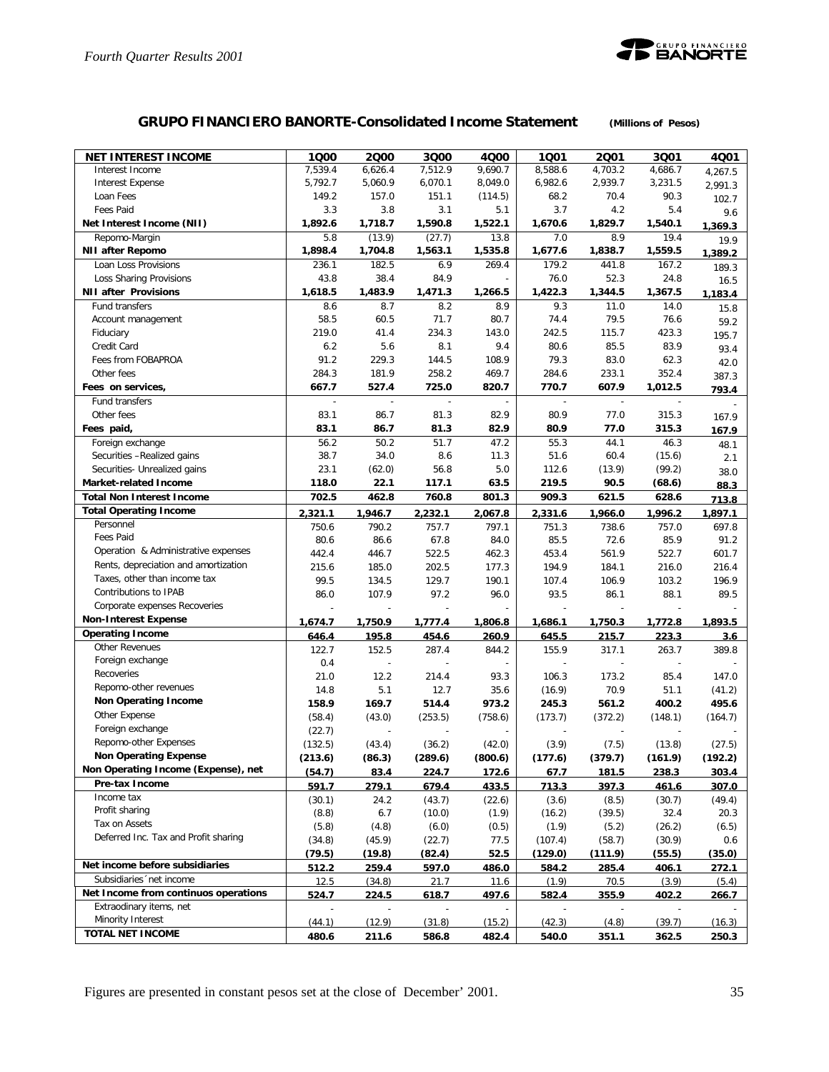## GRUPO FINANCIERO BANORTE-Consolidated Income Statement (Millions of Pesos)

| NET INTEREST INCOME | 1Q00 | 2Q00 | 3Q00 | 4Q00 | 1Q01 | 2Q01 | 3Q01 | 4Q01 |
|---|---|---|---|---|---|---|---|---|
| Interest Income | 7,539.4 | 6,626.4 | 7,512.9 | 9,690.7 | 8,588.6 | 4,703.2 | 4,686.7 | 4,267.5 |
| Interest Expense | 5,792.7 | 5,060.9 | 6,070.1 | 8,049.0 | 6,982.6 | 2,939.7 | 3,231.5 | 2,991.3 |
| Loan Fees | 149.2 | 157.0 | 151.1 | (114.5) | 68.2 | 70.4 | 90.3 | 102.7 |
| Fees Paid | 3.3 | 3.8 | 3.1 | 5.1 | 3.7 | 4.2 | 5.4 | 9.6 |
| **Net Interest Income (NII)** | **1,892.6** | **1,718.7** | **1,590.8** | **1,522.1** | **1,670.6** | **1,829.7** | **1,540.1** | **1,369.3** |
| Repomo-Margin | 5.8 | (13.9) | (27.7) | 13.8 | 7.0 | 8.9 | 19.4 | 19.9 |
| **NII after Repomo** | **1,898.4** | **1,704.8** | **1,563.1** | **1,535.8** | **1,677.6** | **1,838.7** | **1,559.5** | **1,389.2** |
| Loan Loss Provisions | 236.1 | 182.5 | 6.9 | 269.4 | 179.2 | 441.8 | 167.2 | 189.3 |
| Loss Sharing Provisions | 43.8 | 38.4 | 84.9 | - | 76.0 | 52.3 | 24.8 | 16.5 |
| **NII after Provisions** | **1,618.5** | **1,483.9** | **1,471.3** | **1,266.5** | **1,422.3** | **1,344.5** | **1,367.5** | **1,183.4** |
| Fund transfers | 8.6 | 8.7 | 8.2 | 8.9 | 9.3 | 11.0 | 14.0 | 15.8 |
| Account management | 58.5 | 60.5 | 71.7 | 80.7 | 74.4 | 79.5 | 76.6 | 59.2 |
| Fiduciary | 219.0 | 41.4 | 234.3 | 143.0 | 242.5 | 115.7 | 423.3 | 195.7 |
| Credit Card | 6.2 | 5.6 | 8.1 | 9.4 | 80.6 | 85.5 | 83.9 | 93.4 |
| Fees from FOBAPROA | 91.2 | 229.3 | 144.5 | 108.9 | 79.3 | 83.0 | 62.3 | 42.0 |
| Other fees | 284.3 | 181.9 | 258.2 | 469.7 | 284.6 | 233.1 | 352.4 | 387.3 |
| **Fees on services,** | **667.7** | **527.4** | **725.0** | **820.7** | **770.7** | **607.9** | **1,012.5** | **793.4** |
| Fund transfers | - | - | - | - | - | - | - | - |
| Other fees | 83.1 | 86.7 | 81.3 | 82.9 | 80.9 | 77.0 | 315.3 | 167.9 |
| **Fees paid,** | **83.1** | **86.7** | **81.3** | **82.9** | **80.9** | **77.0** | **315.3** | **167.9** |
| Foreign exchange | 56.2 | 50.2 | 51.7 | 47.2 | 55.3 | 44.1 | 46.3 | 48.1 |
| Securities –Realized gains | 38.7 | 34.0 | 8.6 | 11.3 | 51.6 | 60.4 | (15.6) | 2.1 |
| Securities- Unrealized gains | 23.1 | (62.0) | 56.8 | 5.0 | 112.6 | (13.9) | (99.2) | 38.0 |
| **Market-related Income** | **118.0** | **22.1** | **117.1** | **63.5** | **219.5** | **90.5** | **(68.6)** | **88.3** |
| **Total Non Interest Income** | **702.5** | **462.8** | **760.8** | **801.3** | **909.3** | **621.5** | **628.6** | **713.8** |
| **Total Operating Income** | **2,321.1** | **1,946.7** | **2,232.1** | **2,067.8** | **2,331.6** | **1,966.0** | **1,996.2** | **1,897.1** |
| Personnel | 750.6 | 790.2 | 757.7 | 797.1 | 751.3 | 738.6 | 757.0 | 697.8 |
| Fees Paid | 80.6 | 86.6 | 67.8 | 84.0 | 85.5 | 72.6 | 85.9 | 91.2 |
| Operation & Administrative expenses | 442.4 | 446.7 | 522.5 | 462.3 | 453.4 | 561.9 | 522.7 | 601.7 |
| Rents, depreciation and amortization | 215.6 | 185.0 | 202.5 | 177.3 | 194.9 | 184.1 | 216.0 | 216.4 |
| Taxes, other than income tax | 99.5 | 134.5 | 129.7 | 190.1 | 107.4 | 106.9 | 103.2 | 196.9 |
| Contributions to IPAB | 86.0 | 107.9 | 97.2 | 96.0 | 93.5 | 86.1 | 88.1 | 89.5 |
| Corporate expenses Recoveries | - | - | - | - | - | - | - | - |
| **Non-Interest Expense** | **1,674.7** | **1,750.9** | **1,777.4** | **1,806.8** | **1,686.1** | **1,750.3** | **1,772.8** | **1,893.5** |
| **Operating Income** | **646.4** | **195.8** | **454.6** | **260.9** | **645.5** | **215.7** | **223.3** | **3.6** |
| Other Revenues | 122.7 | 152.5 | 287.4 | 844.2 | 155.9 | 317.1 | 263.7 | 389.8 |
| Foreign exchange | 0.4 | - | - | - | - | - | - | - |
| Recoveries | 21.0 | 12.2 | 214.4 | 93.3 | 106.3 | 173.2 | 85.4 | 147.0 |
| Repomo-other revenues | 14.8 | 5.1 | 12.7 | 35.6 | (16.9) | 70.9 | 51.1 | (41.2) |
| **Non Operating Income** | **158.9** | **169.7** | **514.4** | **973.2** | **245.3** | **561.2** | **400.2** | **495.6** |
| Other Expense | (58.4) | (43.0) | (253.5) | (758.6) | (173.7) | (372.2) | (148.1) | (164.7) |
| Foreign exchange | (22.7) | - | - | - | - | - | - | - |
| Repomo-other Expenses | (132.5) | (43.4) | (36.2) | (42.0) | (3.9) | (7.5) | (13.8) | (27.5) |
| **Non Operating Expense** | **(213.6)** | **(86.3)** | **(289.6)** | **(800.6)** | **(177.6)** | **(379.7)** | **(161.9)** | **(192.2)** |
| **Non Operating Income (Expense), net** | **(54.7)** | **83.4** | **224.7** | **172.6** | **67.7** | **181.5** | **238.3** | **303.4** |
| **Pre-tax Income** | **591.7** | **279.1** | **679.4** | **433.5** | **713.3** | **397.3** | **461.6** | **307.0** |
| Income tax | (30.1) | 24.2 | (43.7) | (22.6) | (3.6) | (8.5) | (30.7) | (49.4) |
| Profit sharing | (8.8) | 6.7 | (10.0) | (1.9) | (16.2) | (39.5) | 32.4 | 20.3 |
| Tax on Assets | (5.8) | (4.8) | (6.0) | (0.5) | (1.9) | (5.2) | (26.2) | (6.5) |
| Deferred Inc. Tax and Profit sharing | (34.8) | (45.9) | (22.7) | 77.5 | (107.4) | (58.7) | (30.9) | 0.6 |
| | **(79.5)** | **(19.8)** | **(82.4)** | **52.5** | **(129.0)** | **(111.9)** | **(55.5)** | **(35.0)** |
| **Net income before subsidiaries** | **512.2** | **259.4** | **597.0** | **486.0** | **584.2** | **285.4** | **406.1** | **272.1** |
| Subsidiaries´net income | 12.5 | (34.8) | 21.7 | 11.6 | (1.9) | 70.5 | (3.9) | (5.4) |
| **Net Income from continuos operations** | **524.7** | **224.5** | **618.7** | **497.6** | **582.4** | **355.9** | **402.2** | **266.7** |
| Extradinary items, net | - | - | - | - | - | - | - | - |
| Minority Interest | (44.1) | (12.9) | (31.8) | (15.2) | (42.3) | (4.8) | (39.7) | (16.3) |
| **TOTAL NET INCOME** | **480.6** | **211.6** | **586.8** | **482.4** | **540.0** | **351.1** | **362.5** | **250.3** |

Figures are presented in constant pesos set at the close of December' 2001.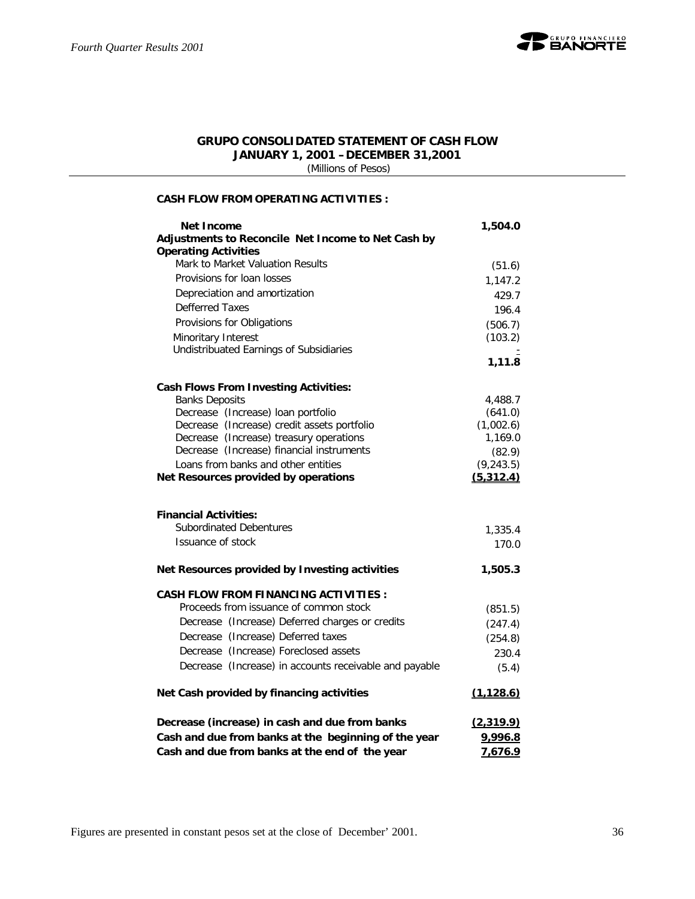## GRUPO CONSOLIDATED STATEMENT OF CASH FLOW
### JANUARY 1, 2001 – DECEMBER 31,2001
(Millions of Pesos)

**CASH FLOW FROM OPERATING ACTIVITIES :**

| | |
|---|---|
| **Net Income** | **1,504.0** |
| **Adjustments to Reconcile Net Income to Net Cash by Operating Activities** | |
| Mark to Market Valuation Results | (51.6) |
| Provisions for loan losses | 1,147.2 |
| Depreciation and amortization | 429.7 |
| Defferred Taxes | 196.4 |
| Provisions for Obligations | (506.7) |
| Minoritary Interest | (103.2) |
| Undistribuated Earnings of Subsidiaries | - |
| | **1,11.8** |
| **Cash Flows From Investing Activities:** | |
| Banks Deposits | 4,488.7 |
| Decrease (Increase) loan portfolio | (641.0) |
| Decrease (Increase) credit assets portfolio | (1,002.6) |
| Decrease (Increase) treasury operations | 1,169.0 |
| Decrease (Increase) financial instruments | (82.9) |
| Loans from banks and other entities | (9,243.5) |
| **Net Resources provided by operations** | **(5,312.4)** |
| **Financial Activities:** | |
| Subordinated Debentures | 1,335.4 |
| Issuance of stock | 170.0 |
| **Net Resources provided by Investing activities** | **1,505.3** |
| **CASH FLOW FROM FINANCING ACTIVITIES :** | |
| Proceeds from issuance of common stock | (851.5) |
| Decrease (Increase) Deferred charges or credits | (247.4) |
| Decrease (Increase) Deferred taxes | (254.8) |
| Decrease (Increase) Foreclosed assets | 230.4 |
| Decrease (Increase) in accounts receivable and payable | (5.4) |
| **Net Cash provided by financing activities** | **(1,128.6)** |
| **Decrease (increase) in cash and due from banks** | **(2,319.9)** |
| **Cash and due from banks at the beginning of the year** | **9,996.8** |
| **Cash and due from banks at the end of the year** | **7,676.9** |

Figures are presented in constant pesos set at the close of December' 2001.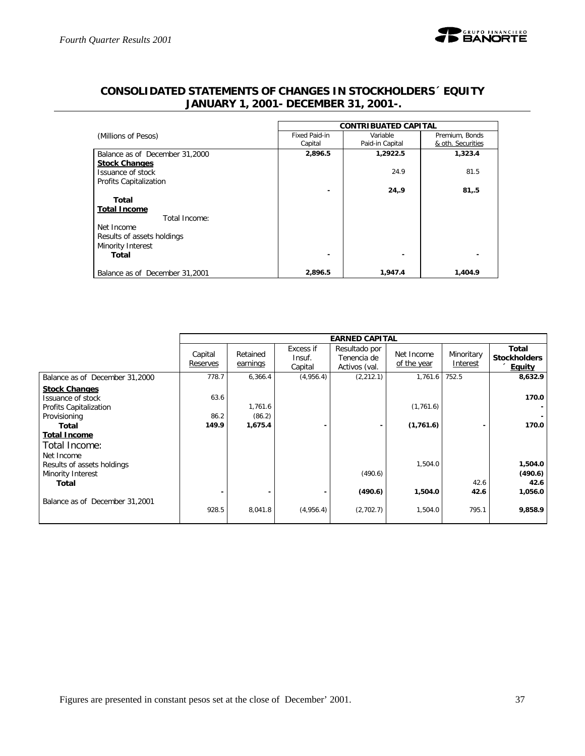## CONSOLIDATED STATEMENTS OF CHANGES IN STOCKHOLDERS´ EQUITY
## JANUARY 1, 2001- DECEMBER 31, 2001-.

| (Millions of Pesos) | CONTRIBUATED CAPITAL | | |
|---|---|---|---|
| | Fixed Paid-in Capital | Variable Paid-in Capital | Premium, Bonds & oth. Securities |
| Balance as of December 31,2000 | **2,896.5** | **1,2922.5** | **1,323.4** |
| **Stock Changes** | | | |
| Issuance of stock | | 24.9 | 81.5 |
| Profits Capitalization | | | |
| **Total** | **-** | **24,.9** | **81,.5** |
| **Total Income** | | | |
| Total Income: | | | |
| Net Income | | | |
| Results of assets holdings | | | |
| Minority Interest | | | |
| **Total** | **-** | **-** | **-** |
| Balance as of December 31,2001 | **2,896.5** | **1,947.4** | **1,404.9** |

| | EARNED CAPITAL | | | | | | |
|---|---|---|---|---|---|---|---|
| | Capital Reserves | Retained earnings | Excess if Insuf. Capital | Resultado por Tenencia de Activos (val. | Net Income of the year | Minoritary Interest | **Total Stockholders´ Equity** |
| Balance as of December 31,2000 | 778.7 | 6,366.4 | (4,956.4) | (2,212.1) | 1,761.6 | 752.5 | **8,632.9** |
| **Stock Changes** | | | | | | | |
| Issuance of stock | 63.6 | | | | | | **170.0** |
| Profits Capitalization | | 1,761.6 | | | (1,761.6) | | **-** |
| Provisioning | 86.2 | (86.2) | | | | | **-** |
| **Total** | **149.9** | **1,675.4** | **-** | **-** | **(1,761.6)** | **-** | **170.0** |
| **Total Income** | | | | | | | |
| Total Income: | | | | | | | |
| Net Income | | | | | | | |
| Results of assets holdings | | | | | 1,504.0 | | **1,504.0** |
| Minority Interest | | | | (490.6) | | | **(490.6)** |
| **Total** | | | | | | 42.6 | **42.6** |
| | **-** | **-** | **-** | **(490.6)** | **1,504.0** | **42.6** | **1,056.0** |
| Balance as of December 31,2001 | 928.5 | 8,041.8 | (4,956.4) | (2,702.7) | 1,504.0 | 795.1 | **9,858.9** |

Figures are presented in constant pesos set at the close of December' 2001.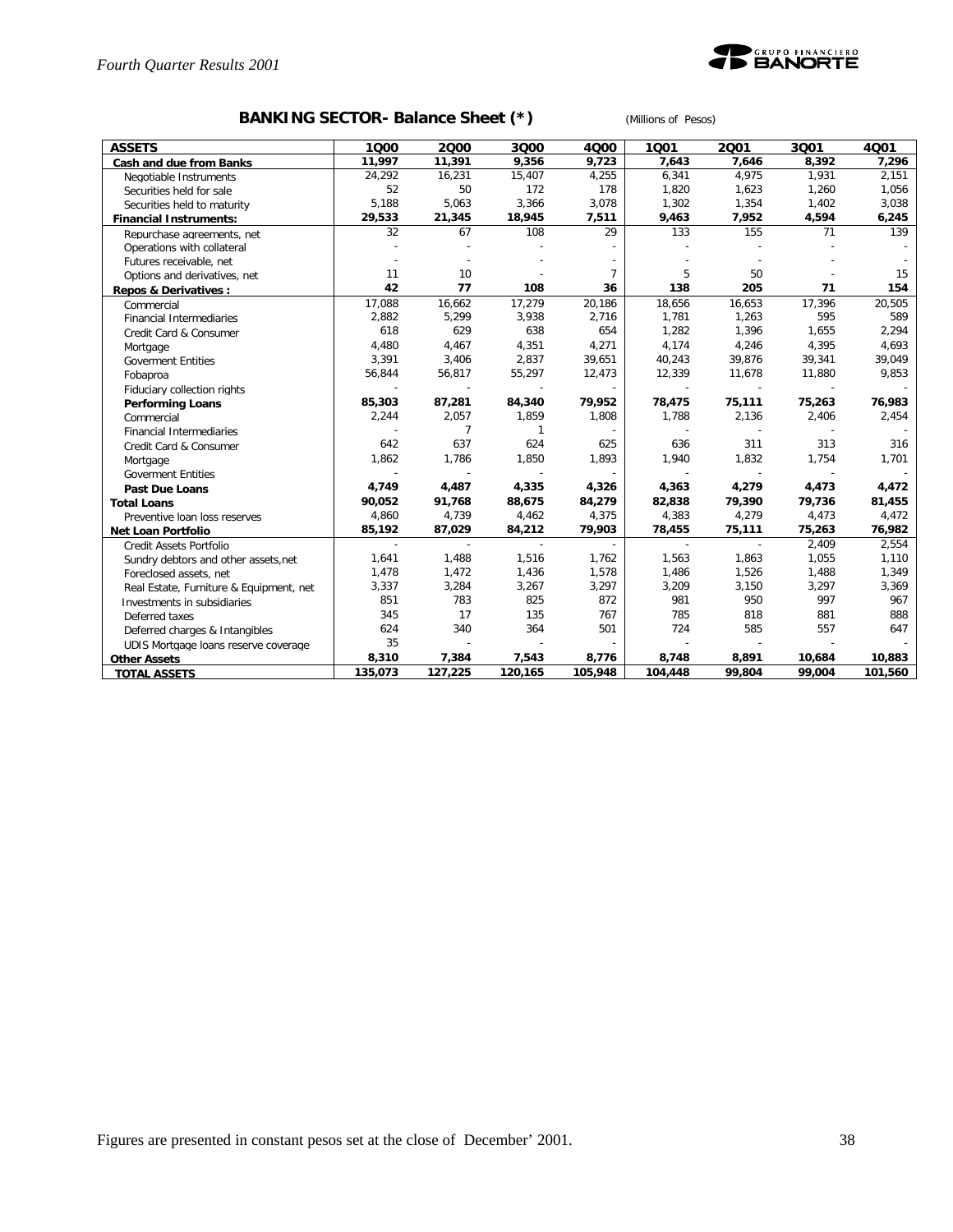## BANKING SECTOR- Balance Sheet (*)

(Millions of Pesos)

| ASSETS | 1Q00 | 2Q00 | 3Q00 | 4Q00 | 1Q01 | 2Q01 | 3Q01 | 4Q01 |
|---|---|---|---|---|---|---|---|---|
| **Cash and due from Banks** | **11,997** | **11,391** | **9,356** | **9,723** | **7,643** | **7,646** | **8,392** | **7,296** |
| Negotiable Instruments | 24,292 | 16,231 | 15,407 | 4,255 | 6,341 | 4,975 | 1,931 | 2,151 |
| Securities held for sale | 52 | 50 | 172 | 178 | 1,820 | 1,623 | 1,260 | 1,056 |
| Securities held to maturity | 5,188 | 5,063 | 3,366 | 3,078 | 1,302 | 1,354 | 1,402 | 3,038 |
| **Financial Instruments:** | **29,533** | **21,345** | **18,945** | **7,511** | **9,463** | **7,952** | **4,594** | **6,245** |
| Repurchase agreements, net | 32 | 67 | 108 | 29 | 133 | 155 | 71 | 139 |
| Operations with collateral | - | - | - | - | - | - | - | - |
| Futures receivable, net | - | - | - | - | - | - | - | - |
| Options and derivatives, net | 11 | 10 | - | 7 | 5 | 50 | - | 15 |
| **Repos & Derivatives :** | **42** | **77** | **108** | **36** | **138** | **205** | **71** | **154** |
| Commercial | 17,088 | 16,662 | 17,279 | 20,186 | 18,656 | 16,653 | 17,396 | 20,505 |
| Financial Intermediaries | 2,882 | 5,299 | 3,938 | 2,716 | 1,781 | 1,263 | 595 | 589 |
| Credit Card & Consumer | 618 | 629 | 638 | 654 | 1,282 | 1,396 | 1,655 | 2,294 |
| Mortgage | 4,480 | 4,467 | 4,351 | 4,271 | 4,174 | 4,246 | 4,395 | 4,693 |
| Goverment Entities | 3,391 | 3,406 | 2,837 | 39,651 | 40,243 | 39,876 | 39,341 | 39,049 |
| Fobaproa | 56,844 | 56,817 | 55,297 | 12,473 | 12,339 | 11,678 | 11,880 | 9,853 |
| Fiduciary collection rights | - | - | - | - | - | - | - | - |
| **Performing Loans** | **85,303** | **87,281** | **84,340** | **79,952** | **78,475** | **75,111** | **75,263** | **76,983** |
| Commercial | 2,244 | 2,057 | 1,859 | 1,808 | 1,788 | 2,136 | 2,406 | 2,454 |
| Financial Intermediaries | - | 7 | 1 | - | - | - | - | - |
| Credit Card & Consumer | 642 | 637 | 624 | 625 | 636 | 311 | 313 | 316 |
| Mortgage | 1,862 | 1,786 | 1,850 | 1,893 | 1,940 | 1,832 | 1,754 | 1,701 |
| Goverment Entities | - | - | - | - | - | - | - | - |
| **Past Due Loans** | **4,749** | **4,487** | **4,335** | **4,326** | **4,363** | **4,279** | **4,473** | **4,472** |
| **Total Loans** | **90,052** | **91,768** | **88,675** | **84,279** | **82,838** | **79,390** | **79,736** | **81,455** |
| Preventive loan loss reserves | 4,860 | 4,739 | 4,462 | 4,375 | 4,383 | 4,279 | 4,473 | 4,472 |
| **Net Loan Portfolio** | **85,192** | **87,029** | **84,212** | **79,903** | **78,455** | **75,111** | **75,263** | **76,982** |
| Credit Assets Portfolio | - | - | - | - | - | - | 2,409 | 2,554 |
| Sundry debtors and other assets,net | 1,641 | 1,488 | 1,516 | 1,762 | 1,563 | 1,863 | 1,055 | 1,110 |
| Foreclosed assets, net | 1,478 | 1,472 | 1,436 | 1,578 | 1,486 | 1,526 | 1,488 | 1,349 |
| Real Estate, Furniture & Equipment, net | 3,337 | 3,284 | 3,267 | 3,297 | 3,209 | 3,150 | 3,297 | 3,369 |
| Investments in subsidiaries | 851 | 783 | 825 | 872 | 981 | 950 | 997 | 967 |
| Deferred taxes | 345 | 17 | 135 | 767 | 785 | 818 | 881 | 888 |
| Deferred charges & Intangibles | 624 | 340 | 364 | 501 | 724 | 585 | 557 | 647 |
| UDIS Mortgage loans reserve coverage | 35 | - | - | - | - | - | - | - |
| **Other Assets** | **8,310** | **7,384** | **7,543** | **8,776** | **8,748** | **8,891** | **10,684** | **10,883** |
| **TOTAL ASSETS** | **135,073** | **127,225** | **120,165** | **105,948** | **104,448** | **99,804** | **99,004** | **101,560** |

Figures are presented in constant pesos set at the close of December' 2001.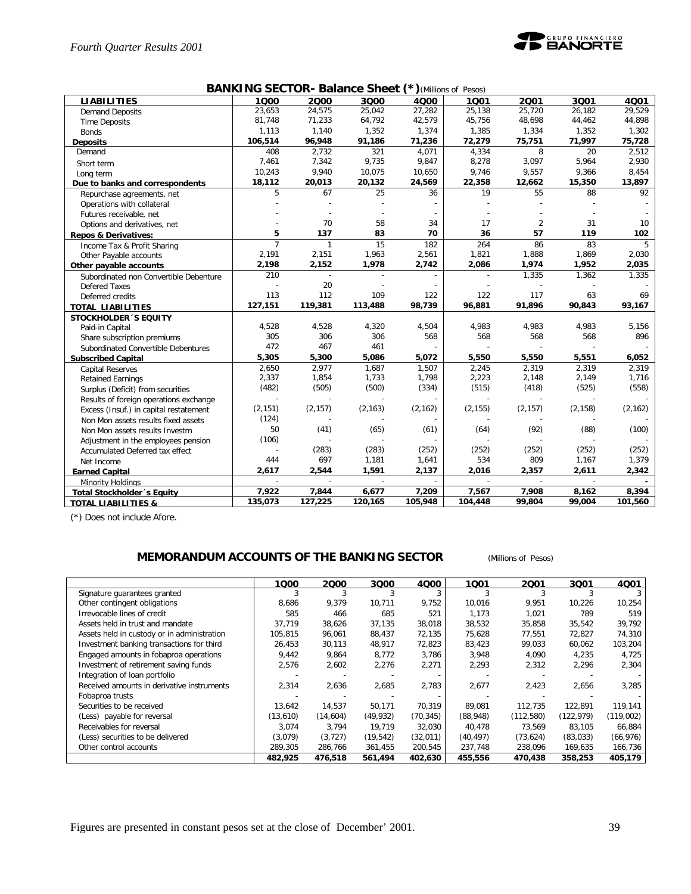## BANKING SECTOR- Balance Sheet (*) (Millions of Pesos)

| LIABILITIES | 1Q00 | 2Q00 | 3Q00 | 4Q00 | 1Q01 | 2Q01 | 3Q01 | 4Q01 |
|---|---|---|---|---|---|---|---|---|
| Demand Deposits | 23,653 | 24,575 | 25,042 | 27,282 | 25,138 | 25,720 | 26,182 | 29,529 |
| Time Deposits | 81,748 | 71,233 | 64,792 | 42,579 | 45,756 | 48,698 | 44,462 | 44,898 |
| Bonds | 1,113 | 1,140 | 1,352 | 1,374 | 1,385 | 1,334 | 1,352 | 1,302 |
| **Deposits** | **106,514** | **96,948** | **91,186** | **71,236** | **72,279** | **75,751** | **71,997** | **75,728** |
| Demand | 408 | 2,732 | 321 | 4,071 | 4,334 | 8 | 20 | 2,512 |
| Short term | 7,461 | 7,342 | 9,735 | 9,847 | 8,278 | 3,097 | 5,964 | 2,930 |
| Long term | 10,243 | 9,940 | 10,075 | 10,650 | 9,746 | 9,557 | 9,366 | 8,454 |
| **Due to banks and correspondents** | **18,112** | **20,013** | **20,132** | **24,569** | **22,358** | **12,662** | **15,350** | **13,897** |
| Repurchase agreements, net | 5 | 67 | 25 | 36 | 19 | 55 | 88 | 92 |
| Operations with collateral | - | - | - | - | - | - | - | - |
| Futures receivable, net | - | - | - | - | - | - | - | - |
| Options and derivatives, net | - | 70 | 58 | 34 | 17 | 2 | 31 | 10 |
| **Repos & Derivatives:** | **5** | **137** | **83** | **70** | **36** | **57** | **119** | **102** |
| Income Tax & Profit Sharing | 7 | 1 | 15 | 182 | 264 | 86 | 83 | 5 |
| Other Payable accounts | 2,191 | 2,151 | 1,963 | 2,561 | 1,821 | 1,888 | 1,869 | 2,030 |
| **Other payable accounts** | **2,198** | **2,152** | **1,978** | **2,742** | **2,086** | **1,974** | **1,952** | **2,035** |
| Subordinated non Convertible Debenture | 210 | - | - | - | - | 1,335 | 1,362 | 1,335 |
| Defered Taxes | - | 20 | - | - | - | - | - | - |
| Deferred credits | 113 | 112 | 109 | 122 | 122 | 117 | 63 | 69 |
| **TOTAL LIABILITIES** | **127,151** | **119,381** | **113,488** | **98,739** | **96,881** | **91,896** | **90,843** | **93,167** |
| **STOCKHOLDER´S EQUITY** | | | | | | | | |
| Paid-in Capital | 4,528 | 4,528 | 4,320 | 4,504 | 4,983 | 4,983 | 4,983 | 5,156 |
| Share subscription premiums | 305 | 306 | 306 | 568 | 568 | 568 | 568 | 896 |
| Subordinated Convertible Debentures | 472 | 467 | 461 | - | - | - | - | - |
| **Subscribed Capital** | **5,305** | **5,300** | **5,086** | **5,072** | **5,550** | **5,550** | **5,551** | **6,052** |
| Capital Reserves | 2,650 | 2,977 | 1,687 | 1,507 | 2,245 | 2,319 | 2,319 | 2,319 |
| Retained Earnings | 2,337 | 1,854 | 1,733 | 1,798 | 2,223 | 2,148 | 2,149 | 1,716 |
| Surplus (Deficit) from securities | (482) | (505) | (500) | (334) | (515) | (418) | (525) | (558) |
| Results of foreign operations exchange | - | - | - | - | - | - | - | - |
| Excess (Insuf.) in capital restatement | (2,151) | (2,157) | (2,163) | (2,162) | (2,155) | (2,157) | (2,158) | (2,162) |
| Non Mon assets results fixed assets | (124) | - | - | - | - | - | - | - |
| Non Mon assets results Investm | 50 | (41) | (65) | (61) | (64) | (92) | (88) | (100) |
| Adjustment in the employees pension | (106) | - | - | - | - | - | - | - |
| Accumulated Deferred tax effect | - | (283) | (283) | (252) | (252) | (252) | (252) | (252) |
| Net Income | 444 | 697 | 1,181 | 1,641 | 534 | 809 | 1,167 | 1,379 |
| **Earned Capital** | **2,617** | **2,544** | **1,591** | **2,137** | **2,016** | **2,357** | **2,611** | **2,342** |
| Minority Holdings | - | - | - | - | - | - | - | - |
| **Total Stockholder´s Equity** | **7,922** | **7,844** | **6,677** | **7,209** | **7,567** | **7,908** | **8,162** | **8,394** |
| **TOTAL LIABILITIES &** | **135,073** | **127,225** | **120,165** | **105,948** | **104,448** | **99,804** | **99,004** | **101,560** |

(*) Does not include Afore.

## MEMORANDUM ACCOUNTS OF THE BANKING SECTOR (Millions of Pesos)

| | 1Q00 | 2Q00 | 3Q00 | 4Q00 | 1Q01 | 2Q01 | 3Q01 | 4Q01 |
|---|---|---|---|---|---|---|---|---|
| Signature guarantees granted | 3 | 3 | 3 | 3 | 3 | 3 | 3 | 3 |
| Other contingent obligations | 8,686 | 9,379 | 10,711 | 9,752 | 10,016 | 9,951 | 10,226 | 10,254 |
| Irrevocable lines of credit | 585 | 466 | 685 | 521 | 1,173 | 1,021 | 789 | 519 |
| Assets held in trust and mandate | 37,719 | 38,626 | 37,135 | 38,018 | 38,532 | 35,858 | 35,542 | 39,792 |
| Assets held in custody or in administration | 105,815 | 96,061 | 88,437 | 72,135 | 75,628 | 77,551 | 72,827 | 74,310 |
| Investment banking transactions for third | 26,453 | 30,113 | 48,917 | 72,823 | 83,423 | 99,033 | 60,062 | 103,204 |
| Engaged amounts in fobaproa operations | 9,442 | 9,864 | 8,772 | 3,786 | 3,948 | 4,090 | 4,235 | 4,725 |
| Investment of retirement saving funds | 2,576 | 2,602 | 2,276 | 2,271 | 2,293 | 2,312 | 2,296 | 2,304 |
| Integration of loan portfolio | - | - | - | - | - | - | - | - |
| Received amounts in derivative instruments | 2,314 | 2,636 | 2,685 | 2,783 | 2,677 | 2,423 | 2,656 | 3,285 |
| Fobaproa trusts | - | - | - | - | - | - | - | - |
| Securities to be received | 13,642 | 14,537 | 50,171 | 70,319 | 89,081 | 112,735 | 122,891 | 119,141 |
| (Less) payable for reversal | (13,610) | (14,604) | (49,932) | (70,345) | (88,948) | (112,580) | (122,979) | (119,002) |
| Receivables for reversal | 3,074 | 3,794 | 19,719 | 32,030 | 40,478 | 73,569 | 83,105 | 66,884 |
| (Less) securities to be delivered | (3,079) | (3,727) | (19,542) | (32,011) | (40,497) | (73,624) | (83,033) | (66,976) |
| Other control accounts | 289,305 | 286,766 | 361,455 | 200,545 | 237,748 | 238,096 | 169,635 | 166,736 |
| | **482,925** | **476,518** | **561,494** | **402,630** | **455,556** | **470,438** | **358,253** | **405,179** |

Figures are presented in constant pesos set at the close of December' 2001.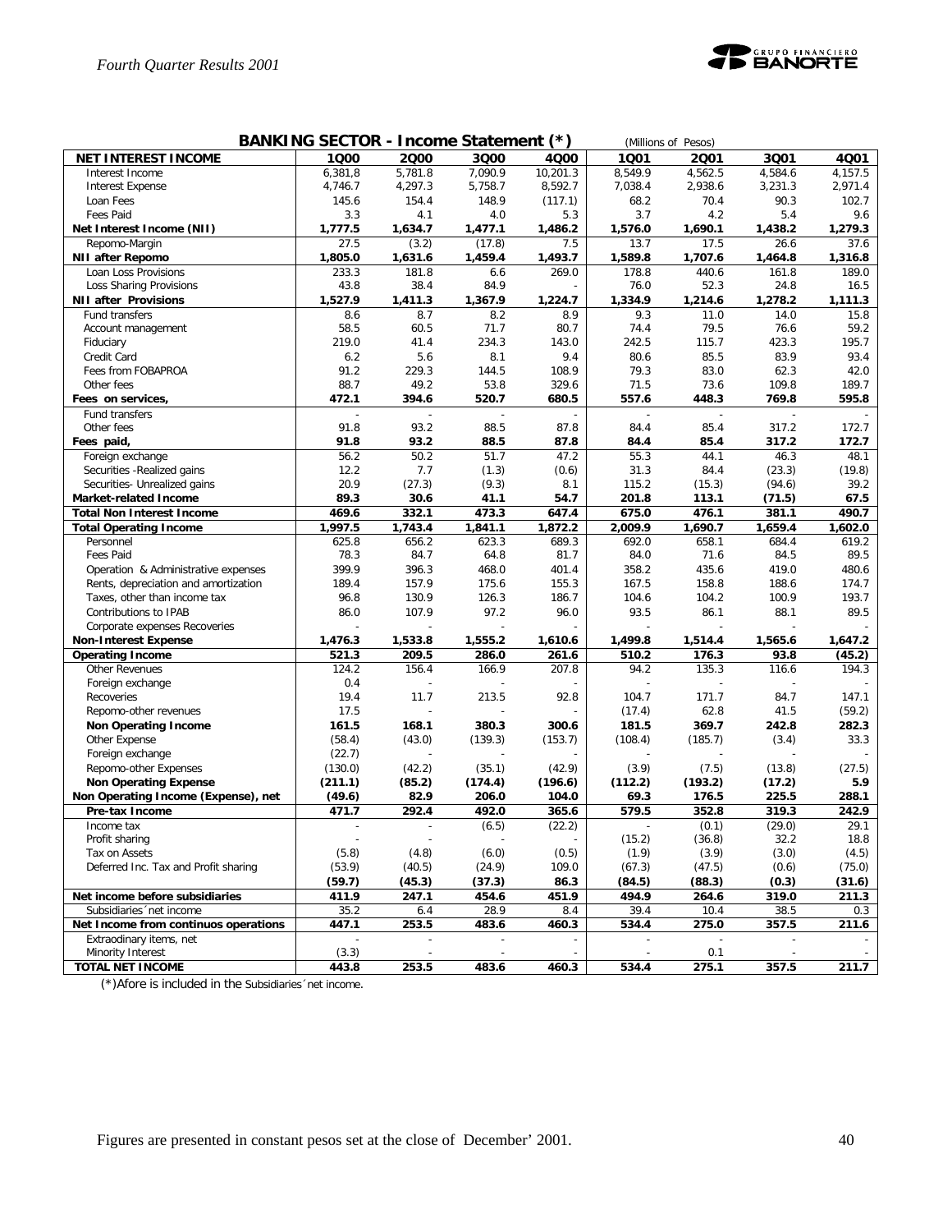## BANKING SECTOR - Income Statement (*) (Millions of Pesos)

| NET INTEREST INCOME | 1Q00 | 2Q00 | 3Q00 | 4Q00 | 1Q01 | 2Q01 | 3Q01 | 4Q01 |
|---|---|---|---|---|---|---|---|---|
| Interest Income | 6,381.8 | 5,781.8 | 7,090.9 | 10,201.3 | 8,549.9 | 4,562.5 | 4,584.6 | 4,157.5 |
| Interest Expense | 4,746.7 | 4,297.3 | 5,758.7 | 8,592.7 | 7,038.4 | 2,938.6 | 3,231.3 | 2,971.4 |
| Loan Fees | 145.6 | 154.4 | 148.9 | (117.1) | 68.2 | 70.4 | 90.3 | 102.7 |
| Fees Paid | 3.3 | 4.1 | 4.0 | 5.3 | 3.7 | 4.2 | 5.4 | 9.6 |
| **Net Interest Income (NII)** | **1,777.5** | **1,634.7** | **1,477.1** | **1,486.2** | **1,576.0** | **1,690.1** | **1,438.2** | **1,279.3** |
| Repomo-Margin | 27.5 | (3.2) | (17.8) | 7.5 | 13.7 | 17.5 | 26.6 | 37.6 |
| **NII after Repomo** | **1,805.0** | **1,631.6** | **1,459.4** | **1,493.7** | **1,589.8** | **1,707.6** | **1,464.8** | **1,316.8** |
| Loan Loss Provisions | 233.3 | 181.8 | 6.6 | 269.0 | 178.8 | 440.6 | 161.8 | 189.0 |
| Loss Sharing Provisions | 43.8 | 38.4 | 84.9 | - | 76.0 | 52.3 | 24.8 | 16.5 |
| **NII after Provisions** | **1,527.9** | **1,411.3** | **1,367.9** | **1,224.7** | **1,334.9** | **1,214.6** | **1,278.2** | **1,111.3** |
| Fund transfers | 8.6 | 8.7 | 8.2 | 8.9 | 9.3 | 11.0 | 14.0 | 15.8 |
| Account management | 58.5 | 60.5 | 71.7 | 80.7 | 74.4 | 79.5 | 76.6 | 59.2 |
| Fiduciary | 219.0 | 41.4 | 234.3 | 143.0 | 242.5 | 115.7 | 423.3 | 195.7 |
| Credit Card | 6.2 | 5.6 | 8.1 | 9.4 | 80.6 | 85.5 | 83.9 | 93.4 |
| Fees from FOBAPROA | 91.2 | 229.3 | 144.5 | 108.9 | 79.3 | 83.0 | 62.3 | 42.0 |
| Other fees | 88.7 | 49.2 | 53.8 | 329.6 | 71.5 | 73.6 | 109.8 | 189.7 |
| **Fees on services,** | **472.1** | **394.6** | **520.7** | **680.5** | **557.6** | **448.3** | **769.8** | **595.8** |
| Fund transfers | - | - | - | - | - | - | - | - |
| Other fees | 91.8 | 93.2 | 88.5 | 87.8 | 84.4 | 85.4 | 317.2 | 172.7 |
| **Fees paid,** | **91.8** | **93.2** | **88.5** | **87.8** | **84.4** | **85.4** | **317.2** | **172.7** |
| Foreign exchange | 56.2 | 50.2 | 51.7 | 47.2 | 55.3 | 44.1 | 46.3 | 48.1 |
| Securities -Realized gains | 12.2 | 7.7 | (1.3) | (0.6) | 31.3 | 84.4 | (23.3) | (19.8) |
| Securities- Unrealized gains | 20.9 | (27.3) | (9.3) | 8.1 | 115.2 | (15.3) | (94.6) | 39.2 |
| **Market-related Income** | **89.3** | **30.6** | **41.1** | **54.7** | **201.8** | **113.1** | **(71.5)** | **67.5** |
| **Total Non Interest Income** | **469.6** | **332.1** | **473.3** | **647.4** | **675.0** | **476.1** | **381.1** | **490.7** |
| **Total Operating Income** | **1,997.5** | **1,743.4** | **1,841.1** | **1,872.2** | **2,009.9** | **1,690.7** | **1,659.4** | **1,602.0** |
| Personnel | 625.8 | 656.2 | 623.3 | 689.3 | 692.0 | 658.1 | 684.4 | 619.2 |
| Fees Paid | 78.3 | 84.7 | 64.8 | 81.7 | 84.0 | 71.6 | 84.5 | 89.5 |
| Operation & Administrative expenses | 399.9 | 396.3 | 468.0 | 401.4 | 358.2 | 435.6 | 419.0 | 480.6 |
| Rents, depreciation and amortization | 189.4 | 157.9 | 175.6 | 155.3 | 167.5 | 158.8 | 188.6 | 174.7 |
| Taxes, other than income tax | 96.8 | 130.9 | 126.3 | 186.7 | 104.6 | 104.2 | 100.9 | 193.7 |
| Contributions to IPAB | 86.0 | 107.9 | 97.2 | 96.0 | 93.5 | 86.1 | 88.1 | 89.5 |
| Corporate expenses Recoveries | - | - | - | - | - | - | - | - |
| **Non-Interest Expense** | **1,476.3** | **1,533.8** | **1,555.2** | **1,610.6** | **1,499.8** | **1,514.4** | **1,565.6** | **1,647.2** |
| **Operating Income** | **521.3** | **209.5** | **286.0** | **261.6** | **510.2** | **176.3** | **93.8** | **(45.2)** |
| Other Revenues | 124.2 | 156.4 | 166.9 | 207.8 | 94.2 | 135.3 | 116.6 | 194.3 |
| Foreign exchange | 0.4 | - | - | - | - | - | - | - |
| Recoveries | 19.4 | 11.7 | 213.5 | 92.8 | 104.7 | 171.7 | 84.7 | 147.1 |
| Repomo-other revenues | 17.5 | - | - | - | (17.4) | 62.8 | 41.5 | (59.2) |
| **Non Operating Income** | **161.5** | **168.1** | **380.3** | **300.6** | **181.5** | **369.7** | **242.8** | **282.3** |
| Other Expense | (58.4) | (43.0) | (139.3) | (153.7) | (108.4) | (185.7) | (3.4) | 33.3 |
| Foreign exchange | (22.7) | - | - | - | - | - | - | - |
| Repomo-other Expenses | (130.0) | (42.2) | (35.1) | (42.9) | (3.9) | (7.5) | (13.8) | (27.5) |
| **Non Operating Expense** | **(211.1)** | **(85.2)** | **(174.4)** | **(196.6)** | **(112.2)** | **(193.2)** | **(17.2)** | **5.9** |
| **Non Operating Income (Expense), net** | **(49.6)** | **82.9** | **206.0** | **104.0** | **69.3** | **176.5** | **225.5** | **288.1** |
| **Pre-tax Income** | **471.7** | **292.4** | **492.0** | **365.6** | **579.5** | **352.8** | **319.3** | **242.9** |
| Income tax | - | - | (6.5) | (22.2) | - | (0.1) | (29.0) | 29.1 |
| Profit sharing | - | - | - | - | (15.2) | (36.8) | 32.2 | 18.8 |
| Tax on Assets | (5.8) | (4.8) | (6.0) | (0.5) | (1.9) | (3.9) | (3.0) | (4.5) |
| Deferred Inc. Tax and Profit sharing | (53.9) | (40.5) | (24.9) | 109.0 | (67.3) | (47.5) | (0.6) | (75.0) |
| | **(59.7)** | **(45.3)** | **(37.3)** | **86.3** | **(84.5)** | **(88.3)** | **(0.3)** | **(31.6)** |
| **Net income before subsidiaries** | **411.9** | **247.1** | **454.6** | **451.9** | **494.9** | **264.6** | **319.0** | **211.3** |
| Subsidiaries´net income | 35.2 | 6.4 | 28.9 | 8.4 | 39.4 | 10.4 | 38.5 | 0.3 |
| **Net Income from continuos operations** | **447.1** | **253.5** | **483.6** | **460.3** | **534.4** | **275.0** | **357.5** | **211.6** |
| Extraordinary items, net | - | - | - | - | - | - | - | - |
| Minority Interest | (3.3) | - | - | - | - | 0.1 | - | - |
| **TOTAL NET INCOME** | **443.8** | **253.5** | **483.6** | **460.3** | **534.4** | **275.1** | **357.5** | **211.7** |

(*)Afore is included in the Subsidiaries´net income.

Figures are presented in constant pesos set at the close of December' 2001.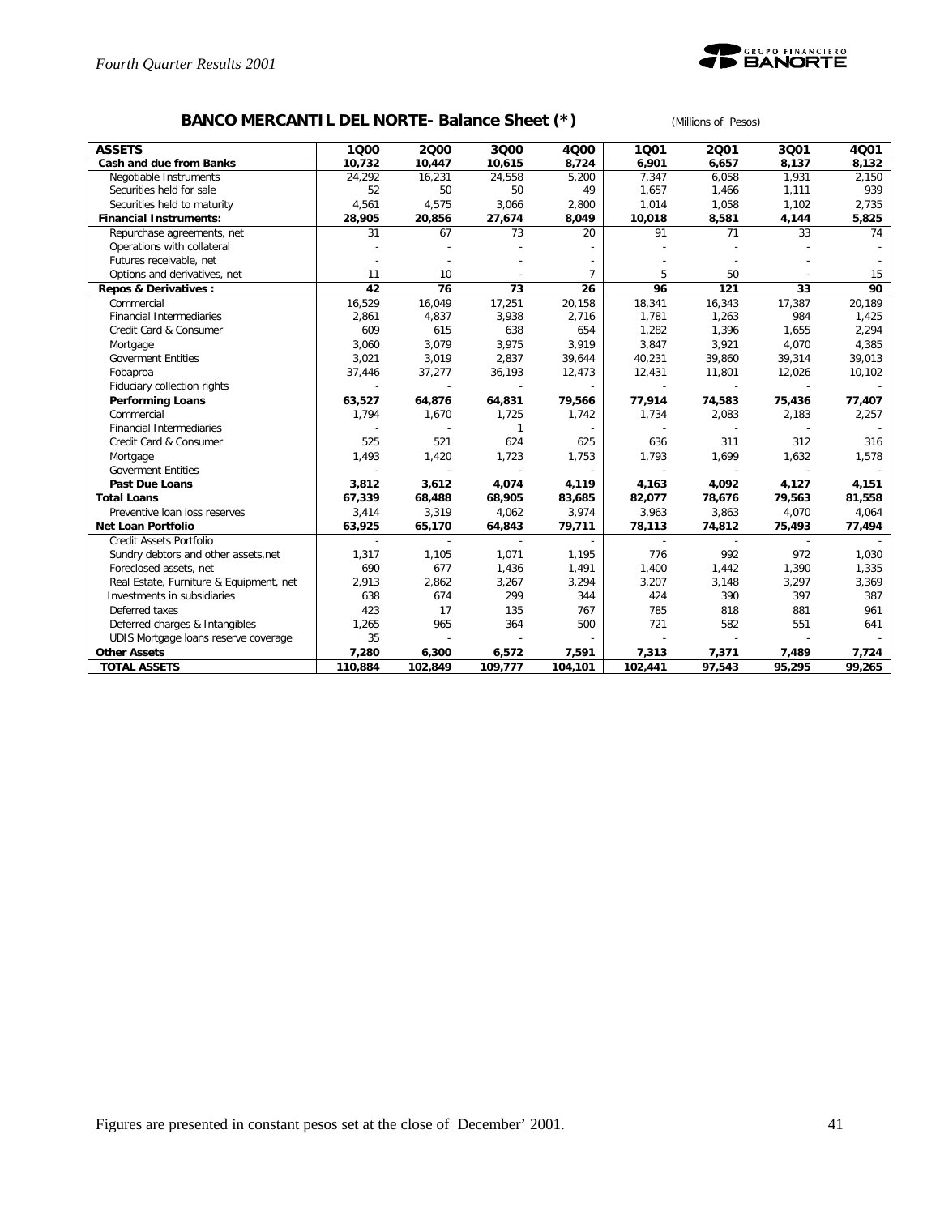## BANCO MERCANTIL DEL NORTE- Balance Sheet (*)

(Millions of Pesos)

| ASSETS | 1Q00 | 2Q00 | 3Q00 | 4Q00 | 1Q01 | 2Q01 | 3Q01 | 4Q01 |
|---|---|---|---|---|---|---|---|---|
| **Cash and due from Banks** | **10,732** | **10,447** | **10,615** | **8,724** | **6,901** | **6,657** | **8,137** | **8,132** |
| Negotiable Instruments | 24,292 | 16,231 | 24,558 | 5,200 | 7,347 | 6,058 | 1,931 | 2,150 |
| Securities held for sale | 52 | 50 | 50 | 49 | 1,657 | 1,466 | 1,111 | 939 |
| Securities held to maturity | 4,561 | 4,575 | 3,066 | 2,800 | 1,014 | 1,058 | 1,102 | 2,735 |
| **Financial Instruments:** | **28,905** | **20,856** | **27,674** | **8,049** | **10,018** | **8,581** | **4,144** | **5,825** |
| Repurchase agreements, net | 31 | 67 | 73 | 20 | 91 | 71 | 33 | 74 |
| Operations with collateral | - | - | - | - | - | - | - | - |
| Futures receivable, net | - | - | - | - | - | - | - | - |
| Options and derivatives, net | 11 | 10 | - | 7 | 5 | 50 | - | 15 |
| **Repos & Derivatives :** | **42** | **76** | **73** | **26** | **96** | **121** | **33** | **90** |
| Commercial | 16,529 | 16,049 | 17,251 | 20,158 | 18,341 | 16,343 | 17,387 | 20,189 |
| Financial Intermediaries | 2,861 | 4,837 | 3,938 | 2,716 | 1,781 | 1,263 | 984 | 1,425 |
| Credit Card & Consumer | 609 | 615 | 638 | 654 | 1,282 | 1,396 | 1,655 | 2,294 |
| Mortgage | 3,060 | 3,079 | 3,975 | 3,919 | 3,847 | 3,921 | 4,070 | 4,385 |
| Goverment Entities | 3,021 | 3,019 | 2,837 | 39,644 | 40,231 | 39,860 | 39,314 | 39,013 |
| Fobaproa | 37,446 | 37,277 | 36,193 | 12,473 | 12,431 | 11,801 | 12,026 | 10,102 |
| Fiduciary collection rights | - | - | - | - | - | - | - | - |
| **Performing Loans** | **63,527** | **64,876** | **64,831** | **79,566** | **77,914** | **74,583** | **75,436** | **77,407** |
| Commercial | 1,794 | 1,670 | 1,725 | 1,742 | 1,734 | 2,083 | 2,183 | 2,257 |
| Financial Intermediaries | - | - | 1 | - | - | - | - | - |
| Credit Card & Consumer | 525 | 521 | 624 | 625 | 636 | 311 | 312 | 316 |
| Mortgage | 1,493 | 1,420 | 1,723 | 1,753 | 1,793 | 1,699 | 1,632 | 1,578 |
| Goverment Entities | - | - | - | - | - | - | - | - |
| **Past Due Loans** | **3,812** | **3,612** | **4,074** | **4,119** | **4,163** | **4,092** | **4,127** | **4,151** |
| **Total Loans** | **67,339** | **68,488** | **68,905** | **83,685** | **82,077** | **78,676** | **79,563** | **81,558** |
| Preventive loan loss reserves | 3,414 | 3,319 | 4,062 | 3,974 | 3,963 | 3,863 | 4,070 | 4,064 |
| **Net Loan Portfolio** | **63,925** | **65,170** | **64,843** | **79,711** | **78,113** | **74,812** | **75,493** | **77,494** |
| Credit Assets Portfolio | - | - | - | - | - | - | - | - |
| Sundry debtors and other assets,net | 1,317 | 1,105 | 1,071 | 1,195 | 776 | 992 | 972 | 1,030 |
| Foreclosed assets, net | 690 | 677 | 1,436 | 1,491 | 1,400 | 1,442 | 1,390 | 1,335 |
| Real Estate, Furniture & Equipment, net | 2,913 | 2,862 | 3,267 | 3,294 | 3,207 | 3,148 | 3,297 | 3,369 |
| Investments in subsidiaries | 638 | 674 | 299 | 344 | 424 | 390 | 397 | 387 |
| Deferred taxes | 423 | 17 | 135 | 767 | 785 | 818 | 881 | 961 |
| Deferred charges & Intangibles | 1,265 | 965 | 364 | 500 | 721 | 582 | 551 | 641 |
| UDIS Mortgage loans reserve coverage | 35 | - | - | - | - | - | - | - |
| **Other Assets** | **7,280** | **6,300** | **6,572** | **7,591** | **7,313** | **7,371** | **7,489** | **7,724** |
| **TOTAL ASSETS** | **110,884** | **102,849** | **109,777** | **104,101** | **102,441** | **97,543** | **95,295** | **99,265** |

Figures are presented in constant pesos set at the close of December' 2001.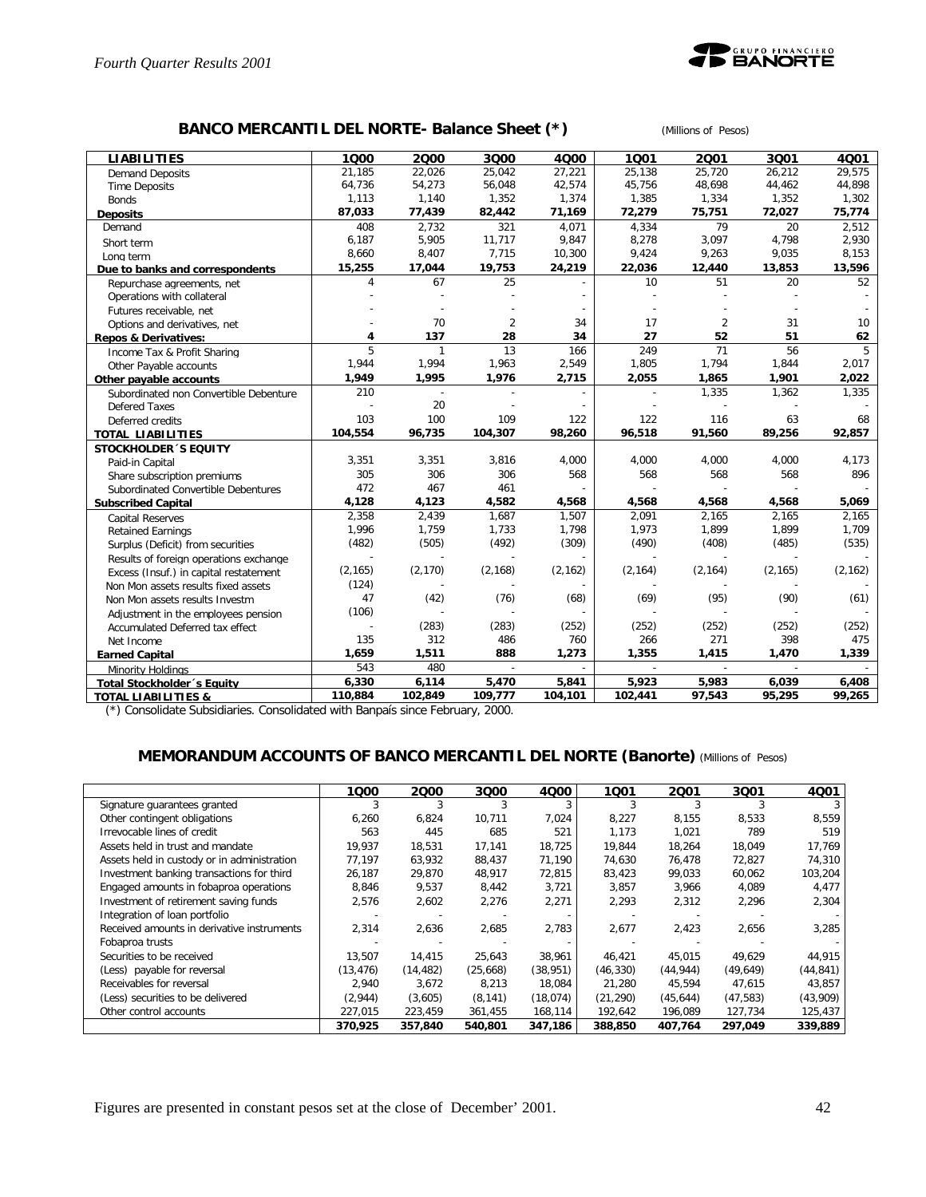## BANCO MERCANTIL DEL NORTE- Balance Sheet (*)

(Millions of Pesos)

| LIABILITIES | 1Q00 | 2Q00 | 3Q00 | 4Q00 | 1Q01 | 2Q01 | 3Q01 | 4Q01 |
|---|---|---|---|---|---|---|---|---|
| Demand Deposits | 21,185 | 22,026 | 25,042 | 27,221 | 25,138 | 25,720 | 26,212 | 29,575 |
| Time Deposits | 64,736 | 54,273 | 56,048 | 42,574 | 45,756 | 48,698 | 44,462 | 44,898 |
| Bonds | 1,113 | 1,140 | 1,352 | 1,374 | 1,385 | 1,334 | 1,352 | 1,302 |
| **Deposits** | **87,033** | **77,439** | **82,442** | **71,169** | **72,279** | **75,751** | **72,027** | **75,774** |
| Demand | 408 | 2,732 | 321 | 4,071 | 4,334 | 79 | 20 | 2,512 |
| Short term | 6,187 | 5,905 | 11,717 | 9,847 | 8,278 | 3,097 | 4,798 | 2,930 |
| Long term | 8,660 | 8,407 | 7,715 | 10,300 | 9,424 | 9,263 | 9,035 | 8,153 |
| **Due to banks and correspondents** | **15,255** | **17,044** | **19,753** | **24,219** | **22,036** | **12,440** | **13,853** | **13,596** |
| Repurchase agreements, net | 4 | 67 | 25 | - | 10 | 51 | 20 | 52 |
| Operations with collateral | - | - | - | - | - | - | - | - |
| Futures receivable, net | - | - | - | - | - | - | - | - |
| Options and derivatives, net | - | 70 | 2 | 34 | 17 | 2 | 31 | 10 |
| **Repos & Derivatives:** | **4** | **137** | **28** | **34** | **27** | **52** | **51** | **62** |
| Income Tax & Profit Sharing | 5 | 1 | 13 | 166 | 249 | 71 | 56 | 5 |
| Other Payable accounts | 1,944 | 1,994 | 1,963 | 2,549 | 1,805 | 1,794 | 1,844 | 2,017 |
| **Other payable accounts** | **1,949** | **1,995** | **1,976** | **2,715** | **2,055** | **1,865** | **1,901** | **2,022** |
| Subordinated non Convertible Debenture | 210 | - | - | - | - | 1,335 | 1,362 | 1,335 |
| Defered Taxes | - | 20 | - | - | - | - | - | - |
| Deferred credits | 103 | 100 | 109 | 122 | 122 | 116 | 63 | 68 |
| **TOTAL LIABILITIES** | **104,554** | **96,735** | **104,307** | **98,260** | **96,518** | **91,560** | **89,256** | **92,857** |
| **STOCKHOLDER´S EQUITY** | | | | | | | | |
| Paid-in Capital | 3,351 | 3,351 | 3,816 | 4,000 | 4,000 | 4,000 | 4,000 | 4,173 |
| Share subscription premiums | 305 | 306 | 306 | 568 | 568 | 568 | 568 | 896 |
| Subordinated Convertible Debentures | 472 | 467 | 461 | - | - | - | - | - |
| **Subscribed Capital** | **4,128** | **4,123** | **4,582** | **4,568** | **4,568** | **4,568** | **4,568** | **5,069** |
| Capital Reserves | 2,358 | 2,439 | 1,687 | 1,507 | 2,091 | 2,165 | 2,165 | 2,165 |
| Retained Earnings | 1,996 | 1,759 | 1,733 | 1,798 | 1,973 | 1,899 | 1,899 | 1,709 |
| Surplus (Deficit) from securities | (482) | (505) | (492) | (309) | (490) | (408) | (485) | (535) |
| Results of foreign operations exchange | - | - | - | - | - | - | - | - |
| Excess (Insuf.) in capital restatement | (2,165) | (2,170) | (2,168) | (2,162) | (2,164) | (2,164) | (2,165) | (2,162) |
| Non Mon assets results fixed assets | (124) | - | - | - | - | - | - | - |
| Non Mon assets results Investm | 47 | (42) | (76) | (68) | (69) | (95) | (90) | (61) |
| Adjustment in the employees pension | (106) | - | - | - | - | - | - | - |
| Accumulated Deferred tax effect | - | (283) | (283) | (252) | (252) | (252) | (252) | (252) |
| Net Income | 135 | 312 | 486 | 760 | 266 | 271 | 398 | 475 |
| **Earned Capital** | **1,659** | **1,511** | **888** | **1,273** | **1,355** | **1,415** | **1,470** | **1,339** |
| Minority Holdings | 543 | 480 | - | - | - | - | - | - |
| **Total Stockholder´s Equity** | **6,330** | **6,114** | **5,470** | **5,841** | **5,923** | **5,983** | **6,039** | **6,408** |
| **TOTAL LIABILITIES &** | **110,884** | **102,849** | **109,777** | **104,101** | **102,441** | **97,543** | **95,295** | **99,265** |

(*) Consolidate Subsidiaries. Consolidated with Banpaís since February, 2000.

## MEMORANDUM ACCOUNTS OF BANCO MERCANTIL DEL NORTE (Banorte) (Millions of Pesos)

| | 1Q00 | 2Q00 | 3Q00 | 4Q00 | 1Q01 | 2Q01 | 3Q01 | 4Q01 |
|---|---|---|---|---|---|---|---|---|
| Signature guarantees granted | 3 | 3 | 3 | 3 | 3 | 3 | 3 | 3 |
| Other contingent obligations | 6,260 | 6,824 | 10,711 | 7,024 | 8,227 | 8,155 | 8,533 | 8,559 |
| Irrevocable lines of credit | 563 | 445 | 685 | 521 | 1,173 | 1,021 | 789 | 519 |
| Assets held in trust and mandate | 19,937 | 18,531 | 17,141 | 18,725 | 19,844 | 18,264 | 18,049 | 17,769 |
| Assets held in custody or in administration | 77,197 | 63,932 | 88,437 | 71,190 | 74,630 | 76,478 | 72,827 | 74,310 |
| Investment banking transactions for third | 26,187 | 29,870 | 48,917 | 72,815 | 83,423 | 99,033 | 60,062 | 103,204 |
| Engaged amounts in fobaproa operations | 8,846 | 9,537 | 8,442 | 3,721 | 3,857 | 3,966 | 4,089 | 4,477 |
| Investment of retirement saving funds | 2,576 | 2,602 | 2,276 | 2,271 | 2,293 | 2,312 | 2,296 | 2,304 |
| Integration of loan portfolio | - | - | - | - | - | - | - | - |
| Received amounts in derivative instruments | 2,314 | 2,636 | 2,685 | 2,783 | 2,677 | 2,423 | 2,656 | 3,285 |
| Fobaproa trusts | - | - | - | - | - | - | - | - |
| Securities to be received | 13,507 | 14,415 | 25,643 | 38,961 | 46,421 | 45,015 | 49,629 | 44,915 |
| (Less) payable for reversal | (13,476) | (14,482) | (25,668) | (38,951) | (46,330) | (44,944) | (49,649) | (44,841) |
| Receivables for reversal | 2,940 | 3,672 | 8,213 | 18,084 | 21,280 | 45,594 | 47,615 | 43,857 |
| (Less) securities to be delivered | (2,944) | (3,605) | (8,141) | (18,074) | (21,290) | (45,644) | (47,583) | (43,909) |
| Other control accounts | 227,015 | 223,459 | 361,455 | 168,114 | 192,642 | 196,089 | 127,734 | 125,437 |
| | **370,925** | **357,840** | **540,801** | **347,186** | **388,850** | **407,764** | **297,049** | **339,889** |

Figures are presented in constant pesos set at the close of December' 2001.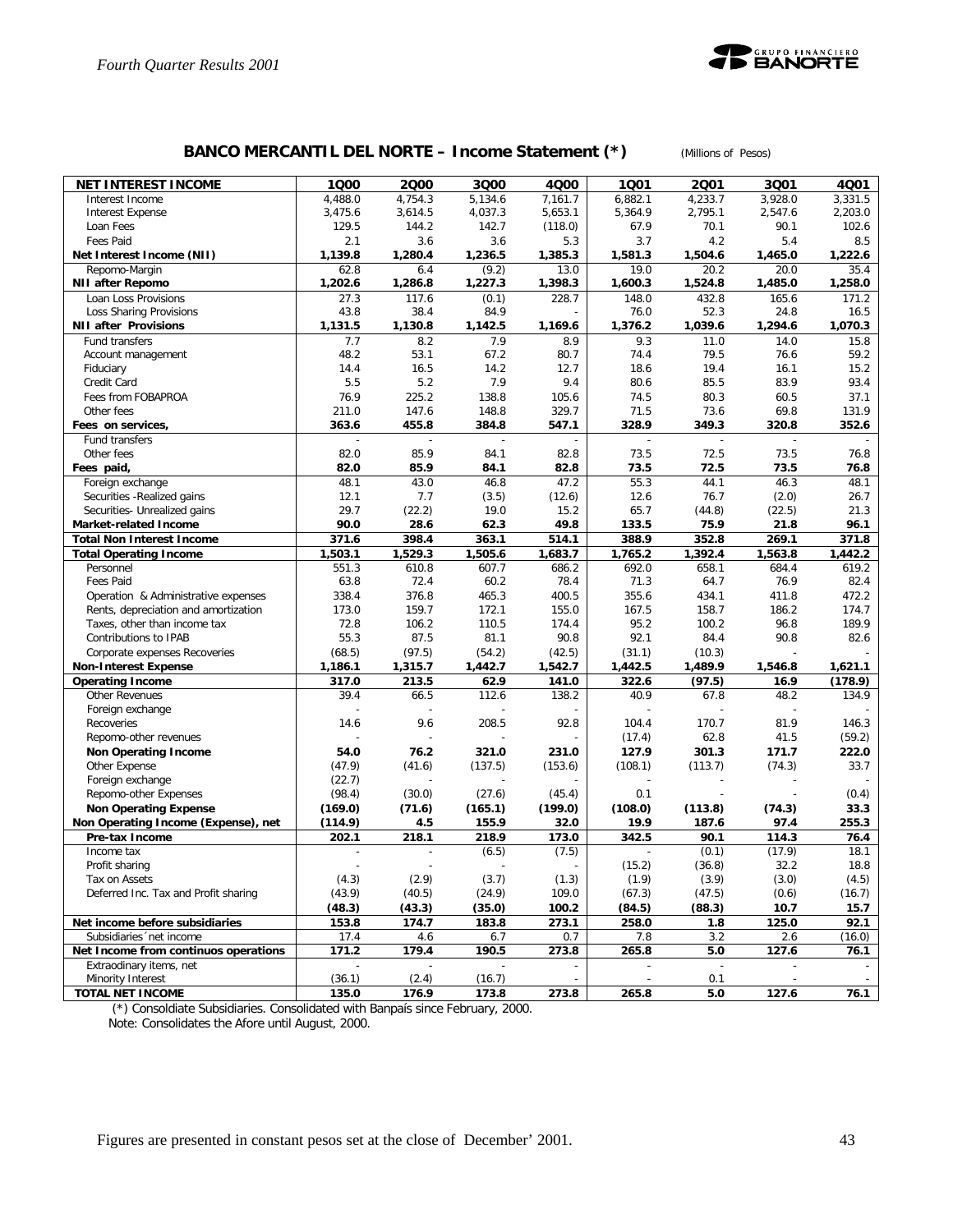## BANCO MERCANTIL DEL NORTE – Income Statement (*) (Millions of Pesos)

| NET INTEREST INCOME | 1Q00 | 2Q00 | 3Q00 | 4Q00 | 1Q01 | 2Q01 | 3Q01 | 4Q01 |
|---|---|---|---|---|---|---|---|---|
| Interest Income | 4,488.0 | 4,754.3 | 5,134.6 | 7,161.7 | 6,882.1 | 4,233.7 | 3,928.0 | 3,331.5 |
| Interest Expense | 3,475.6 | 3,614.5 | 4,037.3 | 5,653.1 | 5,364.9 | 2,795.1 | 2,547.6 | 2,203.0 |
| Loan Fees | 129.5 | 144.2 | 142.7 | (118.0) | 67.9 | 70.1 | 90.1 | 102.6 |
| Fees Paid | 2.1 | 3.6 | 3.6 | 5.3 | 3.7 | 4.2 | 5.4 | 8.5 |
| **Net Interest Income (NII)** | **1,139.8** | **1,280.4** | **1,236.5** | **1,385.3** | **1,581.3** | **1,504.6** | **1,465.0** | **1,222.6** |
| Repomo-Margin | 62.8 | 6.4 | (9.2) | 13.0 | 19.0 | 20.2 | 20.0 | 35.4 |
| **NII after Repomo** | **1,202.6** | **1,286.8** | **1,227.3** | **1,398.3** | **1,600.3** | **1,524.8** | **1,485.0** | **1,258.0** |
| Loan Loss Provisions | 27.3 | 117.6 | (0.1) | 228.7 | 148.0 | 432.8 | 165.6 | 171.2 |
| Loss Sharing Provisions | 43.8 | 38.4 | 84.9 | - | 76.0 | 52.3 | 24.8 | 16.5 |
| **NII after Provisions** | **1,131.5** | **1,130.8** | **1,142.5** | **1,169.6** | **1,376.2** | **1,039.6** | **1,294.6** | **1,070.3** |
| Fund transfers | 7.7 | 8.2 | 7.9 | 8.9 | 9.3 | 11.0 | 14.0 | 15.8 |
| Account management | 48.2 | 53.1 | 67.2 | 80.7 | 74.4 | 79.5 | 76.6 | 59.2 |
| Fiduciary | 14.4 | 16.5 | 14.2 | 12.7 | 18.6 | 19.4 | 16.1 | 15.2 |
| Credit Card | 5.5 | 5.2 | 7.9 | 9.4 | 80.6 | 85.5 | 83.9 | 93.4 |
| Fees from FOBAPROA | 76.9 | 225.2 | 138.8 | 105.6 | 74.5 | 80.3 | 60.5 | 37.1 |
| Other fees | 211.0 | 147.6 | 148.8 | 329.7 | 71.5 | 73.6 | 69.8 | 131.9 |
| **Fees on services,** | **363.6** | **455.8** | **384.8** | **547.1** | **328.9** | **349.3** | **320.8** | **352.6** |
| Fund transfers | - | - | - | - | - | - | - | - |
| Other fees | 82.0 | 85.9 | 84.1 | 82.8 | 73.5 | 72.5 | 73.5 | 76.8 |
| **Fees paid,** | **82.0** | **85.9** | **84.1** | **82.8** | **73.5** | **72.5** | **73.5** | **76.8** |
| Foreign exchange | 48.1 | 43.0 | 46.8 | 47.2 | 55.3 | 44.1 | 46.3 | 48.1 |
| Securities -Realized gains | 12.1 | 7.7 | (3.5) | (12.6) | 12.6 | 76.7 | (2.0) | 26.7 |
| Securities- Unrealized gains | 29.7 | (22.2) | 19.0 | 15.2 | 65.7 | (44.8) | (22.5) | 21.3 |
| **Market-related Income** | **90.0** | **28.6** | **62.3** | **49.8** | **133.5** | **75.9** | **21.8** | **96.1** |
| **Total Non Interest Income** | **371.6** | **398.4** | **363.1** | **514.1** | **388.9** | **352.8** | **269.1** | **371.8** |
| **Total Operating Income** | **1,503.1** | **1,529.3** | **1,505.6** | **1,683.7** | **1,765.2** | **1,392.4** | **1,563.8** | **1,442.2** |
| Personnel | 551.3 | 610.8 | 607.7 | 686.2 | 692.0 | 658.1 | 684.4 | 619.2 |
| Fees Paid | 63.8 | 72.4 | 60.2 | 78.4 | 71.3 | 64.7 | 76.9 | 82.4 |
| Operation & Administrative expenses | 338.4 | 376.8 | 465.3 | 400.5 | 355.6 | 434.1 | 411.8 | 472.2 |
| Rents, depreciation and amortization | 173.0 | 159.7 | 172.1 | 155.0 | 167.5 | 158.7 | 186.2 | 174.7 |
| Taxes, other than income tax | 72.8 | 106.2 | 110.5 | 174.4 | 95.2 | 100.2 | 96.8 | 189.9 |
| Contributions to IPAB | 55.3 | 87.5 | 81.1 | 90.8 | 92.1 | 84.4 | 90.8 | 82.6 |
| Corporate expenses Recoveries | (68.5) | (97.5) | (54.2) | (42.5) | (31.1) | (10.3) | - | - |
| **Non-Interest Expense** | **1,186.1** | **1,315.7** | **1,442.7** | **1,542.7** | **1,442.5** | **1,489.9** | **1,546.8** | **1,621.1** |
| **Operating Income** | **317.0** | **213.5** | **62.9** | **141.0** | **322.6** | **(97.5)** | **16.9** | **(178.9)** |
| Other Revenues | 39.4 | 66.5 | 112.6 | 138.2 | 40.9 | 67.8 | 48.2 | 134.9 |
| Foreign exchange | - | - | - | - | - | - | - | - |
| Recoveries | 14.6 | 9.6 | 208.5 | 92.8 | 104.4 | 170.7 | 81.9 | 146.3 |
| Repomo-other revenues | - | - | - | - | (17.4) | 62.8 | 41.5 | (59.2) |
| **Non Operating Income** | **54.0** | **76.2** | **321.0** | **231.0** | **127.9** | **301.3** | **171.7** | **222.0** |
| Other Expense | (47.9) | (41.6) | (137.5) | (153.6) | (108.1) | (113.7) | (74.3) | 33.7 |
| Foreign exchange | (22.7) | - | - | - | - | - | - | - |
| Repomo-other Expenses | (98.4) | (30.0) | (27.6) | (45.4) | 0.1 | - | - | (0.4) |
| **Non Operating Expense** | **(169.0)** | **(71.6)** | **(165.1)** | **(199.0)** | **(108.0)** | **(113.8)** | **(74.3)** | **33.3** |
| **Non Operating Income (Expense), net** | **(114.9)** | **4.5** | **155.9** | **32.0** | **19.9** | **187.6** | **97.4** | **255.3** |
| **Pre-tax Income** | **202.1** | **218.1** | **218.9** | **173.0** | **342.5** | **90.1** | **114.3** | **76.4** |
| Income tax | - | - | (6.5) | (7.5) | - | (0.1) | (17.9) | 18.1 |
| Profit sharing | - | - | - | - | (15.2) | (36.8) | 32.2 | 18.8 |
| Tax on Assets | (4.3) | (2.9) | (3.7) | (1.3) | (1.9) | (3.9) | (3.0) | (4.5) |
| Deferred Inc. Tax and Profit sharing | (43.9) | (40.5) | (24.9) | 109.0 | (67.3) | (47.5) | (0.6) | (16.7) |
| | **(48.3)** | **(43.3)** | **(35.0)** | **100.2** | **(84.5)** | **(88.3)** | **10.7** | **15.7** |
| **Net income before subsidiaries** | **153.8** | **174.7** | **183.8** | **273.1** | **258.0** | **1.8** | **125.0** | **92.1** |
| Subsidiaries´net income | 17.4 | 4.6 | 6.7 | 0.7 | 7.8 | 3.2 | 2.6 | (16.0) |
| **Net Income from continuos operations** | **171.2** | **179.4** | **190.5** | **273.8** | **265.8** | **5.0** | **127.6** | **76.1** |
| Extraodinary items, net | - | - | - | - | - | - | - | - |
| Minority Interest | (36.1) | (2.4) | (16.7) | - | - | 0.1 | - | - |
| **TOTAL NET INCOME** | **135.0** | **176.9** | **173.8** | **273.8** | **265.8** | **5.0** | **127.6** | **76.1** |

(*) Consoldiate Subsidiaries. Consolidated with Banpaís since February, 2000.
Note: Consolidates the Afore until August, 2000.

Figures are presented in constant pesos set at the close of December' 2001.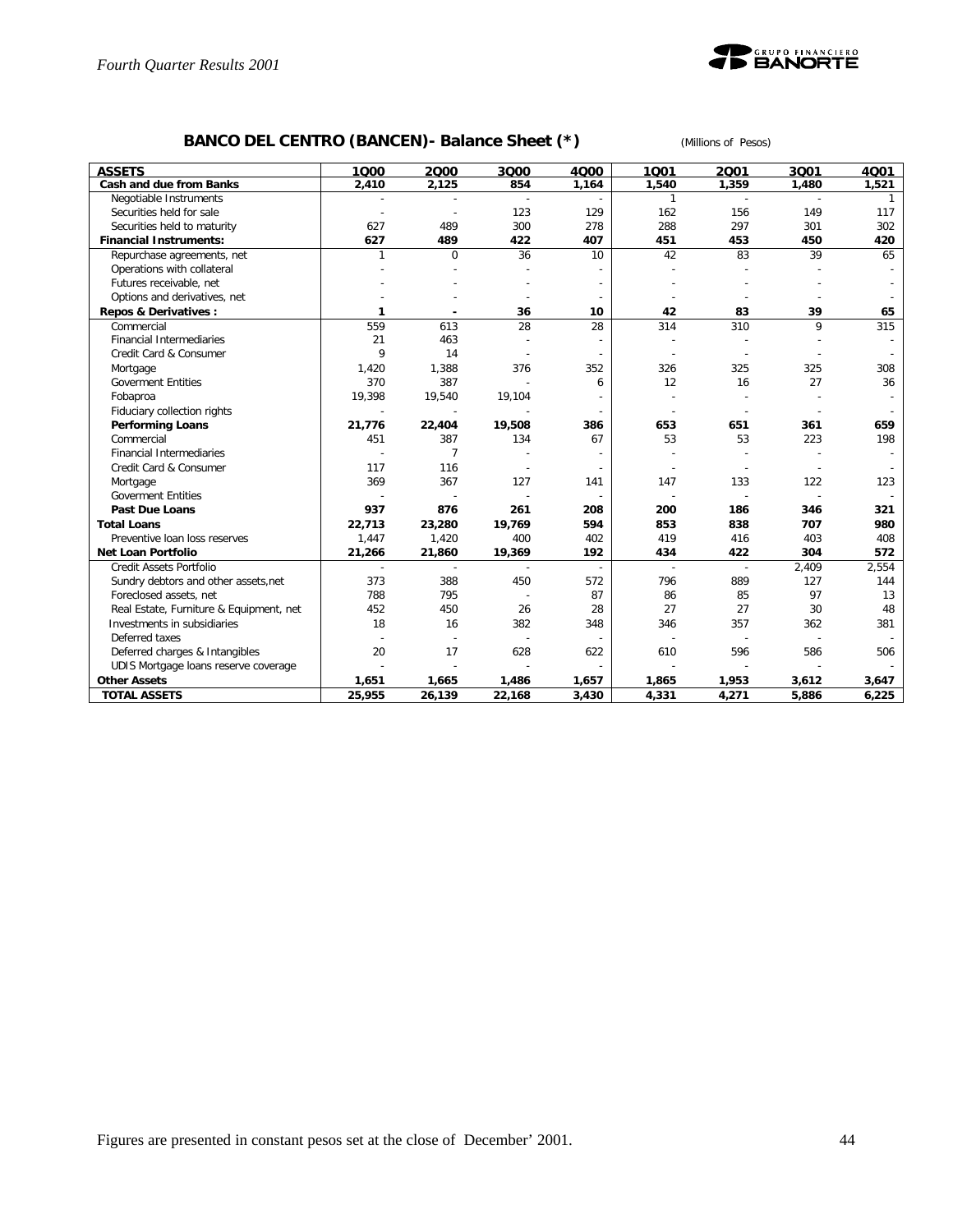## BANCO DEL CENTRO (BANCEN)- Balance Sheet (*)

(Millions of Pesos)

| ASSETS | 1Q00 | 2Q00 | 3Q00 | 4Q00 | 1Q01 | 2Q01 | 3Q01 | 4Q01 |
|---|---|---|---|---|---|---|---|---|
| **Cash and due from Banks** | **2,410** | **2,125** | **854** | **1,164** | **1,540** | **1,359** | **1,480** | **1,521** |
| Negotiable Instruments | - | - | - | - | 1 | - | - | 1 |
| Securities held for sale | - | - | 123 | 129 | 162 | 156 | 149 | 117 |
| Securities held to maturity | 627 | 489 | 300 | 278 | 288 | 297 | 301 | 302 |
| **Financial Instruments:** | **627** | **489** | **422** | **407** | **451** | **453** | **450** | **420** |
| Repurchase agreements, net | 1 | 0 | 36 | 10 | 42 | 83 | 39 | 65 |
| Operations with collateral | - | - | - | - | - | - | - | - |
| Futures receivable, net | - | - | - | - | - | - | - | - |
| Options and derivatives, net | - | - | - | - | - | - | - | - |
| **Repos & Derivatives :** | **1** | **-** | **36** | **10** | **42** | **83** | **39** | **65** |
| Commercial | 559 | 613 | 28 | 28 | 314 | 310 | 9 | 315 |
| Financial Intermediaries | 21 | 463 | - | - | - | - | - | - |
| Credit Card & Consumer | 9 | 14 | - | - | - | - | - | - |
| Mortgage | 1,420 | 1,388 | 376 | 352 | 326 | 325 | 325 | 308 |
| Goverment Entities | 370 | 387 | - | 6 | 12 | 16 | 27 | 36 |
| Fobaproa | 19,398 | 19,540 | 19,104 | - | - | - | - | - |
| Fiduciary collection rights | - | - | - | - | - | - | - | - |
| **Performing Loans** | **21,776** | **22,404** | **19,508** | **386** | **653** | **651** | **361** | **659** |
| Commercial | 451 | 387 | 134 | 67 | 53 | 53 | 223 | 198 |
| Financial Intermediaries | - | 7 | - | - | - | - | - | - |
| Credit Card & Consumer | 117 | 116 | - | - | - | - | - | - |
| Mortgage | 369 | 367 | 127 | 141 | 147 | 133 | 122 | 123 |
| Goverment Entities | - | - | - | - | - | - | - | - |
| **Past Due Loans** | **937** | **876** | **261** | **208** | **200** | **186** | **346** | **321** |
| **Total Loans** | **22,713** | **23,280** | **19,769** | **594** | **853** | **838** | **707** | **980** |
| Preventive loan loss reserves | 1,447 | 1,420 | 400 | 402 | 419 | 416 | 403 | 408 |
| **Net Loan Portfolio** | **21,266** | **21,860** | **19,369** | **192** | **434** | **422** | **304** | **572** |
| Credit Assets Portfolio | - | - | - | - | - | - | 2,409 | 2,554 |
| Sundry debtors and other assets,net | 373 | 388 | 450 | 572 | 796 | 889 | 127 | 144 |
| Foreclosed assets, net | 788 | 795 | - | 87 | 86 | 85 | 97 | 13 |
| Real Estate, Furniture & Equipment, net | 452 | 450 | 26 | 28 | 27 | 27 | 30 | 48 |
| Investments in subsidiaries | 18 | 16 | 382 | 348 | 346 | 357 | 362 | 381 |
| Deferred taxes | - | - | - | - | - | - | - | - |
| Deferred charges & Intangibles | 20 | 17 | 628 | 622 | 610 | 596 | 586 | 506 |
| UDIS Mortgage loans reserve coverage | - | - | - | - | - | - | - | - |
| **Other Assets** | **1,651** | **1,665** | **1,486** | **1,657** | **1,865** | **1,953** | **3,612** | **3,647** |
| **TOTAL ASSETS** | **25,955** | **26,139** | **22,168** | **3,430** | **4,331** | **4,271** | **5,886** | **6,225** |

Figures are presented in constant pesos set at the close of December' 2001.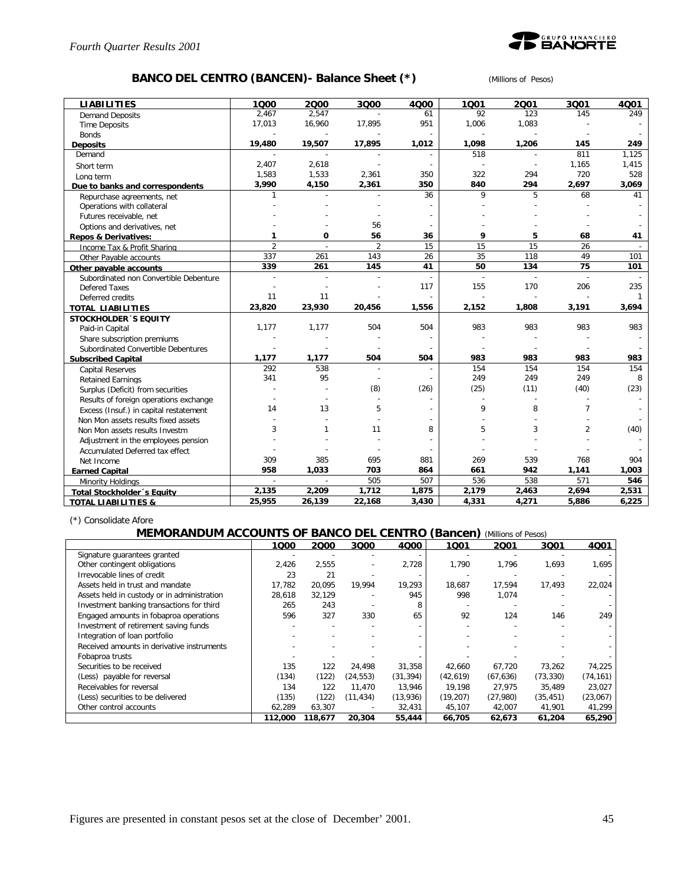## BANCO DEL CENTRO (BANCEN)- Balance Sheet (*)

(Millions of Pesos)

| LIABILITIES | 1Q00 | 2Q00 | 3Q00 | 4Q00 | 1Q01 | 2Q01 | 3Q01 | 4Q01 |
|---|---|---|---|---|---|---|---|---|
| Demand Deposits | 2,467 | 2,547 | - | 61 | 92 | 123 | 145 | 249 |
| Time Deposits | 17,013 | 16,960 | 17,895 | 951 | 1,006 | 1,083 | - | - |
| Bonds | - | - | - | - | - | - | - | - |
| **Deposits** | **19,480** | **19,507** | **17,895** | **1,012** | **1,098** | **1,206** | **145** | **249** |
| Demand | - | - | - | - | 518 | - | 811 | 1,125 |
| Short term | 2,407 | 2,618 | - | - | - | - | 1,165 | 1,415 |
| Long term | 1,583 | 1,533 | 2,361 | 350 | 322 | 294 | 720 | 528 |
| **Due to banks and correspondents** | **3,990** | **4,150** | **2,361** | **350** | **840** | **294** | **2,697** | **3,069** |
| Repurchase agreements, net | 1 | - | - | 36 | 9 | 5 | 68 | 41 |
| Operations with collateral | - | - | - | - | - | - | - | - |
| Futures receivable, net | - | - | - | - | - | - | - | - |
| Options and derivatives, net | - | - | 56 | - | - | - | - | - |
| **Repos & Derivatives:** | **1** | **0** | **56** | **36** | **9** | **5** | **68** | **41** |
| Income Tax & Profit Sharing | 2 | - | 2 | 15 | 15 | 15 | 26 | - |
| Other Payable accounts | 337 | 261 | 143 | 26 | 35 | 118 | 49 | 101 |
| **Other payable accounts** | **339** | **261** | **145** | **41** | **50** | **134** | **75** | **101** |
| Subordinated non Convertible Debenture | - | - | - | - | - | - | - | - |
| Defered Taxes | - | - | - | 117 | 155 | 170 | 206 | 235 |
| Deferred credits | 11 | 11 | - | - | - | - | - | 1 |
| **TOTAL LIABILITIES** | **23,820** | **23,930** | **20,456** | **1,556** | **2,152** | **1,808** | **3,191** | **3,694** |
| **STOCKHOLDER´S EQUITY** | | | | | | | | |
| Paid-in Capital | 1,177 | 1,177 | 504 | 504 | 983 | 983 | 983 | 983 |
| Share subscription premiums | - | - | - | - | - | - | - | - |
| Subordinated Convertible Debentures | - | - | - | - | - | - | - | - |
| **Subscribed Capital** | **1,177** | **1,177** | **504** | **504** | **983** | **983** | **983** | **983** |
| Capital Reserves | 292 | 538 | - | - | 154 | 154 | 154 | 154 |
| Retained Earnings | 341 | 95 | - | - | 249 | 249 | 249 | 8 |
| Surplus (Deficit) from securities | - | - | (8) | (26) | (25) | (11) | (40) | (23) |
| Results of foreign operations exchange | - | - | - | - | - | - | - | - |
| Excess (Insuf.) in capital restatement | 14 | 13 | 5 | - | 9 | 8 | 7 | - |
| Non Mon assets results fixed assets | - | - | - | - | - | - | - | - |
| Non Mon assets results Investm | 3 | 1 | 11 | 8 | 5 | 3 | 2 | (40) |
| Adjustment in the employees pension | - | - | - | - | - | - | - | - |
| Accumulated Deferred tax effect | - | - | - | - | - | - | - | - |
| Net Income | 309 | 385 | 695 | 881 | 269 | 539 | 768 | 904 |
| **Earned Capital** | **958** | **1,033** | **703** | **864** | **661** | **942** | **1,141** | **1,003** |
| Minority Holdings | - | - | 505 | 507 | 536 | 538 | 571 | 546 |
| **Total Stockholder´s Equity** | **2,135** | **2,209** | **1,712** | **1,875** | **2,179** | **2,463** | **2,694** | **2,531** |
| **TOTAL LIABILITIES &** | **25,955** | **26,139** | **22,168** | **3,430** | **4,331** | **4,271** | **5,886** | **6,225** |

(*) Consolidate Afore

## MEMORANDUM ACCOUNTS OF BANCO DEL CENTRO (Bancen)

(Millions of Pesos)

| | 1Q00 | 2Q00 | 3Q00 | 4Q00 | 1Q01 | 2Q01 | 3Q01 | 4Q01 |
|---|---|---|---|---|---|---|---|---|
| Signature guarantees granted | - | - | - | - | - | - | - | - |
| Other contingent obligations | 2,426 | 2,555 | - | 2,728 | 1,790 | 1,796 | 1,693 | 1,695 |
| Irrevocable lines of credit | 23 | 21 | - | - | - | - | - | - |
| Assets held in trust and mandate | 17,782 | 20,095 | 19,994 | 19,293 | 18,687 | 17,594 | 17,493 | 22,024 |
| Assets held in custody or in administration | 28,618 | 32,129 | - | 945 | 998 | 1,074 | - | - |
| Investment banking transactions for third | 265 | 243 | - | 8 | - | - | - | - |
| Engaged amounts in fobaproa operations | 596 | 327 | 330 | 65 | 92 | 124 | 146 | 249 |
| Investment of retirement saving funds | - | - | - | - | - | - | - | - |
| Integration of loan portfolio | - | - | - | - | - | - | - | - |
| Received amounts in derivative instruments | - | - | - | - | - | - | - | - |
| Fobaproa trusts | - | - | - | - | - | - | - | - |
| Securities to be received | 135 | 122 | 24,498 | 31,358 | 42,660 | 67,720 | 73,262 | 74,225 |
| (Less) payable for reversal | (134) | (122) | (24,553) | (31,394) | (42,619) | (67,636) | (73,330) | (74,161) |
| Receivables for reversal | 134 | 122 | 11,470 | 13,946 | 19,198 | 27,975 | 35,489 | 23,027 |
| (Less) securities to be delivered | (135) | (122) | (11,434) | (13,936) | (19,207) | (27,980) | (35,451) | (23,067) |
| Other control accounts | 62,289 | 63,307 | - | 32,431 | 45,107 | 42,007 | 41,901 | 41,299 |
| | **112,000** | **118,677** | **20,304** | **55,444** | **66,705** | **62,673** | **61,204** | **65,290** |

Figures are presented in constant pesos set at the close of December' 2001.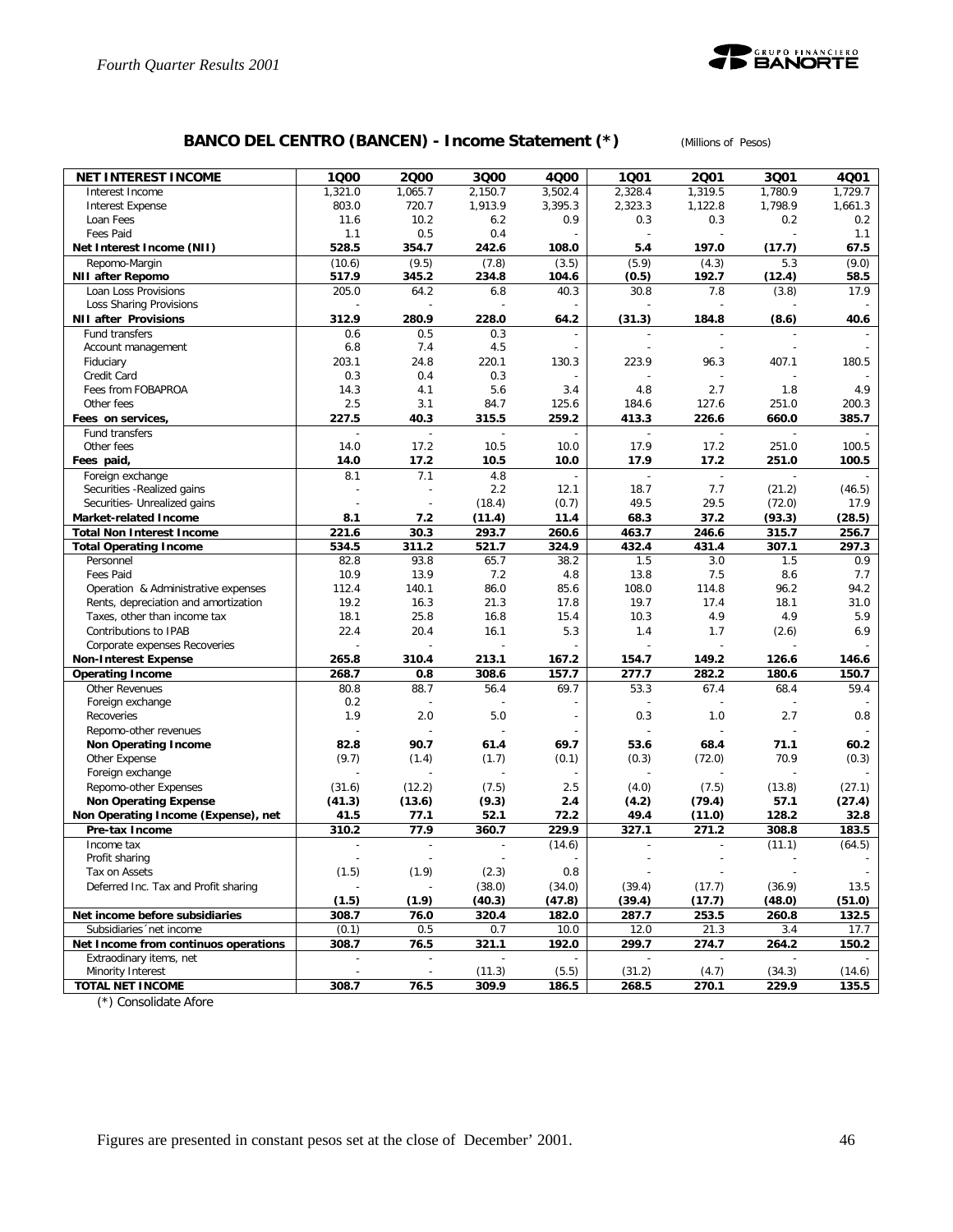## BANCO DEL CENTRO (BANCEN) - Income Statement (*)

(Millions of Pesos)

| NET INTEREST INCOME | 1Q00 | 2Q00 | 3Q00 | 4Q00 | 1Q01 | 2Q01 | 3Q01 | 4Q01 |
|---|---|---|---|---|---|---|---|---|
| Interest Income | 1,321.0 | 1,065.7 | 2,150.7 | 3,502.4 | 2,328.4 | 1,319.5 | 1,780.9 | 1,729.7 |
| Interest Expense | 803.0 | 720.7 | 1,913.9 | 3,395.3 | 2,323.3 | 1,122.8 | 1,798.9 | 1,661.3 |
| Loan Fees | 11.6 | 10.2 | 6.2 | 0.9 | 0.3 | 0.3 | 0.2 | 0.2 |
| Fees Paid | 1.1 | 0.5 | 0.4 | - | - | - | - | 1.1 |
| **Net Interest Income (NII)** | **528.5** | **354.7** | **242.6** | **108.0** | **5.4** | **197.0** | **(17.7)** | **67.5** |
| Repomo-Margin | (10.6) | (9.5) | (7.8) | (3.5) | (5.9) | (4.3) | 5.3 | (9.0) |
| **NII after Repomo** | **517.9** | **345.2** | **234.8** | **104.6** | **(0.5)** | **192.7** | **(12.4)** | **58.5** |
| Loan Loss Provisions | 205.0 | 64.2 | 6.8 | 40.3 | 30.8 | 7.8 | (3.8) | 17.9 |
| Loss Sharing Provisions | - | - | - | - | - | - | - | - |
| **NII after Provisions** | **312.9** | **280.9** | **228.0** | **64.2** | **(31.3)** | **184.8** | **(8.6)** | **40.6** |
| Fund transfers | 0.6 | 0.5 | 0.3 | - | - | - | - | - |
| Account management | 6.8 | 7.4 | 4.5 | - | - | - | - | - |
| Fiduciary | 203.1 | 24.8 | 220.1 | 130.3 | 223.9 | 96.3 | 407.1 | 180.5 |
| Credit Card | 0.3 | 0.4 | 0.3 | - | - | - | - | - |
| Fees from FOBAPROA | 14.3 | 4.1 | 5.6 | 3.4 | 4.8 | 2.7 | 1.8 | 4.9 |
| Other fees | 2.5 | 3.1 | 84.7 | 125.6 | 184.6 | 127.6 | 251.0 | 200.3 |
| **Fees on services,** | **227.5** | **40.3** | **315.5** | **259.2** | **413.3** | **226.6** | **660.0** | **385.7** |
| Fund transfers | - | - | - | - | - | - | - | - |
| Other fees | 14.0 | 17.2 | 10.5 | 10.0 | 17.9 | 17.2 | 251.0 | 100.5 |
| **Fees paid,** | **14.0** | **17.2** | **10.5** | **10.0** | **17.9** | **17.2** | **251.0** | **100.5** |
| Foreign exchange | 8.1 | 7.1 | 4.8 | - | - | - | - | - |
| Securities -Realized gains | - | - | 2.2 | 12.1 | 18.7 | 7.7 | (21.2) | (46.5) |
| Securities- Unrealized gains | - | - | (18.4) | (0.7) | 49.5 | 29.5 | (72.0) | 17.9 |
| **Market-related Income** | **8.1** | **7.2** | **(11.4)** | **11.4** | **68.3** | **37.2** | **(93.3)** | **(28.5)** |
| **Total Non Interest Income** | **221.6** | **30.3** | **293.7** | **260.6** | **463.7** | **246.6** | **315.7** | **256.7** |
| **Total Operating Income** | **534.5** | **311.2** | **521.7** | **324.9** | **432.4** | **431.4** | **307.1** | **297.3** |
| Personnel | 82.8 | 93.8 | 65.7 | 38.2 | 1.5 | 3.0 | 1.5 | 0.9 |
| Fees Paid | 10.9 | 13.9 | 7.2 | 4.8 | 13.8 | 7.5 | 8.6 | 7.7 |
| Operation & Administrative expenses | 112.4 | 140.1 | 86.0 | 85.6 | 108.0 | 114.8 | 96.2 | 94.2 |
| Rents, depreciation and amortization | 19.2 | 16.3 | 21.3 | 17.8 | 19.7 | 17.4 | 18.1 | 31.0 |
| Taxes, other than income tax | 18.1 | 25.8 | 16.8 | 15.4 | 10.3 | 4.9 | 4.9 | 5.9 |
| Contributions to IPAB | 22.4 | 20.4 | 16.1 | 5.3 | 1.4 | 1.7 | (2.6) | 6.9 |
| Corporate expenses Recoveries | - | - | - | - | - | - | - | - |
| **Non-Interest Expense** | **265.8** | **310.4** | **213.1** | **167.2** | **154.7** | **149.2** | **126.6** | **146.6** |
| **Operating Income** | **268.7** | **0.8** | **308.6** | **157.7** | **277.7** | **282.2** | **180.6** | **150.7** |
| Other Revenues | 80.8 | 88.7 | 56.4 | 69.7 | 53.3 | 67.4 | 68.4 | 59.4 |
| Foreign exchange | 0.2 | - | - | - | - | - | - | - |
| Recoveries | 1.9 | 2.0 | 5.0 | - | 0.3 | 1.0 | 2.7 | 0.8 |
| Repomo-other revenues | - | - | - | - | - | - | - | - |
| **Non Operating Income** | **82.8** | **90.7** | **61.4** | **69.7** | **53.6** | **68.4** | **71.1** | **60.2** |
| Other Expense | (9.7) | (1.4) | (1.7) | (0.1) | (0.3) | (72.0) | 70.9 | (0.3) |
| Foreign exchange | - | - | - | - | - | - | - | - |
| Repomo-other Expenses | (31.6) | (12.2) | (7.5) | 2.5 | (4.0) | (7.5) | (13.8) | (27.1) |
| **Non Operating Expense** | **(41.3)** | **(13.6)** | **(9.3)** | **2.4** | **(4.2)** | **(79.4)** | **57.1** | **(27.4)** |
| **Non Operating Income (Expense), net** | **41.5** | **77.1** | **52.1** | **72.2** | **49.4** | **(11.0)** | **128.2** | **32.8** |
| **Pre-tax Income** | **310.2** | **77.9** | **360.7** | **229.9** | **327.1** | **271.2** | **308.8** | **183.5** |
| Income tax | - | - | - | (14.6) | - | - | (11.1) | (64.5) |
| Profit sharing | - | - | - | - | - | - | - | - |
| Tax on Assets | (1.5) | (1.9) | (2.3) | 0.8 | - | - | - | - |
| Deferred Inc. Tax and Profit sharing | - | - | (38.0) | (34.0) | (39.4) | (17.7) | (36.9) | 13.5 |
| | **(1.5)** | **(1.9)** | **(40.3)** | **(47.8)** | **(39.4)** | **(17.7)** | **(48.0)** | **(51.0)** |
| **Net income before subsidiaries** | **308.7** | **76.0** | **320.4** | **182.0** | **287.7** | **253.5** | **260.8** | **132.5** |
| Subsidiaries´net income | (0.1) | 0.5 | 0.7 | 10.0 | 12.0 | 21.3 | 3.4 | 17.7 |
| **Net Income from continuos operations** | **308.7** | **76.5** | **321.1** | **192.0** | **299.7** | **274.7** | **264.2** | **150.2** |
| Extradinary items, net | - | - | - | - | - | - | - | - |
| Minority Interest | - | - | (11.3) | (5.5) | (31.2) | (4.7) | (34.3) | (14.6) |
| **TOTAL NET INCOME** | **308.7** | **76.5** | **309.9** | **186.5** | **268.5** | **270.1** | **229.9** | **135.5** |

(*) Consolidate Afore

Figures are presented in constant pesos set at the close of December' 2001.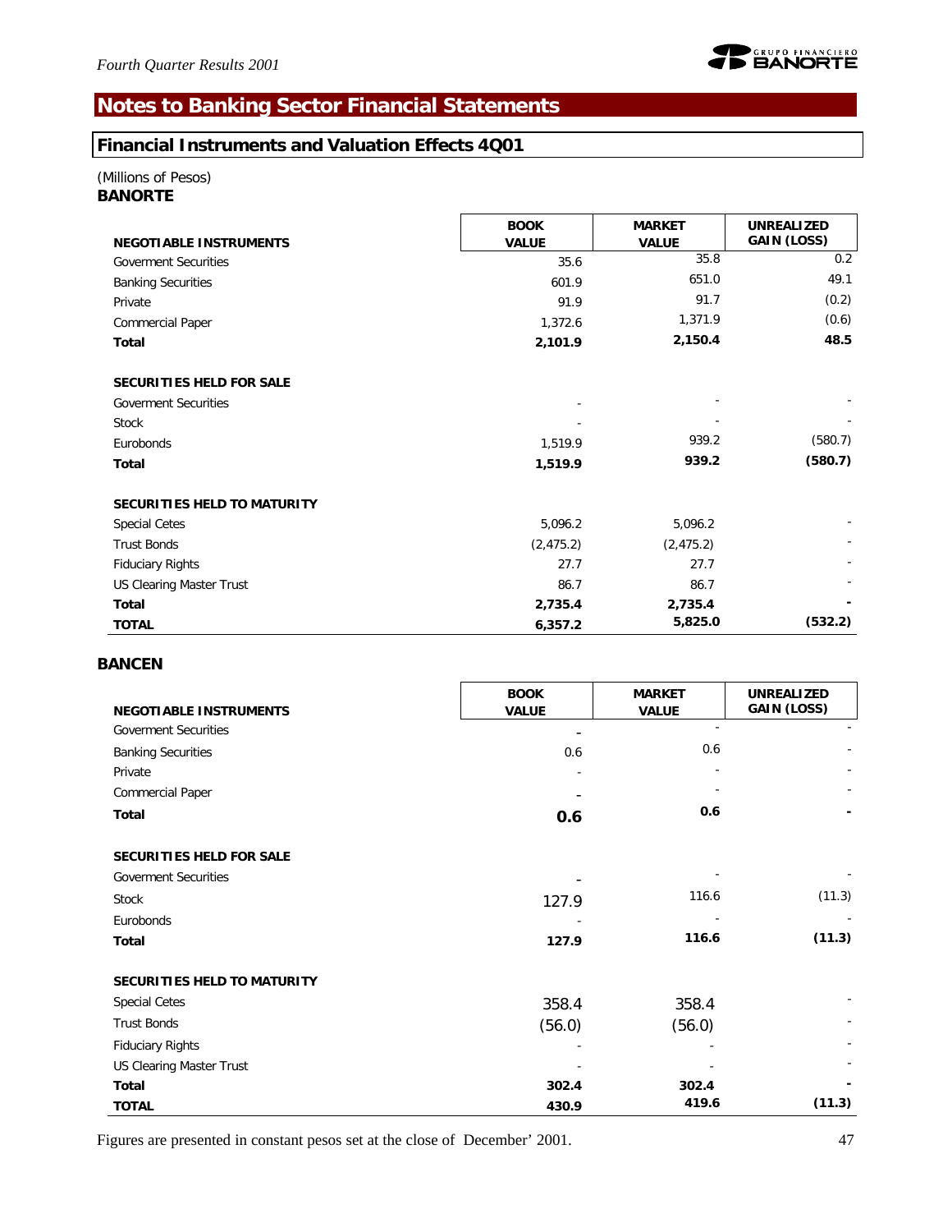## Notes to Banking Sector Financial Statements

### Financial Instruments and Valuation Effects 4Q01

(Millions of Pesos)

**BANORTE**

| NEGOTIABLE INSTRUMENTS | BOOK VALUE | MARKET VALUE | UNREALIZED GAIN (LOSS) |
|---|---|---|---|
| Goverment Securities | 35.6 | 35.8 | 0.2 |
| Banking Securities | 601.9 | 651.0 | 49.1 |
| Private | 91.9 | 91.7 | (0.2) |
| Commercial Paper | 1,372.6 | 1,371.9 | (0.6) |
| **Total** | **2,101.9** | **2,150.4** | **48.5** |
| | | | |
| **SECURITIES HELD FOR SALE** | | | |
| Goverment Securities | - | - | - |
| Stock | - | - | - |
| Eurobonds | 1,519.9 | 939.2 | (580.7) |
| **Total** | **1,519.9** | **939.2** | **(580.7)** |
| | | | |
| **SECURITIES HELD TO MATURITY** | | | |
| Special Cetes | 5,096.2 | 5,096.2 | - |
| Trust Bonds | (2,475.2) | (2,475.2) | - |
| Fiduciary Rights | 27.7 | 27.7 | - |
| US Clearing Master Trust | 86.7 | 86.7 | - |
| **Total** | **2,735.4** | **2,735.4** | **-** |
| **TOTAL** | **6,357.2** | **5,825.0** | **(532.2)** |

**BANCEN**

| NEGOTIABLE INSTRUMENTS | BOOK VALUE | MARKET VALUE | UNREALIZED GAIN (LOSS) |
|---|---|---|---|
| Goverment Securities | - | - | - |
| Banking Securities | 0.6 | 0.6 | - |
| Private | - | - | - |
| Commercial Paper | - | - | - |
| **Total** | **0.6** | **0.6** | **-** |
| | | | |
| **SECURITIES HELD FOR SALE** | | | |
| Goverment Securities | - | - | - |
| Stock | 127.9 | 116.6 | (11.3) |
| Eurobonds | - | - | - |
| **Total** | **127.9** | **116.6** | **(11.3)** |
| | | | |
| **SECURITIES HELD TO MATURITY** | | | |
| Special Cetes | 358.4 | 358.4 | - |
| Trust Bonds | (56.0) | (56.0) | - |
| Fiduciary Rights | - | - | - |
| US Clearing Master Trust | - | - | - |
| **Total** | **302.4** | **302.4** | **-** |
| **TOTAL** | **430.9** | **419.6** | **(11.3)** |

Figures are presented in constant pesos set at the close of December' 2001.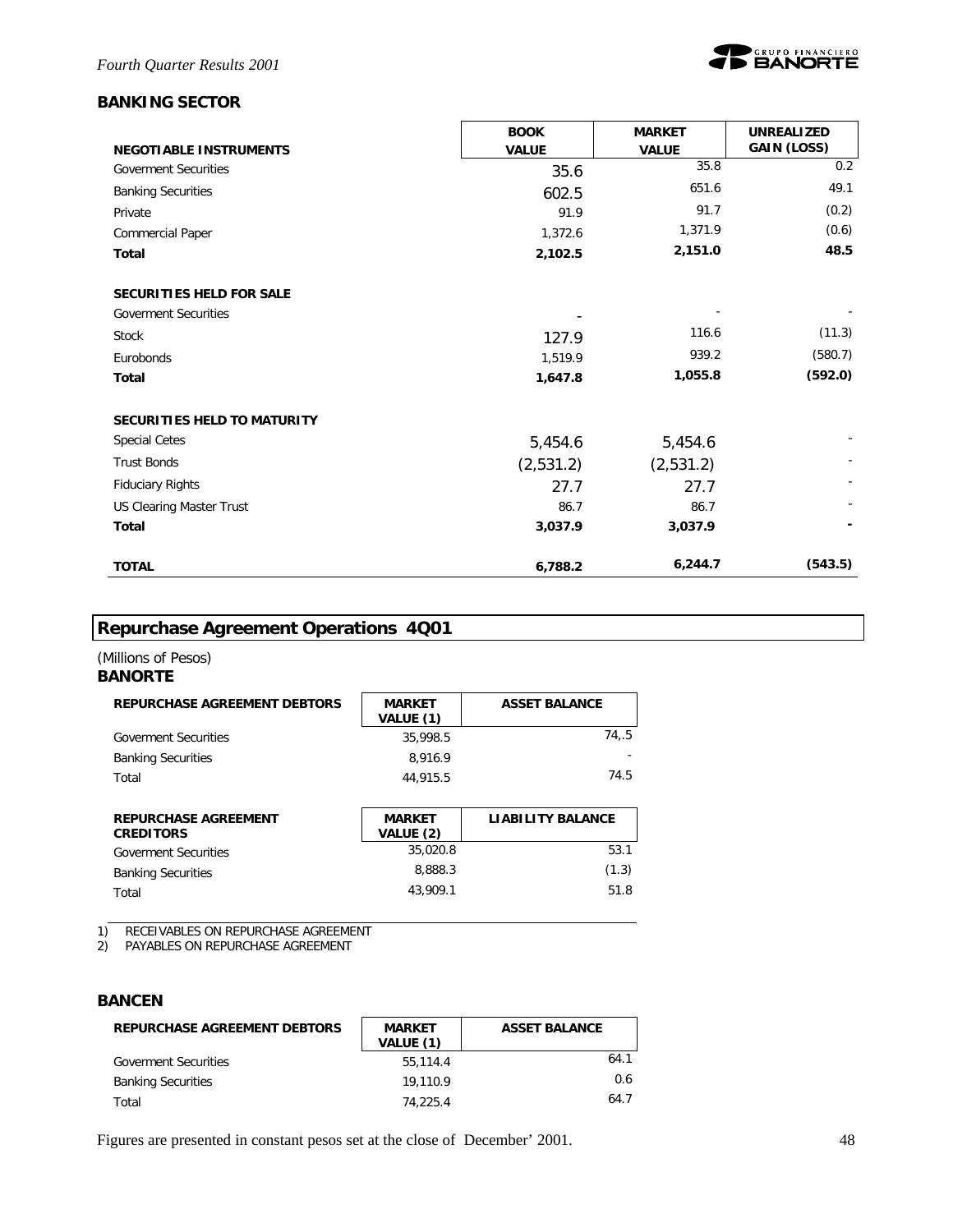## BANKING SECTOR

| NEGOTIABLE INSTRUMENTS | BOOK VALUE | MARKET VALUE | UNREALIZED GAIN (LOSS) |
|---|---|---|---|
| Goverment Securities | 35.6 | 35.8 | 0.2 |
| Banking Securities | 602.5 | 651.6 | 49.1 |
| Private | 91.9 | 91.7 | (0.2) |
| Commercial Paper | 1,372.6 | 1,371.9 | (0.6) |
| **Total** | **2,102.5** | **2,151.0** | **48.5** |
| **SECURITIES HELD FOR SALE** | | | |
| Goverment Securities | - | - | - |
| Stock | 127.9 | 116.6 | (11.3) |
| Eurobonds | 1,519.9 | 939.2 | (580.7) |
| **Total** | **1,647.8** | **1,055.8** | **(592.0)** |
| **SECURITIES HELD TO MATURITY** | | | |
| Special Cetes | 5,454.6 | 5,454.6 | - |
| Trust Bonds | (2,531.2) | (2,531.2) | - |
| Fiduciary Rights | 27.7 | 27.7 | - |
| US Clearing Master Trust | 86.7 | 86.7 | - |
| **Total** | **3,037.9** | **3,037.9** | **-** |
| **TOTAL** | **6,788.2** | **6,244.7** | **(543.5)** |

## Repurchase Agreement Operations 4Q01

(Millions of Pesos)

### BANORTE

| REPURCHASE AGREEMENT DEBTORS | MARKET VALUE (1) | ASSET BALANCE |
|---|---|---|
| Goverment Securities | 35,998.5 | 74,.5 |
| Banking Securities | 8,916.9 | - |
| Total | 44,915.5 | 74.5 |

| REPURCHASE AGREEMENT CREDITORS | MARKET VALUE (2) | LIABILITY BALANCE |
|---|---|---|
| Goverment Securities | 35,020.8 | 53.1 |
| Banking Securities | 8,888.3 | (1.3) |
| Total | 43,909.1 | 51.8 |

1) RECEIVABLES ON REPURCHASE AGREEMENT
2) PAYABLES ON REPURCHASE AGREEMENT

### BANCEN

| REPURCHASE AGREEMENT DEBTORS | MARKET VALUE (1) | ASSET BALANCE |
|---|---|---|
| Goverment Securities | 55,114.4 | 64.1 |
| Banking Securities | 19,110.9 | 0.6 |
| Total | 74,225.4 | 64.7 |

Figures are presented in constant pesos set at the close of December' 2001.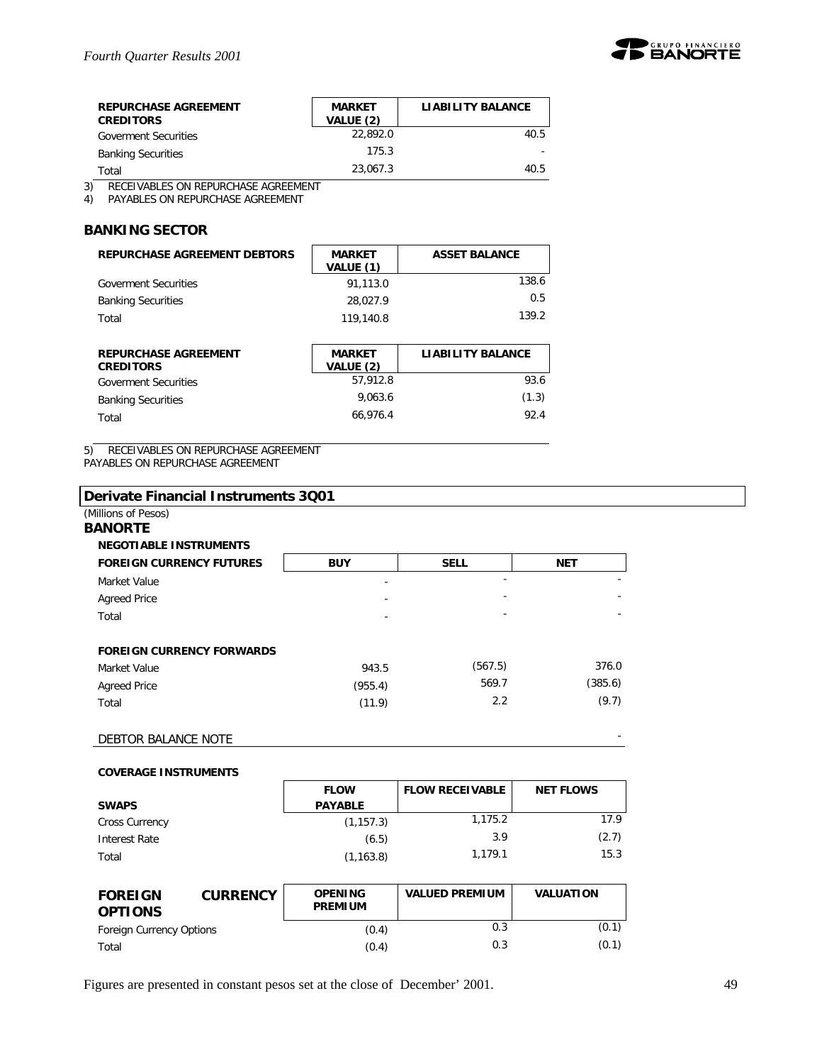| REPURCHASE AGREEMENT CREDITORS | MARKET VALUE (2) | LIABILITY BALANCE |
|---|---|---|
| Goverment Securities | 22,892.0 | 40.5 |
| Banking Securities | 175.3 | - |
| Total | 23,067.3 | 40.5 |

3) RECEIVABLES ON REPURCHASE AGREEMENT
4) PAYABLES ON REPURCHASE AGREEMENT

## BANKING SECTOR

| REPURCHASE AGREEMENT DEBTORS | MARKET VALUE (1) | ASSET BALANCE |
|---|---|---|
| Goverment Securities | 91,113.0 | 138.6 |
| Banking Securities | 28,027.9 | 0.5 |
| Total | 119,140.8 | 139.2 |

| REPURCHASE AGREEMENT CREDITORS | MARKET VALUE (2) | LIABILITY BALANCE |
|---|---|---|
| Goverment Securities | 57,912.8 | 93.6 |
| Banking Securities | 9,063.6 | (1.3) |
| Total | 66,976.4 | 92.4 |

5) RECEIVABLES ON REPURCHASE AGREEMENT
PAYABLES ON REPURCHASE AGREEMENT

## Derivate Financial Instruments 3Q01

(Millions of Pesos)

**BANORTE**

**NEGOTIABLE INSTRUMENTS**

| FOREIGN CURRENCY FUTURES | BUY | SELL | NET |
|---|---|---|---|
| Market Value | - | - | - |
| Agreed Price | - | - | - |
| Total | - | - | - |

| FOREIGN CURRENCY FORWARDS | BUY | SELL | NET |
|---|---|---|---|
| Market Value | 943.5 | (567.5) | 376.0 |
| Agreed Price | (955.4) | 569.7 | (385.6) |
| Total | (11.9) | 2.2 | (9.7) |

DEBTOR BALANCE NOTE -

**COVERAGE INSTRUMENTS**

| SWAPS | FLOW PAYABLE | FLOW RECEIVABLE | NET FLOWS |
|---|---|---|---|
| Cross Currency | (1,157.3) | 1,175.2 | 17.9 |
| Interest Rate | (6.5) | 3.9 | (2.7) |
| Total | (1,163.8) | 1,179.1 | 15.3 |

| FOREIGN CURRENCY OPTIONS | OPENING PREMIUM | VALUED PREMIUM | VALUATION |
|---|---|---|---|
| Foreign Currency Options | (0.4) | 0.3 | (0.1) |
| Total | (0.4) | 0.3 | (0.1) |

Figures are presented in constant pesos set at the close of December' 2001.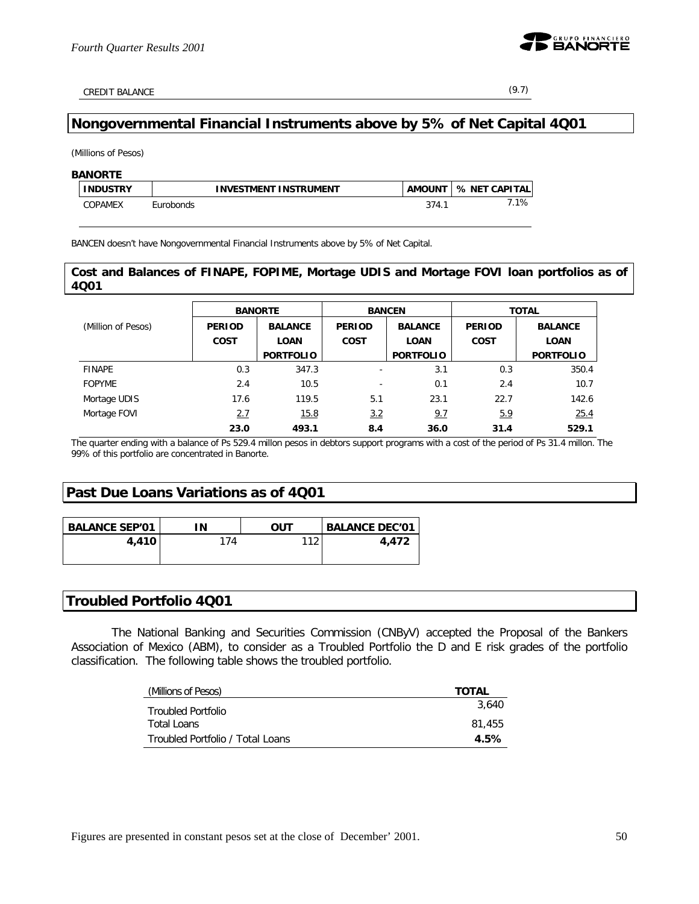| CREDIT BALANCE | (9.7) |
|---|---|

## Nongovernmental Financial Instruments above by 5% of Net Capital 4Q01

(Millions of Pesos)

**BANORTE**

| INDUSTRY | INVESTMENT INSTRUMENT | AMOUNT | % NET CAPITAL |
|---|---|---|---|
| COPAMEX | Eurobonds | 374.1 | 7.1% |

BANCEN doesn't have Nongovernmental Financial Instruments above by 5% of Net Capital.

## Cost and Balances of FINAPE, FOPIME, Mortage UDIS and Mortage FOVI loan portfolios as of 4Q01

| (Million of Pesos) | BANORTE | | BANCEN | | TOTAL | |
|---|---|---|---|---|---|---|
| | PERIOD COST | BALANCE LOAN PORTFOLIO | PERIOD COST | BALANCE LOAN PORTFOLIO | PERIOD COST | BALANCE LOAN PORTFOLIO |
| FINAPE | 0.3 | 347.3 | - | 3.1 | 0.3 | 350.4 |
| FOPYME | 2.4 | 10.5 | - | 0.1 | 2.4 | 10.7 |
| Mortage UDIS | 17.6 | 119.5 | 5.1 | 23.1 | 22.7 | 142.6 |
| Mortage FOVI | 2.7 | 15.8 | 3.2 | 9.7 | 5.9 | 25.4 |
| | **23.0** | **493.1** | **8.4** | **36.0** | **31.4** | **529.1** |

The quarter ending with a balance of Ps 529.4 millon pesos in debtors support programs with a cost of the period of Ps 31.4 millon. The 99% of this portfolio are concentrated in Banorte.

## Past Due Loans Variations as of 4Q01

| BALANCE SEP'01 | IN | OUT | BALANCE DEC'01 |
|---|---|---|---|
| **4,410** | 174 | 112 | **4,472** |

## Troubled Portfolio 4Q01

The National Banking and Securities Commission (CNByV) accepted the Proposal of the Bankers Association of Mexico (ABM), to consider as a Troubled Portfolio the D and E risk grades of the portfolio classification. The following table shows the troubled portfolio.

| (Millions of Pesos) | TOTAL |
|---|---|
| Troubled Portfolio | 3,640 |
| Total Loans | 81,455 |
| Troubled Portfolio / Total Loans | **4.5%** |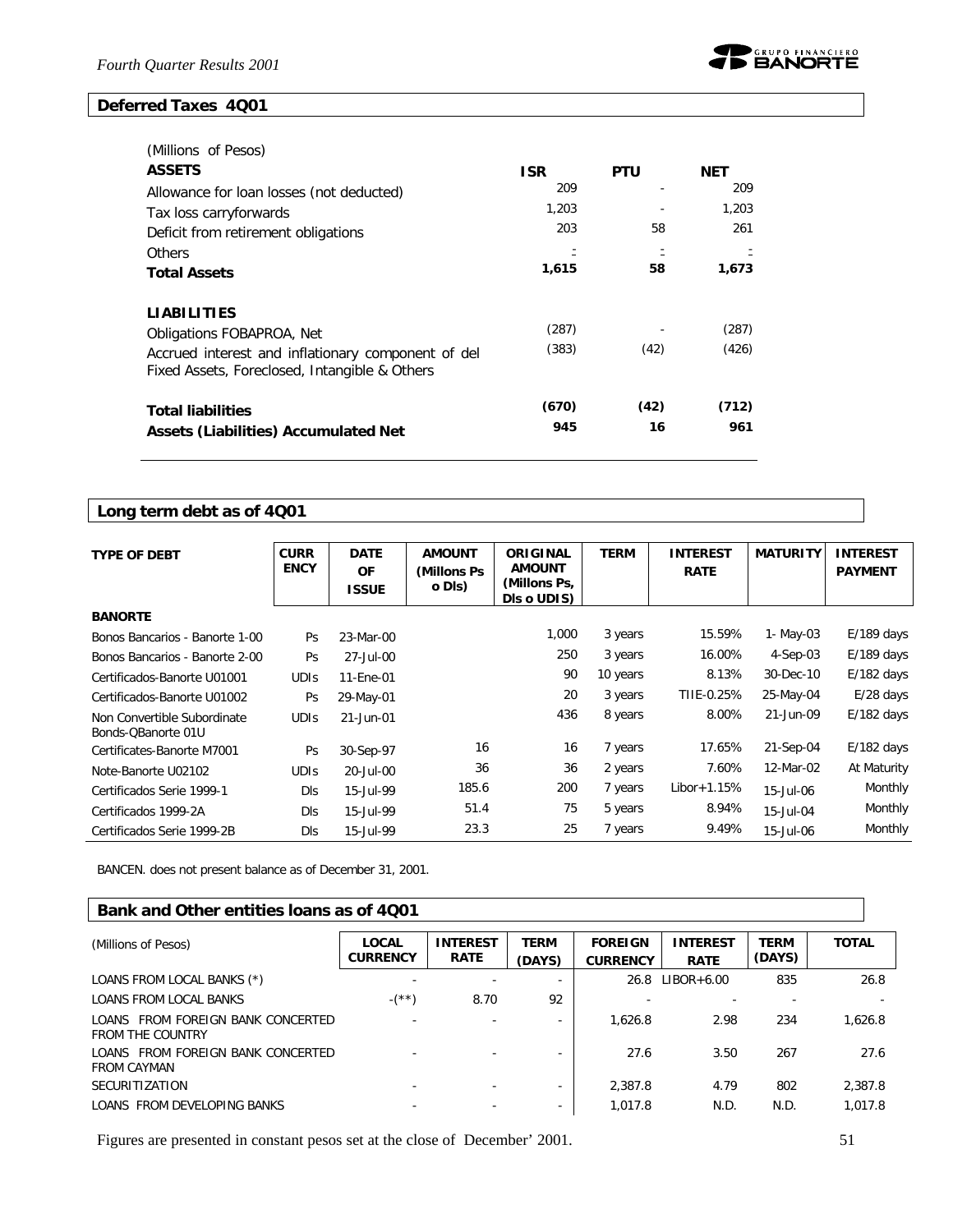## Deferred Taxes 4Q01

| (Millions of Pesos) | | | |
|---|---|---|---|
| **ASSETS** | **ISR** | **PTU** | **NET** |
| Allowance for loan losses (not deducted) | 209 | - | 209 |
| Tax loss carryforwards | 1,203 | - | 1,203 |
| Deficit from retirement obligations | 203 | 58 | 261 |
| Others | - | - | - |
| **Total Assets** | **1,615** | **58** | **1,673** |
| **LIABILITIES** | | | |
| Obligations FOBAPROA, Net | (287) | - | (287) |
| Accrued interest and inflationary component of del Fixed Assets, Foreclosed, Intangible & Others | (383) | (42) | (426) |
| **Total liabilities** | **(670)** | **(42)** | **(712)** |
| **Assets (Liabilities) Accumulated Net** | **945** | **16** | **961** |

## Long term debt as of 4Q01

| TYPE OF DEBT | CURRENCY | DATE OF ISSUE | AMOUNT (Millons Ps o Dls) | ORIGINAL AMOUNT (Millons Ps, Dls o UDIS) | TERM | INTEREST RATE | MATURITY | INTEREST PAYMENT |
|---|---|---|---|---|---|---|---|---|
| **BANORTE** | | | | | | | | |
| Bonos Bancarios - Banorte 1-00 | Ps | 23-Mar-00 | | 1,000 | 3 years | 15.59% | 1- May-03 | E/189 days |
| Bonos Bancarios - Banorte 2-00 | Ps | 27-Jul-00 | | 250 | 3 years | 16.00% | 4-Sep-03 | E/189 days |
| Certificados-Banorte U01001 | UDIs | 11-Ene-01 | | 90 | 10 years | 8.13% | 30-Dec-10 | E/182 days |
| Certificados-Banorte U01002 | Ps | 29-May-01 | | 20 | 3 years | TIIE-0.25% | 25-May-04 | E/28 days |
| Non Convertible Subordinate Bonds-QBanorte 01U | UDIs | 21-Jun-01 | | 436 | 8 years | 8.00% | 21-Jun-09 | E/182 days |
| Certificates-Banorte M7001 | Ps | 30-Sep-97 | 16 | 16 | 7 years | 17.65% | 21-Sep-04 | E/182 days |
| Note-Banorte U02102 | UDIs | 20-Jul-00 | 36 | 36 | 2 years | 7.60% | 12-Mar-02 | At Maturity |
| Certificados Serie 1999-1 | Dls | 15-Jul-99 | 185.6 | 200 | 7 years | Libor+1.15% | 15-Jul-06 | Monthly |
| Certificados 1999-2A | Dls | 15-Jul-99 | 51.4 | 75 | 5 years | 8.94% | 15-Jul-04 | Monthly |
| Certificados Serie 1999-2B | Dls | 15-Jul-99 | 23.3 | 25 | 7 years | 9.49% | 15-Jul-06 | Monthly |

BANCEN. does not present balance as of December 31, 2001.

## Bank and Other entities loans as of 4Q01

| (Millions of Pesos) | LOCAL CURRENCY | INTEREST RATE | TERM (DAYS) | FOREIGN CURRENCY | INTEREST RATE | TERM (DAYS) | TOTAL |
|---|---|---|---|---|---|---|---|
| LOANS FROM LOCAL BANKS (*) | - | - | - | 26.8 | LIBOR+6.00 | 835 | 26.8 |
| LOANS FROM LOCAL BANKS | -(**) | 8.70 | 92 | - | - | - | - |
| LOANS FROM FOREIGN BANK CONCERTED FROM THE COUNTRY | - | - | - | 1,626.8 | 2.98 | 234 | 1,626.8 |
| LOANS FROM FOREIGN BANK CONCERTED FROM CAYMAN | - | - | - | 27.6 | 3.50 | 267 | 27.6 |
| SECURITIZATION | - | - | - | 2,387.8 | 4.79 | 802 | 2,387.8 |
| LOANS FROM DEVELOPING BANKS | - | - | - | 1,017.8 | N.D. | N.D. | 1,017.8 |

Figures are presented in constant pesos set at the close of December' 2001.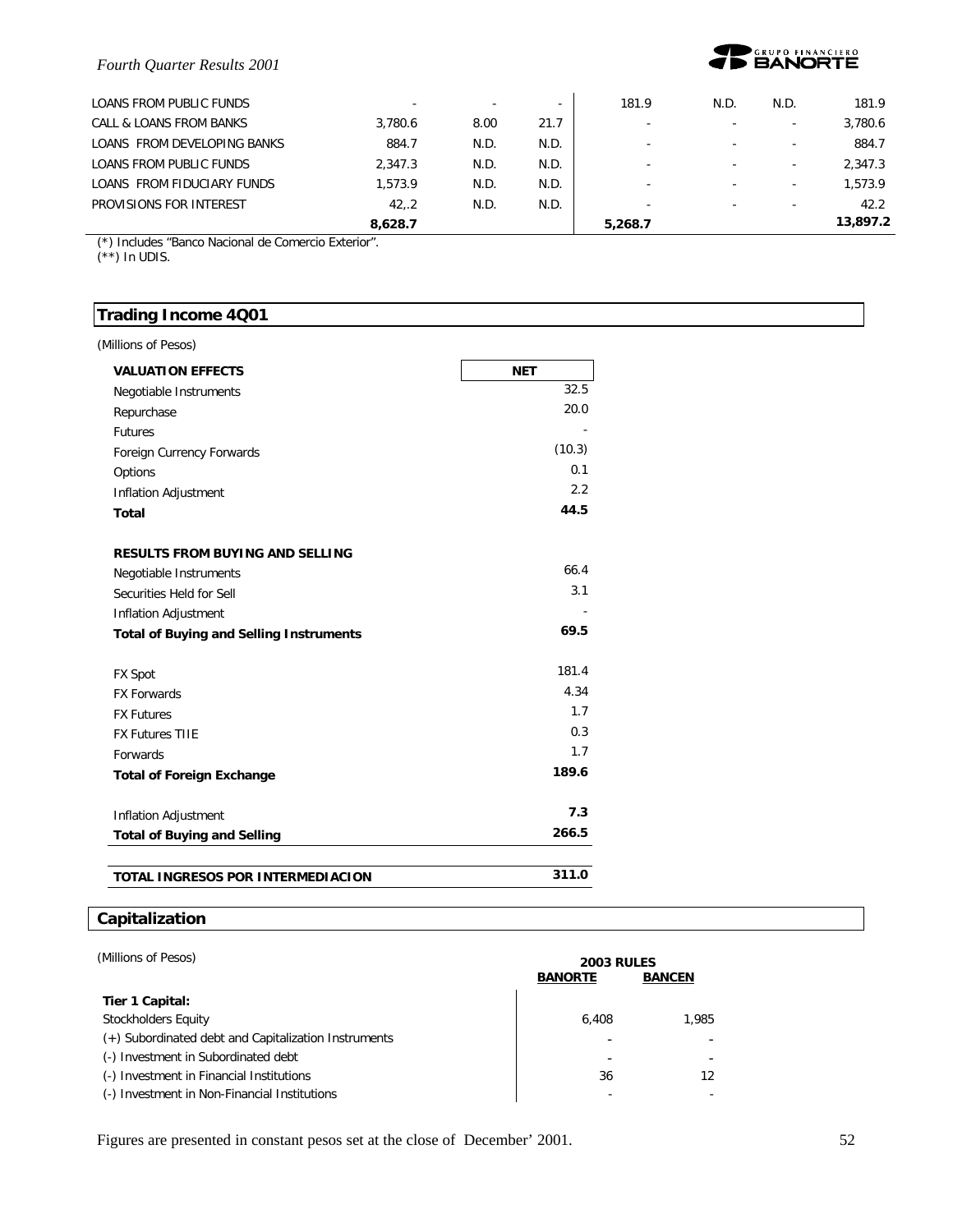| | | | | | | | |
|---|---|---|---|---|---|---|---|
| LOANS FROM PUBLIC FUNDS | - | - | - | 181.9 | N.D. | N.D. | 181.9 |
| CALL & LOANS FROM BANKS | 3,780.6 | 8.00 | 21.7 | - | - | - | 3,780.6 |
| LOANS FROM DEVELOPING BANKS | 884.7 | N.D. | N.D. | - | - | - | 884.7 |
| LOANS FROM PUBLIC FUNDS | 2,347.3 | N.D. | N.D. | - | - | - | 2,347.3 |
| LOANS FROM FIDUCIARY FUNDS | 1,573.9 | N.D. | N.D. | - | - | - | 1,573.9 |
| PROVISIONS FOR INTEREST | 42,.2 | N.D. | N.D. | - | - | - | 42.2 |
| | **8,628.7** | | | **5,268.7** | | | **13,897.2** |

(*) Includes "Banco Nacional de Comercio Exterior".
(**) In UDIS.

## Trading Income 4Q01

(Millions of Pesos)

| VALUATION EFFECTS | NET |
|---|---|
| Negotiable Instruments | 32.5 |
| Repurchase | 20.0 |
| Futures | - |
| Foreign Currency Forwards | (10.3) |
| Options | 0.1 |
| Inflation Adjustment | 2.2 |
| **Total** | **44.5** |
| | |
| **RESULTS FROM BUYING AND SELLING** | |
| Negotiable Instruments | 66.4 |
| Securities Held for Sell | 3.1 |
| Inflation Adjustment | - |
| **Total of Buying and Selling Instruments** | **69.5** |
| | |
| FX Spot | 181.4 |
| FX Forwards | 4.34 |
| FX Futures | 1.7 |
| FX Futures TIIE | 0.3 |
| Forwards | 1.7 |
| **Total of Foreign Exchange** | **189.6** |
| | |
| Inflation Adjustment | **7.3** |
| **Total of Buying and Selling** | **266.5** |
| | |
| **TOTAL INGRESOS POR INTERMEDIACION** | **311.0** |

## Capitalization

(Millions of Pesos)

| | 2003 RULES | |
|---|---|---|
| | **BANORTE** | **BANCEN** |
| **Tier 1 Capital:** | | |
| Stockholders Equity | 6,408 | 1,985 |
| (+) Subordinated debt and Capitalization Instruments | - | - |
| (-) Investment in Subordinated debt | - | - |
| (-) Investment in Financial Institutions | 36 | 12 |
| (-) Investment in Non-Financial Institutions | - | - |

Figures are presented in constant pesos set at the close of December' 2001.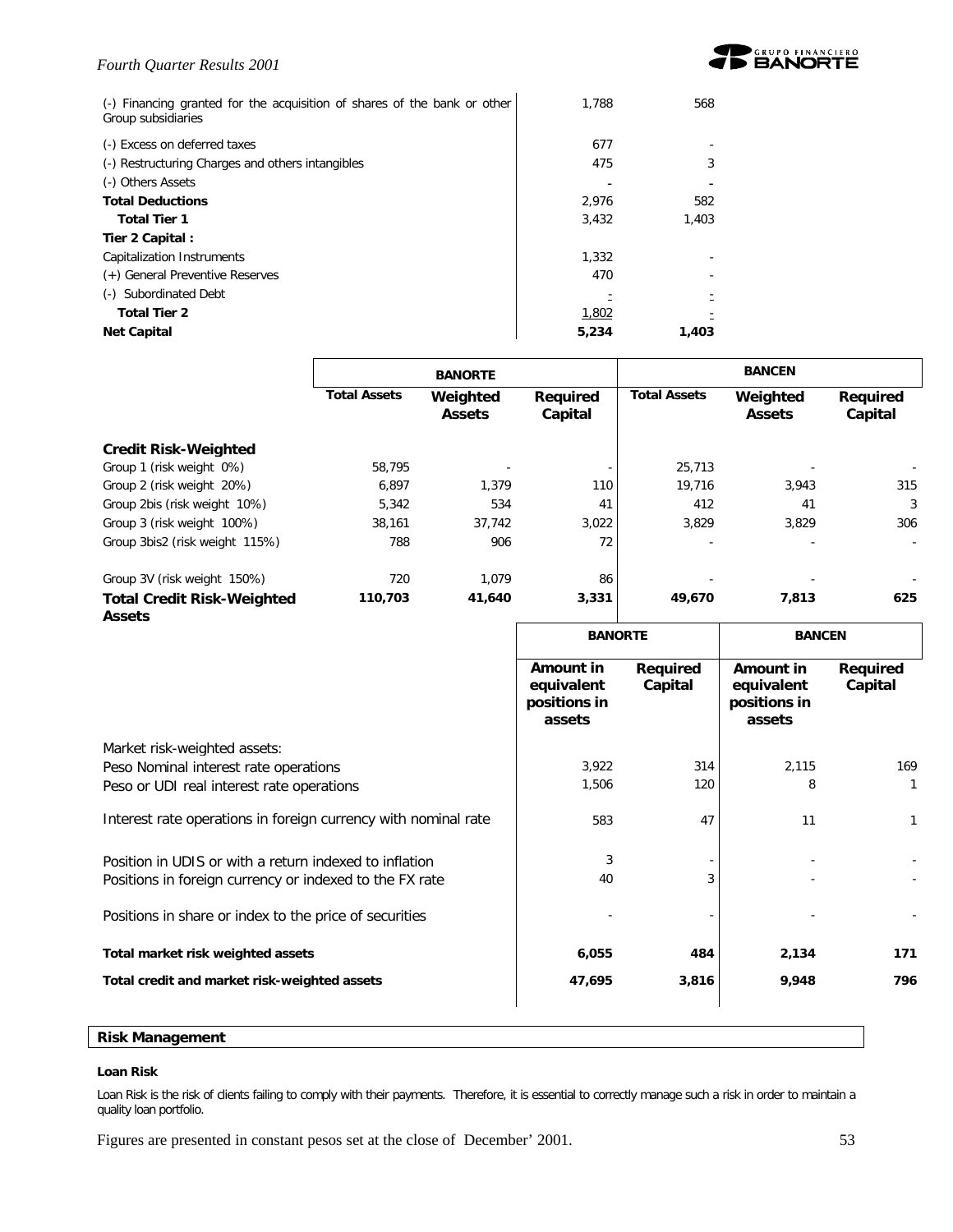| | | |
|---|---|---|
| (-) Financing granted for the acquisition of shares of the bank or other Group subsidiaries | 1,788 | 568 |
| (-) Excess on deferred taxes | 677 | - |
| (-) Restructuring Charges and others intangibles | 475 | 3 |
| (-) Others Assets | - | - |
| **Total Deductions** | 2,976 | 582 |
| **Total Tier 1** | 3,432 | 1,403 |
| **Tier 2 Capital :** | | |
| Capitalization Instruments | 1,332 | - |
| (+) General Preventive Reserves | 470 | - |
| (-) Subordinated Debt | - | - |
| **Total Tier 2** | 1,802 | - |
| **Net Capital** | **5,234** | **1,403** |

| | BANORTE | | | BANCEN | | |
|---|---|---|---|---|---|---|
| | **Total Assets** | **Weighted Assets** | **Required Capital** | **Total Assets** | **Weighted Assets** | **Required Capital** |
| **Credit Risk-Weighted** | | | | | | |
| Group 1 (risk weight 0%) | 58,795 | - | - | 25,713 | - | - |
| Group 2 (risk weight 20%) | 6,897 | 1,379 | 110 | 19,716 | 3,943 | 315 |
| Group 2bis (risk weight 10%) | 5,342 | 534 | 41 | 412 | 41 | 3 |
| Group 3 (risk weight 100%) | 38,161 | 37,742 | 3,022 | 3,829 | 3,829 | 306 |
| Group 3bis2 (risk weight 115%) | 788 | 906 | 72 | - | - | - |
| Group 3V (risk weight 150%) | 720 | 1,079 | 86 | - | - | - |
| **Total Credit Risk-Weighted Assets** | **110,703** | **41,640** | **3,331** | **49,670** | **7,813** | **625** |

| | BANORTE | | BANCEN | |
|---|---|---|---|---|
| | **Amount in equivalent positions in assets** | **Required Capital** | **Amount in equivalent positions in assets** | **Required Capital** |
| Market risk-weighted assets: | | | | |
| Peso Nominal interest rate operations | 3,922 | 314 | 2,115 | 169 |
| Peso or UDI real interest rate operations | 1,506 | 120 | 8 | 1 |
| Interest rate operations in foreign currency with nominal rate | 583 | 47 | 11 | 1 |
| Position in UDIS or with a return indexed to inflation | 3 | - | - | - |
| Positions in foreign currency or indexed to the FX rate | 40 | 3 | - | - |
| Positions in share or index to the price of securities | - | - | - | - |
| **Total market risk weighted assets** | **6,055** | **484** | **2,134** | **171** |
| **Total credit and market risk-weighted assets** | **47,695** | **3,816** | **9,948** | **796** |

## Risk Management

### Loan Risk

Loan Risk is the risk of clients failing to comply with their payments. Therefore, it is essential to correctly manage such a risk in order to maintain a quality loan portfolio.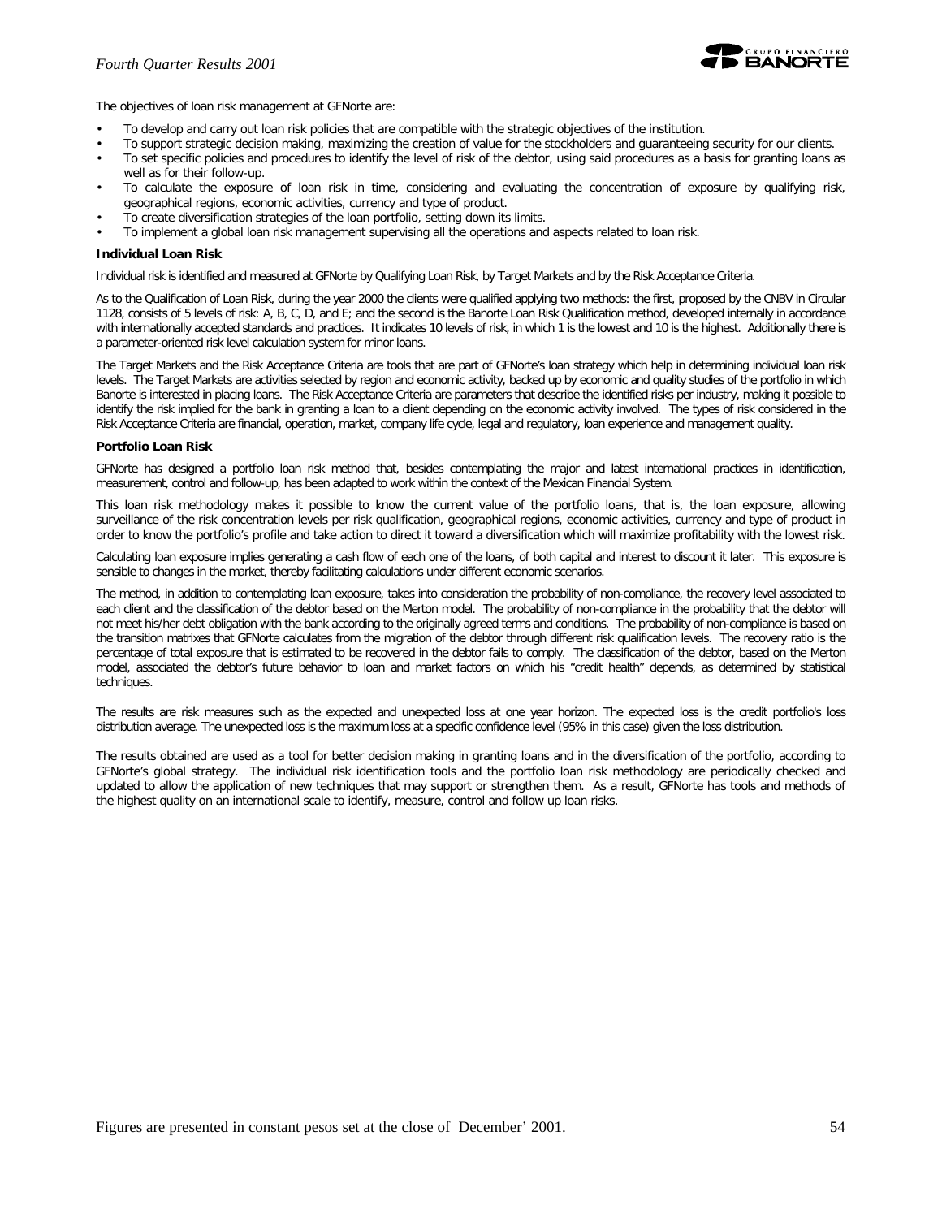The objectives of loan risk management at GFNorte are:

- To develop and carry out loan risk policies that are compatible with the strategic objectives of the institution.
- To support strategic decision making, maximizing the creation of value for the stockholders and guaranteeing security for our clients.
- To set specific policies and procedures to identify the level of risk of the debtor, using said procedures as a basis for granting loans as well as for their follow-up.
- To calculate the exposure of loan risk in time, considering and evaluating the concentration of exposure by qualifying risk, geographical regions, economic activities, currency and type of product.
- To create diversification strategies of the loan portfolio, setting down its limits.
- To implement a global loan risk management supervising all the operations and aspects related to loan risk.

**Individual Loan Risk**

Individual risk is identified and measured at GFNorte by Qualifying Loan Risk, by Target Markets and by the Risk Acceptance Criteria.

As to the Qualification of Loan Risk, during the year 2000 the clients were qualified applying two methods: the first, proposed by the CNBV in Circular 1128, consists of 5 levels of risk: A, B, C, D, and E; and the second is the Banorte Loan Risk Qualification method, developed internally in accordance with internationally accepted standards and practices. It indicates 10 levels of risk, in which 1 is the lowest and 10 is the highest. Additionally there is a parameter-oriented risk level calculation system for minor loans.

The Target Markets and the Risk Acceptance Criteria are tools that are part of GFNorte's loan strategy which help in determining individual loan risk levels. The Target Markets are activities selected by region and economic activity, backed up by economic and quality studies of the portfolio in which Banorte is interested in placing loans. The Risk Acceptance Criteria are parameters that describe the identified risks per industry, making it possible to identify the risk implied for the bank in granting a loan to a client depending on the economic activity involved. The types of risk considered in the Risk Acceptance Criteria are financial, operation, market, company life cycle, legal and regulatory, loan experience and management quality.

**Portfolio Loan Risk**

GFNorte has designed a portfolio loan risk method that, besides contemplating the major and latest international practices in identification, measurement, control and follow-up, has been adapted to work within the context of the Mexican Financial System.

This loan risk methodology makes it possible to know the current value of the portfolio loans, that is, the loan exposure, allowing surveillance of the risk concentration levels per risk qualification, geographical regions, economic activities, currency and type of product in order to know the portfolio's profile and take action to direct it toward a diversification which will maximize profitability with the lowest risk.

Calculating loan exposure implies generating a cash flow of each one of the loans, of both capital and interest to discount it later. This exposure is sensible to changes in the market, thereby facilitating calculations under different economic scenarios.

The method, in addition to contemplating loan exposure, takes into consideration the probability of non-compliance, the recovery level associated to each client and the classification of the debtor based on the Merton model. The probability of non-compliance in the probability that the debtor will not meet his/her debt obligation with the bank according to the originally agreed terms and conditions. The probability of non-compliance is based on the transition matrixes that GFNorte calculates from the migration of the debtor through different risk qualification levels. The recovery ratio is the percentage of total exposure that is estimated to be recovered in the debtor fails to comply. The classification of the debtor, based on the Merton model, associated the debtor's future behavior to loan and market factors on which his "credit health" depends, as determined by statistical techniques.

The results are risk measures such as the expected and unexpected loss at one year horizon. The expected loss is the credit portfolio's loss distribution average. The unexpected loss is the maximum loss at a specific confidence level (95% in this case) given the loss distribution.

The results obtained are used as a tool for better decision making in granting loans and in the diversification of the portfolio, according to GFNorte's global strategy. The individual risk identification tools and the portfolio loan risk methodology are periodically checked and updated to allow the application of new techniques that may support or strengthen them. As a result, GFNorte has tools and methods of the highest quality on an international scale to identify, measure, control and follow up loan risks.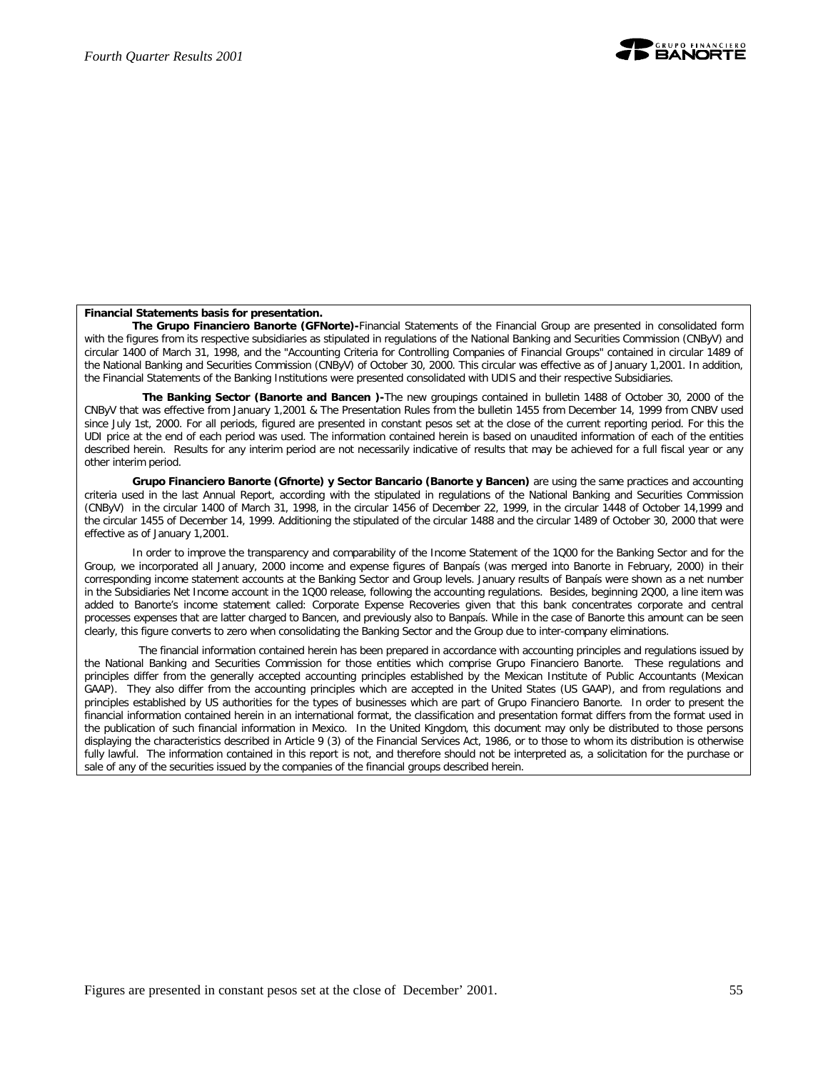**Financial Statements basis for presentation.**

**The Grupo Financiero Banorte (GFNorte)-**Financial Statements of the Financial Group are presented in consolidated form with the figures from its respective subsidiaries as stipulated in regulations of the National Banking and Securities Commission (CNByV) and circular 1400 of March 31, 1998, and the "Accounting Criteria for Controlling Companies of Financial Groups" contained in circular 1489 of the National Banking and Securities Commission (CNByV) of October 30, 2000. This circular was effective as of January 1,2001. In addition, the Financial Statements of the Banking Institutions were presented consolidated with UDIS and their respective Subsidiaries.

**The Banking Sector (Banorte and Bancen )-**The new groupings contained in bulletin 1488 of October 30, 2000 of the CNByV that was effective from January 1,2001 & The Presentation Rules from the bulletin 1455 from December 14, 1999 from CNBV used since July 1st, 2000. For all periods, figured are presented in constant pesos set at the close of the current reporting period. For this the UDI price at the end of each period was used. The information contained herein is based on unaudited information of each of the entities described herein. Results for any interim period are not necessarily indicative of results that may be achieved for a full fiscal year or any other interim period.

**Grupo Financiero Banorte (Gfnorte) y Sector Bancario (Banorte y Bancen)** are using the same practices and accounting criteria used in the last Annual Report, according with the stipulated in regulations of the National Banking and Securities Commission (CNByV) in the circular 1400 of March 31, 1998, in the circular 1456 of December 22, 1999, in the circular 1448 of October 14,1999 and the circular 1455 of December 14, 1999. Additioning the stipulated of the circular 1488 and the circular 1489 of October 30, 2000 that were effective as of January 1,2001.

In order to improve the transparency and comparability of the Income Statement of the 1Q00 for the Banking Sector and for the Group, we incorporated all January, 2000 income and expense figures of Banpaís (was merged into Banorte in February, 2000) in their corresponding income statement accounts at the Banking Sector and Group levels. January results of Banpaís were shown as a net number in the Subsidiaries Net Income account in the 1Q00 release, following the accounting regulations. Besides, beginning 2Q00, a line item was added to Banorte's income statement called: Corporate Expense Recoveries given that this bank concentrates corporate and central processes expenses that are latter charged to Bancen, and previously also to Banpaís. While in the case of Banorte this amount can be seen clearly, this figure converts to zero when consolidating the Banking Sector and the Group due to inter-company eliminations.

The financial information contained herein has been prepared in accordance with accounting principles and regulations issued by the National Banking and Securities Commission for those entities which comprise Grupo Financiero Banorte. These regulations and principles differ from the generally accepted accounting principles established by the Mexican Institute of Public Accountants (Mexican GAAP). They also differ from the accounting principles which are accepted in the United States (US GAAP), and from regulations and principles established by US authorities for the types of businesses which are part of Grupo Financiero Banorte. In order to present the financial information contained herein in an international format, the classification and presentation format differs from the format used in the publication of such financial information in Mexico. In the United Kingdom, this document may only be distributed to those persons displaying the characteristics described in Article 9 (3) of the Financial Services Act, 1986, or to those to whom its distribution is otherwise fully lawful. The information contained in this report is not, and therefore should not be interpreted as, a solicitation for the purchase or sale of any of the securities issued by the companies of the financial groups described herein.